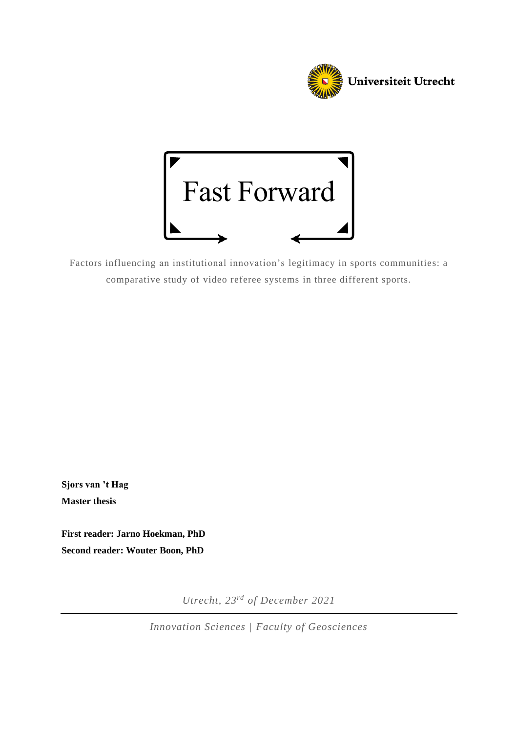Universiteit Utrecht

# Fast Forward

Factors influencing an institutional innovation's legitimacy in sports communities: a comparative study of video referee systems in three different sports.

**Sjors van 't Hag**

**Master thesis**

**First reader: Jarno Hoekman, PhD**

**Second reader: Wouter Boon, PhD**

*Utrecht, 23rd of December 2021*

*Innovation Sciences | Faculty of Geosciences*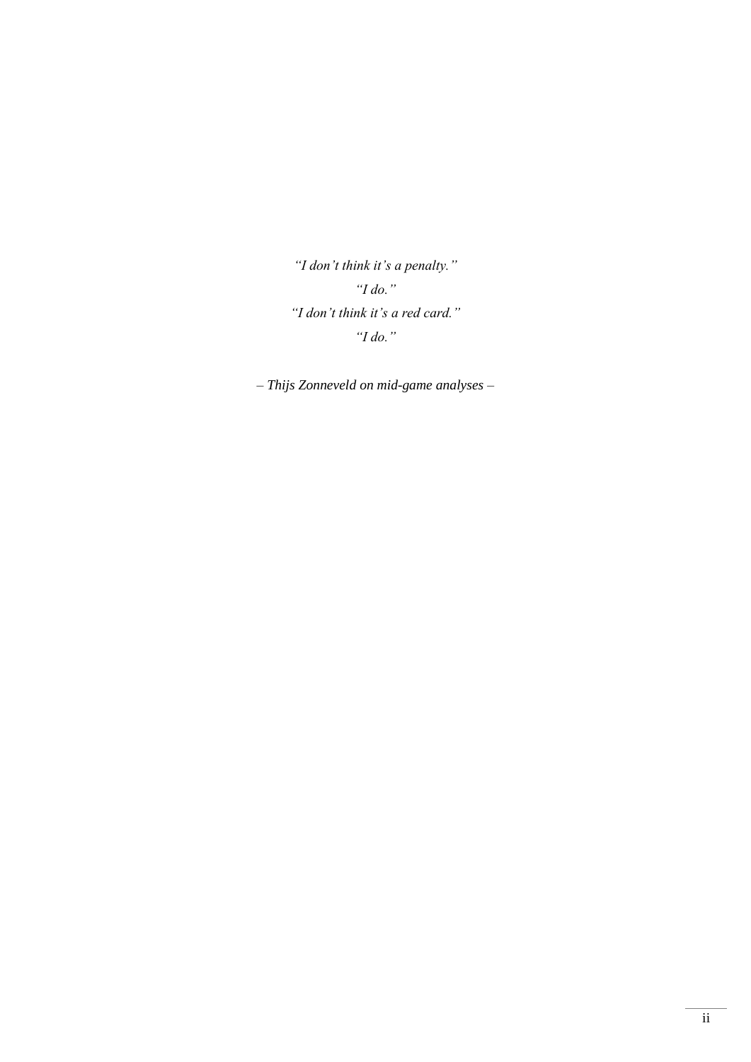*"I don't think it's a penalty."*

*"I do."*

*"I don't think it's a red card."*

*"I do."*

*– Thijs Zonneveld on mid-game analyses –*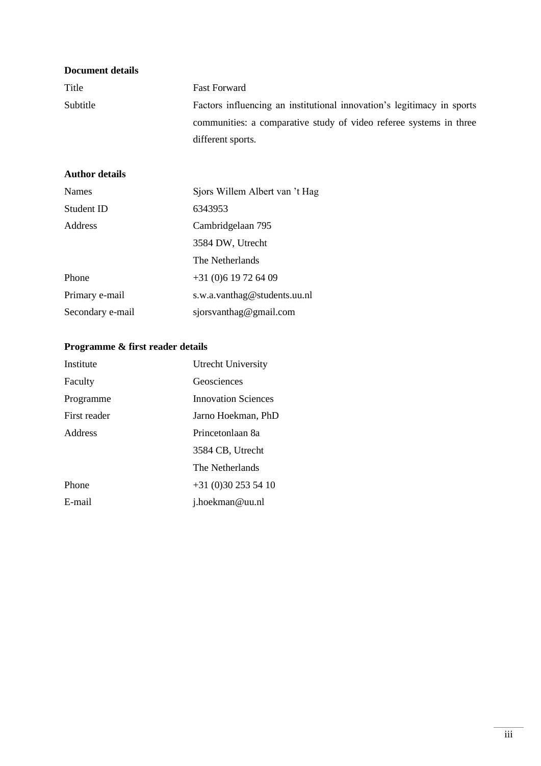**Document details**

| | |
|---|---|
| Title | Fast Forward |
| Subtitle | Factors influencing an institutional innovation's legitimacy in sports communities: a comparative study of video referee systems in three different sports. |

**Author details**

| | |
|---|---|
| Names | Sjors Willem Albert van 't Hag |
| Student ID | 6343953 |
| Address | Cambridgelaan 795<br>3584 DW, Utrecht<br>The Netherlands |
| Phone | +31 (0)6 19 72 64 09 |
| Primary e-mail | s.w.a.vanthag@students.uu.nl |
| Secondary e-mail | sjorsvanthag@gmail.com |

**Programme & first reader details**

| | |
|---|---|
| Institute | Utrecht University |
| Faculty | Geosciences |
| Programme | Innovation Sciences |
| First reader | Jarno Hoekman, PhD |
| Address | Princetonlaan 8a<br>3584 CB, Utrecht<br>The Netherlands |
| Phone | +31 (0)30 253 54 10 |
| E-mail | j.hoekman@uu.nl |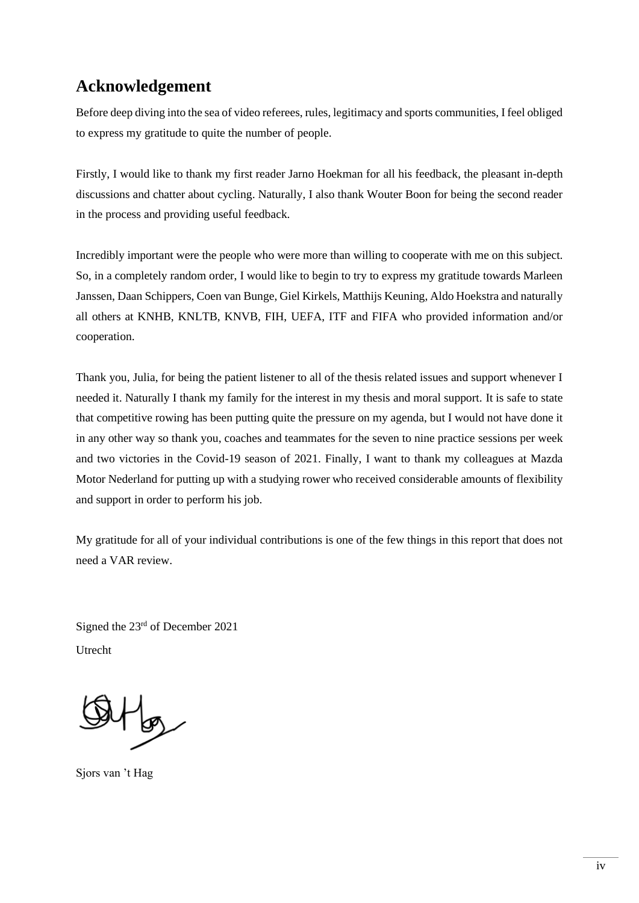## Acknowledgement

Before deep diving into the sea of video referees, rules, legitimacy and sports communities, I feel obliged to express my gratitude to quite the number of people.

Firstly, I would like to thank my first reader Jarno Hoekman for all his feedback, the pleasant in-depth discussions and chatter about cycling. Naturally, I also thank Wouter Boon for being the second reader in the process and providing useful feedback.

Incredibly important were the people who were more than willing to cooperate with me on this subject. So, in a completely random order, I would like to begin to try to express my gratitude towards Marleen Janssen, Daan Schippers, Coen van Bunge, Giel Kirkels, Matthijs Keuning, Aldo Hoekstra and naturally all others at KNHB, KNLTB, KNVB, FIH, UEFA, ITF and FIFA who provided information and/or cooperation.

Thank you, Julia, for being the patient listener to all of the thesis related issues and support whenever I needed it. Naturally I thank my family for the interest in my thesis and moral support. It is safe to state that competitive rowing has been putting quite the pressure on my agenda, but I would not have done it in any other way so thank you, coaches and teammates for the seven to nine practice sessions per week and two victories in the Covid-19 season of 2021. Finally, I want to thank my colleagues at Mazda Motor Nederland for putting up with a studying rower who received considerable amounts of flexibility and support in order to perform his job.

My gratitude for all of your individual contributions is one of the few things in this report that does not need a VAR review.

Signed the 23rd of December 2021

Utrecht

Sjors van 't Hag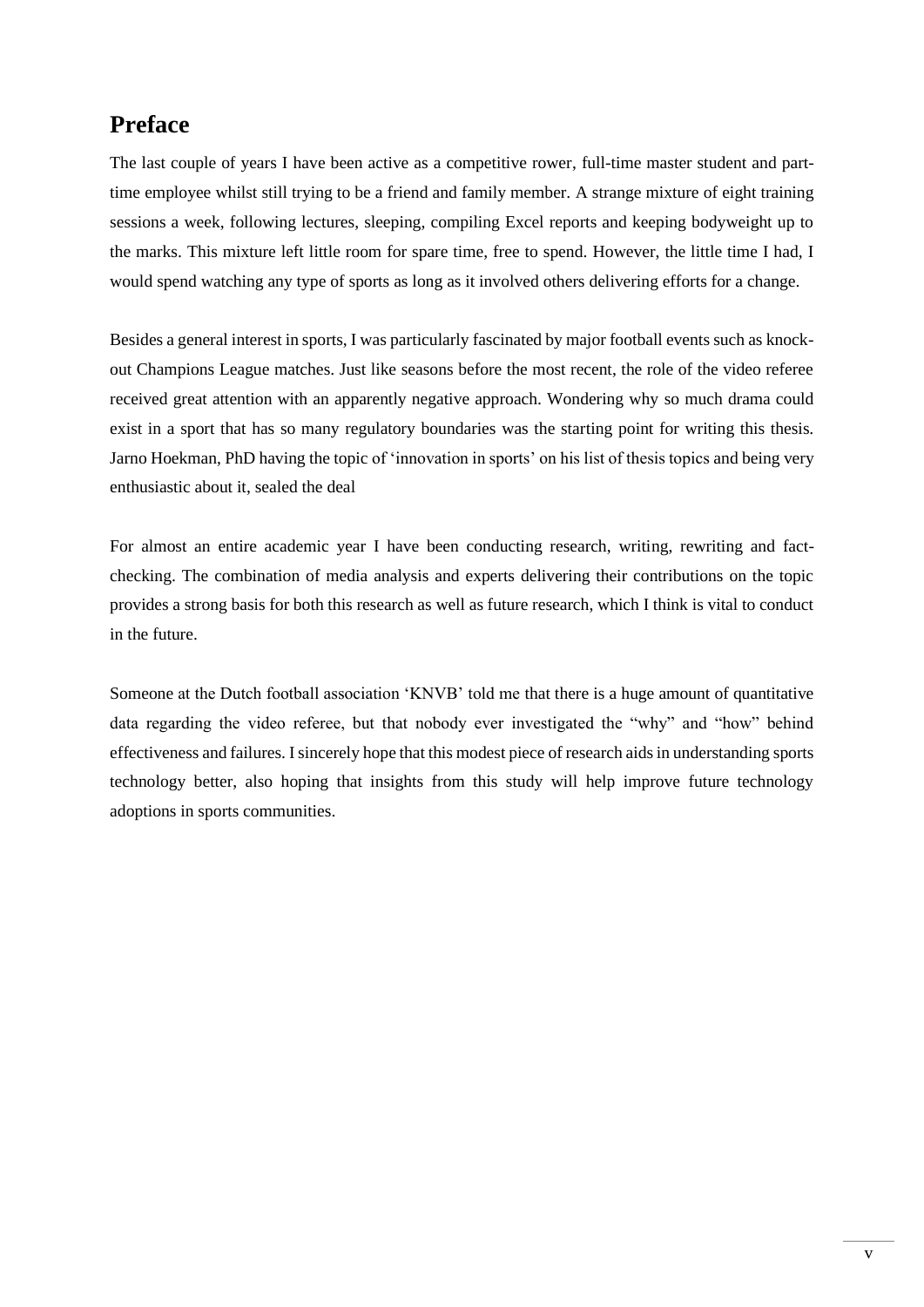# Preface

The last couple of years I have been active as a competitive rower, full-time master student and part-time employee whilst still trying to be a friend and family member. A strange mixture of eight training sessions a week, following lectures, sleeping, compiling Excel reports and keeping bodyweight up to the marks. This mixture left little room for spare time, free to spend. However, the little time I had, I would spend watching any type of sports as long as it involved others delivering efforts for a change.

Besides a general interest in sports, I was particularly fascinated by major football events such as knock-out Champions League matches. Just like seasons before the most recent, the role of the video referee received great attention with an apparently negative approach. Wondering why so much drama could exist in a sport that has so many regulatory boundaries was the starting point for writing this thesis. Jarno Hoekman, PhD having the topic of 'innovation in sports' on his list of thesis topics and being very enthusiastic about it, sealed the deal

For almost an entire academic year I have been conducting research, writing, rewriting and fact-checking. The combination of media analysis and experts delivering their contributions on the topic provides a strong basis for both this research as well as future research, which I think is vital to conduct in the future.

Someone at the Dutch football association 'KNVB' told me that there is a huge amount of quantitative data regarding the video referee, but that nobody ever investigated the "why" and "how" behind effectiveness and failures. I sincerely hope that this modest piece of research aids in understanding sports technology better, also hoping that insights from this study will help improve future technology adoptions in sports communities.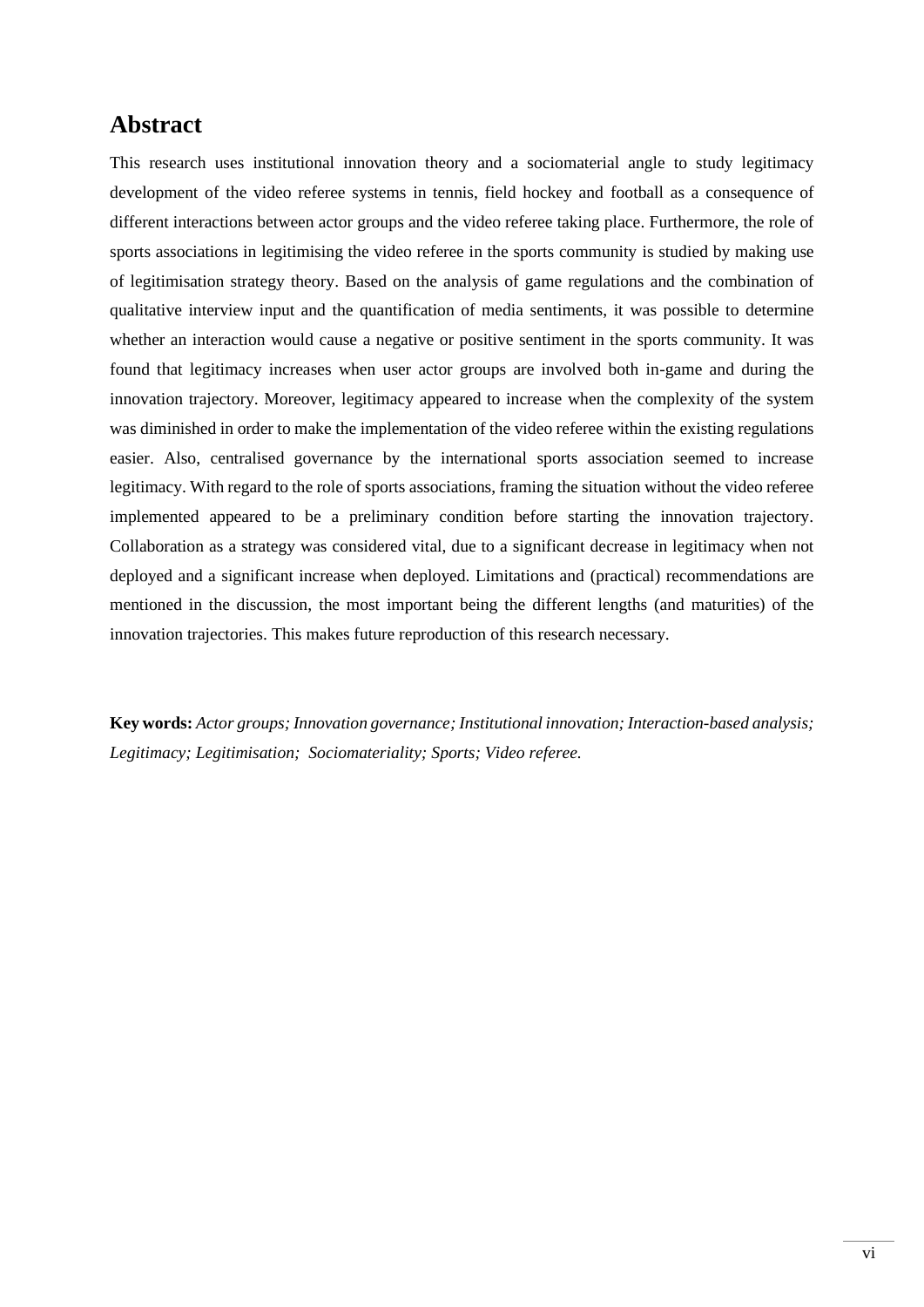## Abstract

This research uses institutional innovation theory and a sociomaterial angle to study legitimacy development of the video referee systems in tennis, field hockey and football as a consequence of different interactions between actor groups and the video referee taking place. Furthermore, the role of sports associations in legitimising the video referee in the sports community is studied by making use of legitimisation strategy theory. Based on the analysis of game regulations and the combination of qualitative interview input and the quantification of media sentiments, it was possible to determine whether an interaction would cause a negative or positive sentiment in the sports community. It was found that legitimacy increases when user actor groups are involved both in-game and during the innovation trajectory. Moreover, legitimacy appeared to increase when the complexity of the system was diminished in order to make the implementation of the video referee within the existing regulations easier. Also, centralised governance by the international sports association seemed to increase legitimacy. With regard to the role of sports associations, framing the situation without the video referee implemented appeared to be a preliminary condition before starting the innovation trajectory. Collaboration as a strategy was considered vital, due to a significant decrease in legitimacy when not deployed and a significant increase when deployed. Limitations and (practical) recommendations are mentioned in the discussion, the most important being the different lengths (and maturities) of the innovation trajectories. This makes future reproduction of this research necessary.

**Key words:** *Actor groups; Innovation governance; Institutional innovation; Interaction-based analysis; Legitimacy; Legitimisation; Sociomateriality; Sports; Video referee.*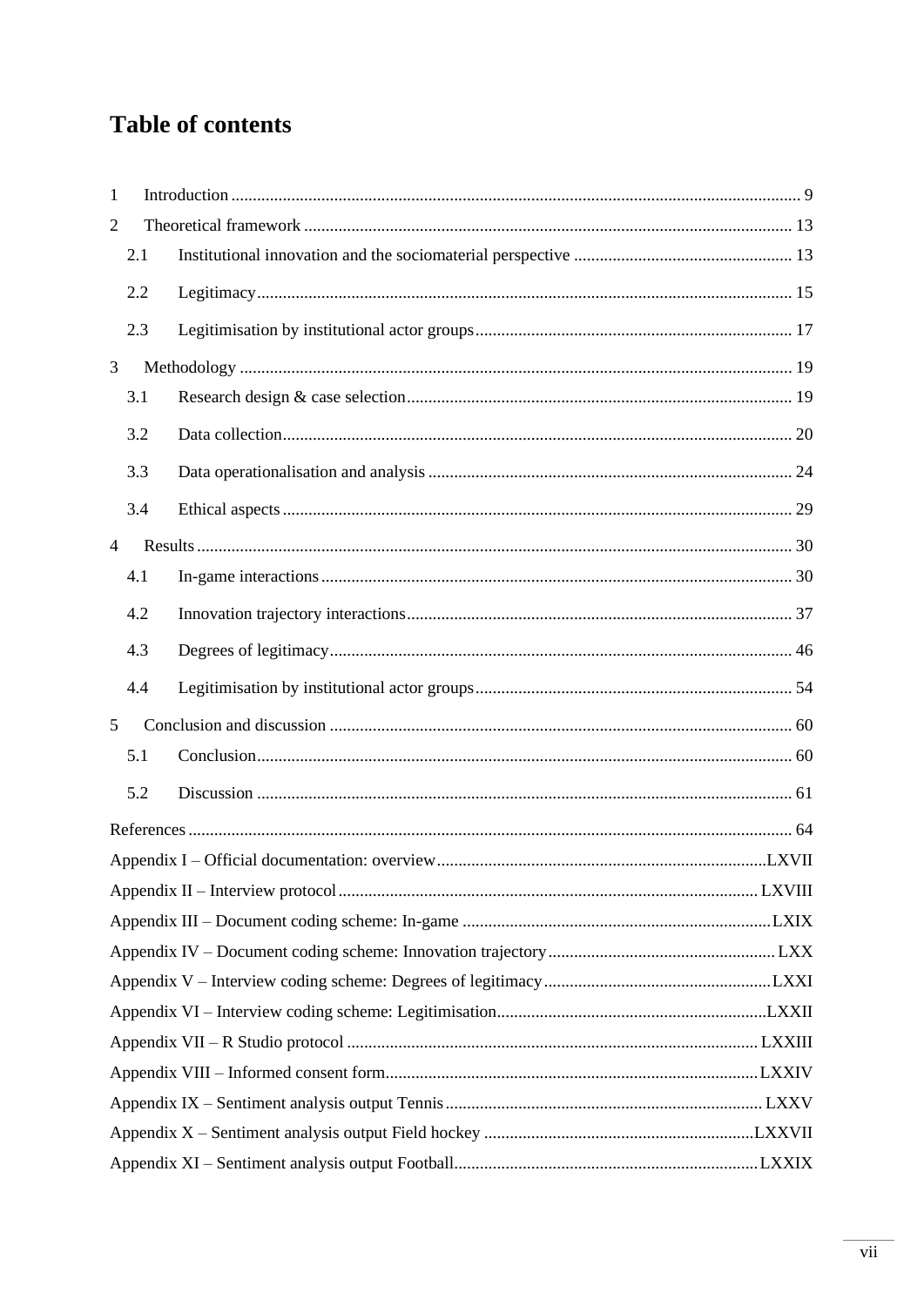# Table of contents

1 Introduction ..... 9

2 Theoretical framework ..... 13

- 2.1 Institutional innovation and the sociomaterial perspective ..... 13
- 2.2 Legitimacy ..... 15
- 2.3 Legitimisation by institutional actor groups ..... 17

3 Methodology ..... 19

- 3.1 Research design & case selection ..... 19
- 3.2 Data collection ..... 20
- 3.3 Data operationalisation and analysis ..... 24
- 3.4 Ethical aspects ..... 29

4 Results ..... 30

- 4.1 In-game interactions ..... 30
- 4.2 Innovation trajectory interactions ..... 37
- 4.3 Degrees of legitimacy ..... 46
- 4.4 Legitimisation by institutional actor groups ..... 54

5 Conclusion and discussion ..... 60

- 5.1 Conclusion ..... 60
- 5.2 Discussion ..... 61

References ..... 64

Appendix I – Official documentation: overview ..... LXVII

Appendix II – Interview protocol ..... LXVIII

Appendix III – Document coding scheme: In-game ..... LXIX

Appendix IV – Document coding scheme: Innovation trajectory ..... LXX

Appendix V – Interview coding scheme: Degrees of legitimacy ..... LXXI

Appendix VI – Interview coding scheme: Legitimisation ..... LXXII

Appendix VII – R Studio protocol ..... LXXIII

Appendix VIII – Informed consent form ..... LXXIV

Appendix IX – Sentiment analysis output Tennis ..... LXXV

Appendix X – Sentiment analysis output Field hockey ..... LXXVII

Appendix XI – Sentiment analysis output Football ..... LXXIX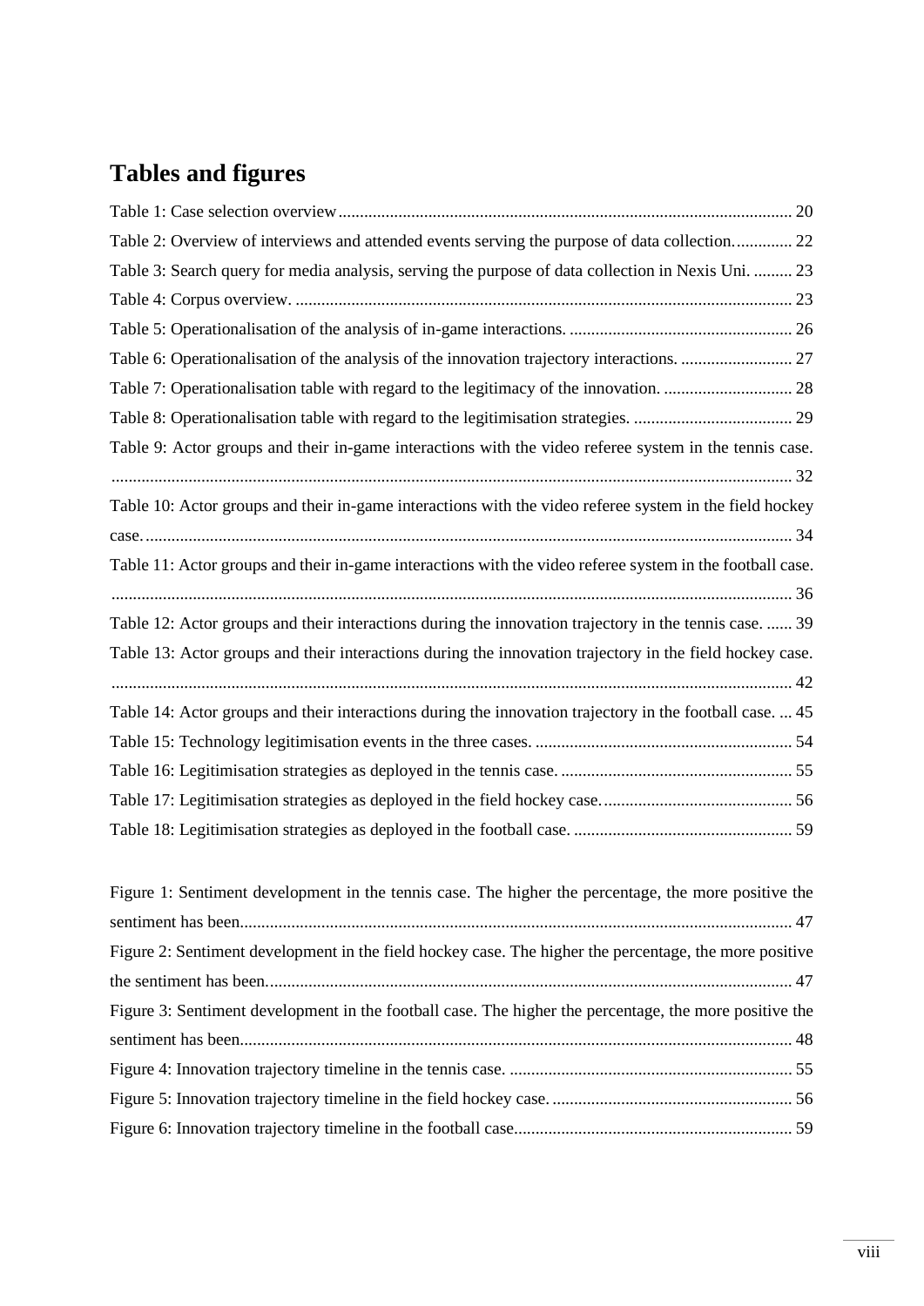## Tables and figures

Table 1: Case selection overview ........................................................................................................ 20
Table 2: Overview of interviews and attended events serving the purpose of data collection. ............ 22
Table 3: Search query for media analysis, serving the purpose of data collection in Nexis Uni. ......... 23
Table 4: Corpus overview. ................................................................................................................ 23
Table 5: Operationalisation of the analysis of in-game interactions. ................................................... 26
Table 6: Operationalisation of the analysis of the innovation trajectory interactions. .......................... 27
Table 7: Operationalisation table with regard to the legitimacy of the innovation. .............................. 28
Table 8: Operationalisation table with regard to the legitimisation strategies. ..................................... 29
Table 9: Actor groups and their in-game interactions with the video referee system in the tennis case. ............................................................................................................................................. 32
Table 10: Actor groups and their in-game interactions with the video referee system in the field hockey case. ...................................................................................................................................... 34
Table 11: Actor groups and their in-game interactions with the video referee system in the football case. ............................................................................................................................................. 36
Table 12: Actor groups and their interactions during the innovation trajectory in the tennis case. ...... 39
Table 13: Actor groups and their interactions during the innovation trajectory in the field hockey case. ............................................................................................................................................. 42
Table 14: Actor groups and their interactions during the innovation trajectory in the football case. ... 45
Table 15: Technology legitimisation events in the three cases. ........................................................... 54
Table 16: Legitimisation strategies as deployed in the tennis case. ..................................................... 55
Table 17: Legitimisation strategies as deployed in the field hockey case. ........................................... 56
Table 18: Legitimisation strategies as deployed in the football case. .................................................. 59

Figure 1: Sentiment development in the tennis case. The higher the percentage, the more positive the sentiment has been. ............................................................................................................................... 47
Figure 2: Sentiment development in the field hockey case. The higher the percentage, the more positive the sentiment has been. ......................................................................................................................... 47
Figure 3: Sentiment development in the football case. The higher the percentage, the more positive the sentiment has been. ............................................................................................................................... 48
Figure 4: Innovation trajectory timeline in the tennis case. .................................................................. 55
Figure 5: Innovation trajectory timeline in the field hockey case. ........................................................ 56
Figure 6: Innovation trajectory timeline in the football case. ................................................................ 59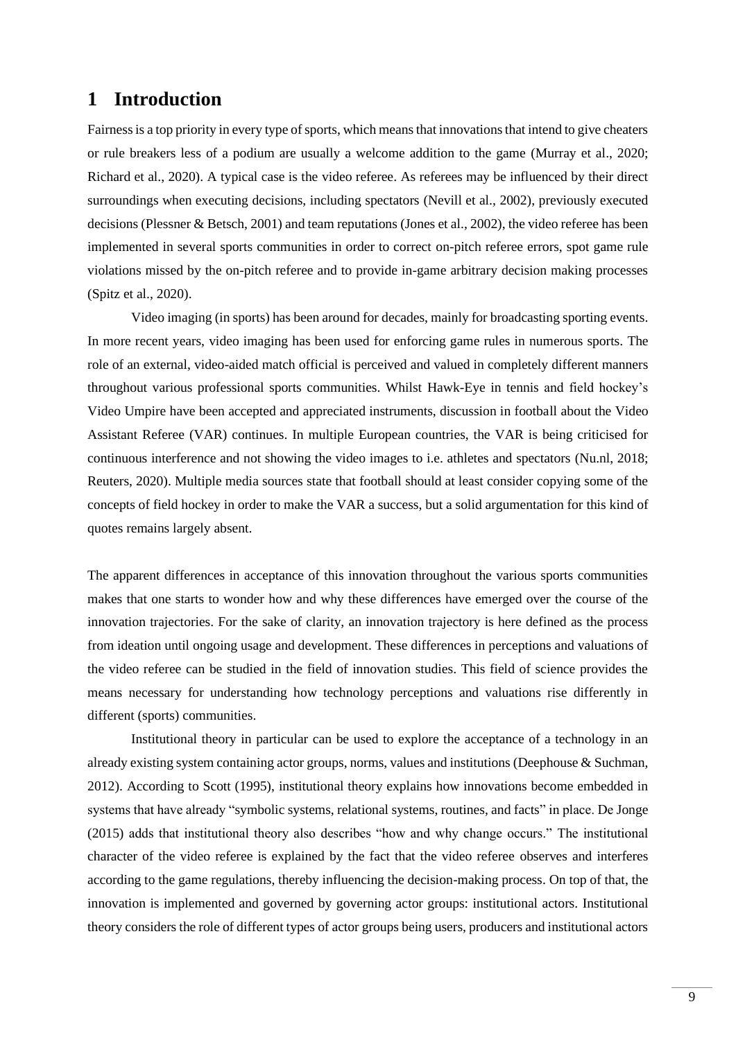# 1 Introduction

Fairness is a top priority in every type of sports, which means that innovations that intend to give cheaters or rule breakers less of a podium are usually a welcome addition to the game (Murray et al., 2020; Richard et al., 2020). A typical case is the video referee. As referees may be influenced by their direct surroundings when executing decisions, including spectators (Nevill et al., 2002), previously executed decisions (Plessner & Betsch, 2001) and team reputations (Jones et al., 2002), the video referee has been implemented in several sports communities in order to correct on-pitch referee errors, spot game rule violations missed by the on-pitch referee and to provide in-game arbitrary decision making processes (Spitz et al., 2020).

Video imaging (in sports) has been around for decades, mainly for broadcasting sporting events. In more recent years, video imaging has been used for enforcing game rules in numerous sports. The role of an external, video-aided match official is perceived and valued in completely different manners throughout various professional sports communities. Whilst Hawk-Eye in tennis and field hockey's Video Umpire have been accepted and appreciated instruments, discussion in football about the Video Assistant Referee (VAR) continues. In multiple European countries, the VAR is being criticised for continuous interference and not showing the video images to i.e. athletes and spectators (Nu.nl, 2018; Reuters, 2020). Multiple media sources state that football should at least consider copying some of the concepts of field hockey in order to make the VAR a success, but a solid argumentation for this kind of quotes remains largely absent.

The apparent differences in acceptance of this innovation throughout the various sports communities makes that one starts to wonder how and why these differences have emerged over the course of the innovation trajectories. For the sake of clarity, an innovation trajectory is here defined as the process from ideation until ongoing usage and development. These differences in perceptions and valuations of the video referee can be studied in the field of innovation studies. This field of science provides the means necessary for understanding how technology perceptions and valuations rise differently in different (sports) communities.

Institutional theory in particular can be used to explore the acceptance of a technology in an already existing system containing actor groups, norms, values and institutions (Deephouse & Suchman, 2012). According to Scott (1995), institutional theory explains how innovations become embedded in systems that have already "symbolic systems, relational systems, routines, and facts" in place. De Jonge (2015) adds that institutional theory also describes "how and why change occurs." The institutional character of the video referee is explained by the fact that the video referee observes and interferes according to the game regulations, thereby influencing the decision-making process. On top of that, the innovation is implemented and governed by governing actor groups: institutional actors. Institutional theory considers the role of different types of actor groups being users, producers and institutional actors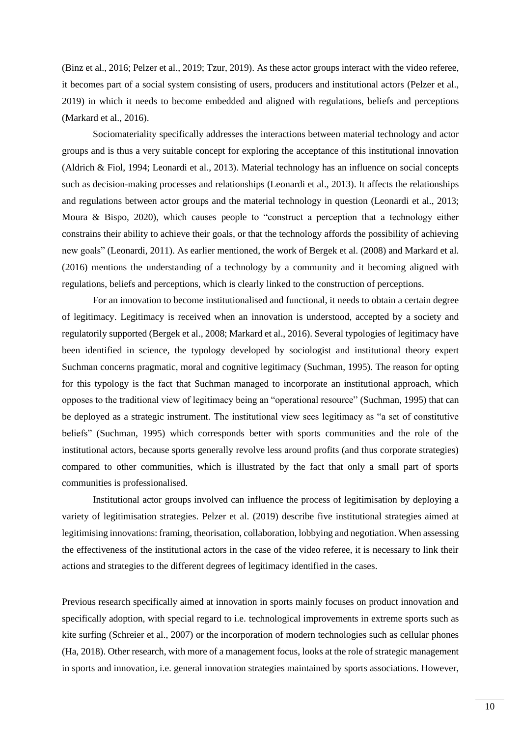(Binz et al., 2016; Pelzer et al., 2019; Tzur, 2019). As these actor groups interact with the video referee, it becomes part of a social system consisting of users, producers and institutional actors (Pelzer et al., 2019) in which it needs to become embedded and aligned with regulations, beliefs and perceptions (Markard et al., 2016).

Sociomateriality specifically addresses the interactions between material technology and actor groups and is thus a very suitable concept for exploring the acceptance of this institutional innovation (Aldrich & Fiol, 1994; Leonardi et al., 2013). Material technology has an influence on social concepts such as decision-making processes and relationships (Leonardi et al., 2013). It affects the relationships and regulations between actor groups and the material technology in question (Leonardi et al., 2013; Moura & Bispo, 2020), which causes people to "construct a perception that a technology either constrains their ability to achieve their goals, or that the technology affords the possibility of achieving new goals" (Leonardi, 2011). As earlier mentioned, the work of Bergek et al. (2008) and Markard et al. (2016) mentions the understanding of a technology by a community and it becoming aligned with regulations, beliefs and perceptions, which is clearly linked to the construction of perceptions.

For an innovation to become institutionalised and functional, it needs to obtain a certain degree of legitimacy. Legitimacy is received when an innovation is understood, accepted by a society and regulatorily supported (Bergek et al., 2008; Markard et al., 2016). Several typologies of legitimacy have been identified in science, the typology developed by sociologist and institutional theory expert Suchman concerns pragmatic, moral and cognitive legitimacy (Suchman, 1995). The reason for opting for this typology is the fact that Suchman managed to incorporate an institutional approach, which opposes to the traditional view of legitimacy being an "operational resource" (Suchman, 1995) that can be deployed as a strategic instrument. The institutional view sees legitimacy as "a set of constitutive beliefs" (Suchman, 1995) which corresponds better with sports communities and the role of the institutional actors, because sports generally revolve less around profits (and thus corporate strategies) compared to other communities, which is illustrated by the fact that only a small part of sports communities is professionalised.

Institutional actor groups involved can influence the process of legitimisation by deploying a variety of legitimisation strategies. Pelzer et al. (2019) describe five institutional strategies aimed at legitimising innovations: framing, theorisation, collaboration, lobbying and negotiation. When assessing the effectiveness of the institutional actors in the case of the video referee, it is necessary to link their actions and strategies to the different degrees of legitimacy identified in the cases.

Previous research specifically aimed at innovation in sports mainly focuses on product innovation and specifically adoption, with special regard to i.e. technological improvements in extreme sports such as kite surfing (Schreier et al., 2007) or the incorporation of modern technologies such as cellular phones (Ha, 2018). Other research, with more of a management focus, looks at the role of strategic management in sports and innovation, i.e. general innovation strategies maintained by sports associations. However,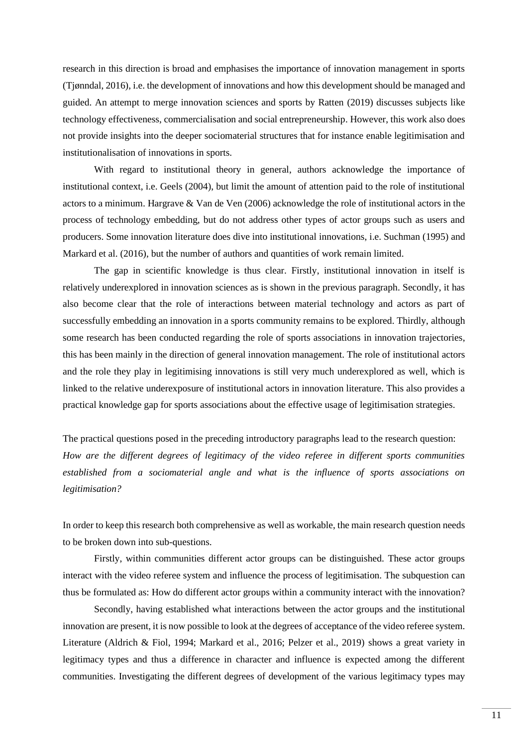research in this direction is broad and emphasises the importance of innovation management in sports (Tjønndal, 2016), i.e. the development of innovations and how this development should be managed and guided. An attempt to merge innovation sciences and sports by Ratten (2019) discusses subjects like technology effectiveness, commercialisation and social entrepreneurship. However, this work also does not provide insights into the deeper sociomaterial structures that for instance enable legitimisation and institutionalisation of innovations in sports.

With regard to institutional theory in general, authors acknowledge the importance of institutional context, i.e. Geels (2004), but limit the amount of attention paid to the role of institutional actors to a minimum. Hargrave & Van de Ven (2006) acknowledge the role of institutional actors in the process of technology embedding, but do not address other types of actor groups such as users and producers. Some innovation literature does dive into institutional innovations, i.e. Suchman (1995) and Markard et al. (2016), but the number of authors and quantities of work remain limited.

The gap in scientific knowledge is thus clear. Firstly, institutional innovation in itself is relatively underexplored in innovation sciences as is shown in the previous paragraph. Secondly, it has also become clear that the role of interactions between material technology and actors as part of successfully embedding an innovation in a sports community remains to be explored. Thirdly, although some research has been conducted regarding the role of sports associations in innovation trajectories, this has been mainly in the direction of general innovation management. The role of institutional actors and the role they play in legitimising innovations is still very much underexplored as well, which is linked to the relative underexposure of institutional actors in innovation literature. This also provides a practical knowledge gap for sports associations about the effective usage of legitimisation strategies.

The practical questions posed in the preceding introductory paragraphs lead to the research question:
*How are the different degrees of legitimacy of the video referee in different sports communities established from a sociomaterial angle and what is the influence of sports associations on legitimisation?*

In order to keep this research both comprehensive as well as workable, the main research question needs to be broken down into sub-questions.

Firstly, within communities different actor groups can be distinguished. These actor groups interact with the video referee system and influence the process of legitimisation. The subquestion can thus be formulated as: How do different actor groups within a community interact with the innovation?

Secondly, having established what interactions between the actor groups and the institutional innovation are present, it is now possible to look at the degrees of acceptance of the video referee system. Literature (Aldrich & Fiol, 1994; Markard et al., 2016; Pelzer et al., 2019) shows a great variety in legitimacy types and thus a difference in character and influence is expected among the different communities. Investigating the different degrees of development of the various legitimacy types may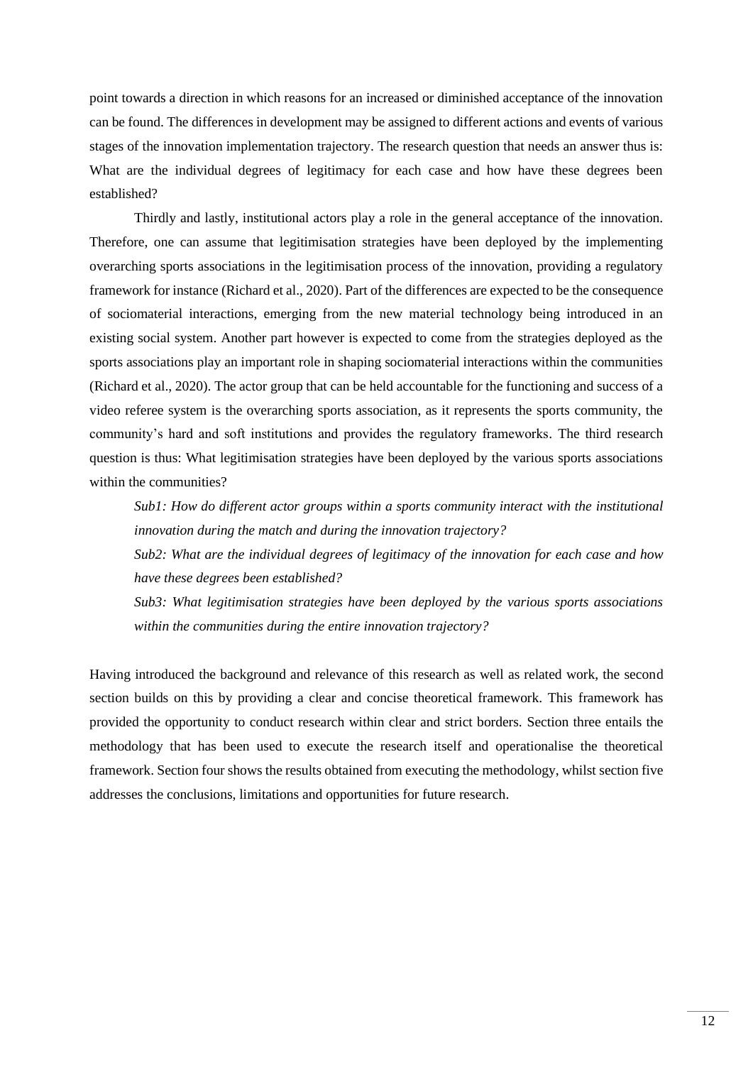point towards a direction in which reasons for an increased or diminished acceptance of the innovation can be found. The differences in development may be assigned to different actions and events of various stages of the innovation implementation trajectory. The research question that needs an answer thus is: What are the individual degrees of legitimacy for each case and how have these degrees been established?

Thirdly and lastly, institutional actors play a role in the general acceptance of the innovation. Therefore, one can assume that legitimisation strategies have been deployed by the implementing overarching sports associations in the legitimisation process of the innovation, providing a regulatory framework for instance (Richard et al., 2020). Part of the differences are expected to be the consequence of sociomaterial interactions, emerging from the new material technology being introduced in an existing social system. Another part however is expected to come from the strategies deployed as the sports associations play an important role in shaping sociomaterial interactions within the communities (Richard et al., 2020). The actor group that can be held accountable for the functioning and success of a video referee system is the overarching sports association, as it represents the sports community, the community's hard and soft institutions and provides the regulatory frameworks. The third research question is thus: What legitimisation strategies have been deployed by the various sports associations within the communities?

> *Sub1: How do different actor groups within a sports community interact with the institutional innovation during the match and during the innovation trajectory?*
>
> *Sub2: What are the individual degrees of legitimacy of the innovation for each case and how have these degrees been established?*
>
> *Sub3: What legitimisation strategies have been deployed by the various sports associations within the communities during the entire innovation trajectory?*

Having introduced the background and relevance of this research as well as related work, the second section builds on this by providing a clear and concise theoretical framework. This framework has provided the opportunity to conduct research within clear and strict borders. Section three entails the methodology that has been used to execute the research itself and operationalise the theoretical framework. Section four shows the results obtained from executing the methodology, whilst section five addresses the conclusions, limitations and opportunities for future research.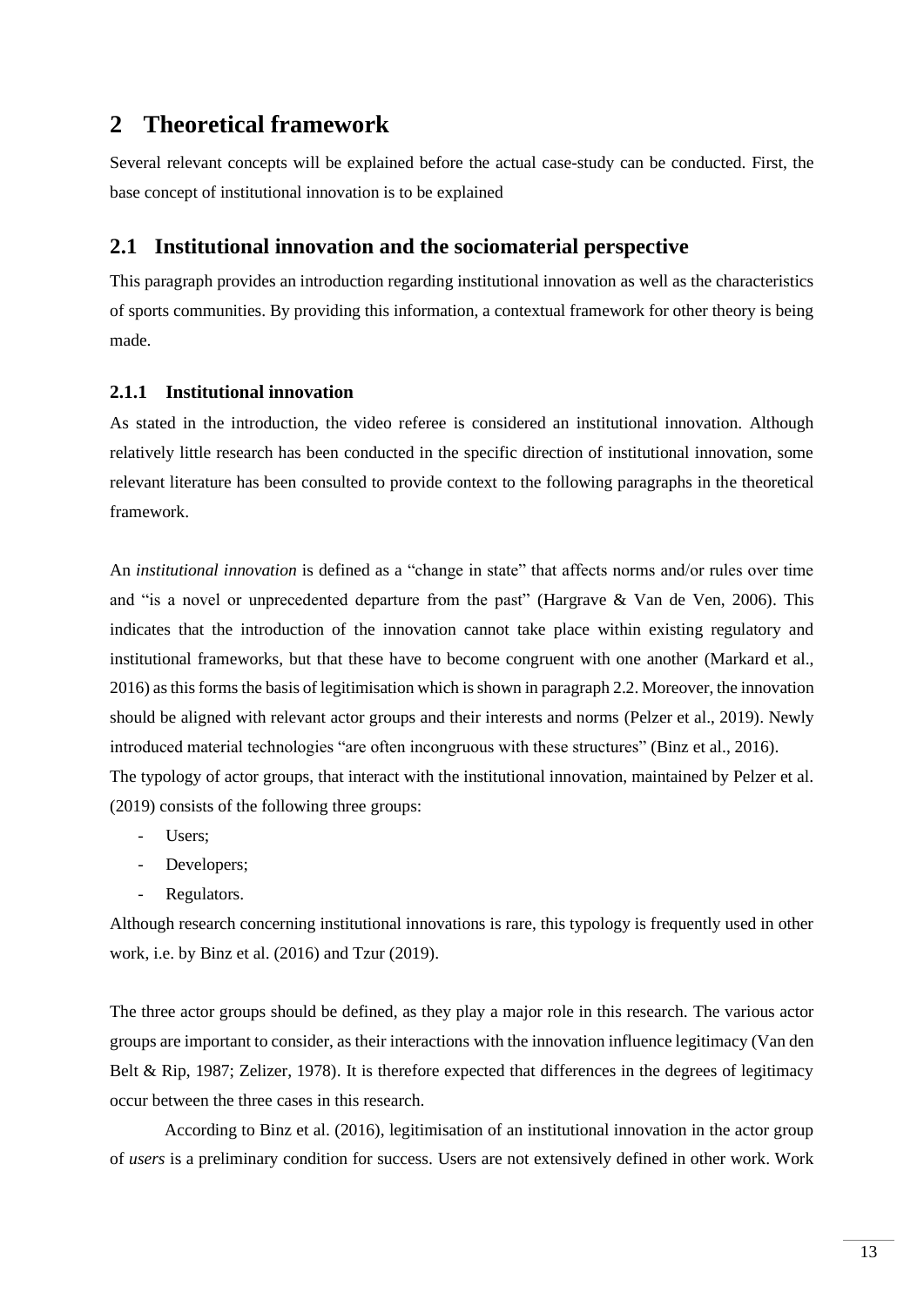# 2 Theoretical framework

Several relevant concepts will be explained before the actual case-study can be conducted. First, the base concept of institutional innovation is to be explained

## 2.1 Institutional innovation and the sociomaterial perspective

This paragraph provides an introduction regarding institutional innovation as well as the characteristics of sports communities. By providing this information, a contextual framework for other theory is being made.

### 2.1.1 Institutional innovation

As stated in the introduction, the video referee is considered an institutional innovation. Although relatively little research has been conducted in the specific direction of institutional innovation, some relevant literature has been consulted to provide context to the following paragraphs in the theoretical framework.

An *institutional innovation* is defined as a "change in state" that affects norms and/or rules over time and "is a novel or unprecedented departure from the past" (Hargrave & Van de Ven, 2006). This indicates that the introduction of the innovation cannot take place within existing regulatory and institutional frameworks, but that these have to become congruent with one another (Markard et al., 2016) as this forms the basis of legitimisation which is shown in paragraph 2.2. Moreover, the innovation should be aligned with relevant actor groups and their interests and norms (Pelzer et al., 2019). Newly introduced material technologies "are often incongruous with these structures" (Binz et al., 2016).
The typology of actor groups, that interact with the institutional innovation, maintained by Pelzer et al. (2019) consists of the following three groups:

- Users;
- Developers;
- Regulators.

Although research concerning institutional innovations is rare, this typology is frequently used in other work, i.e. by Binz et al. (2016) and Tzur (2019).

The three actor groups should be defined, as they play a major role in this research. The various actor groups are important to consider, as their interactions with the innovation influence legitimacy (Van den Belt & Rip, 1987; Zelizer, 1978). It is therefore expected that differences in the degrees of legitimacy occur between the three cases in this research.

According to Binz et al. (2016), legitimisation of an institutional innovation in the actor group of *users* is a preliminary condition for success. Users are not extensively defined in other work. Work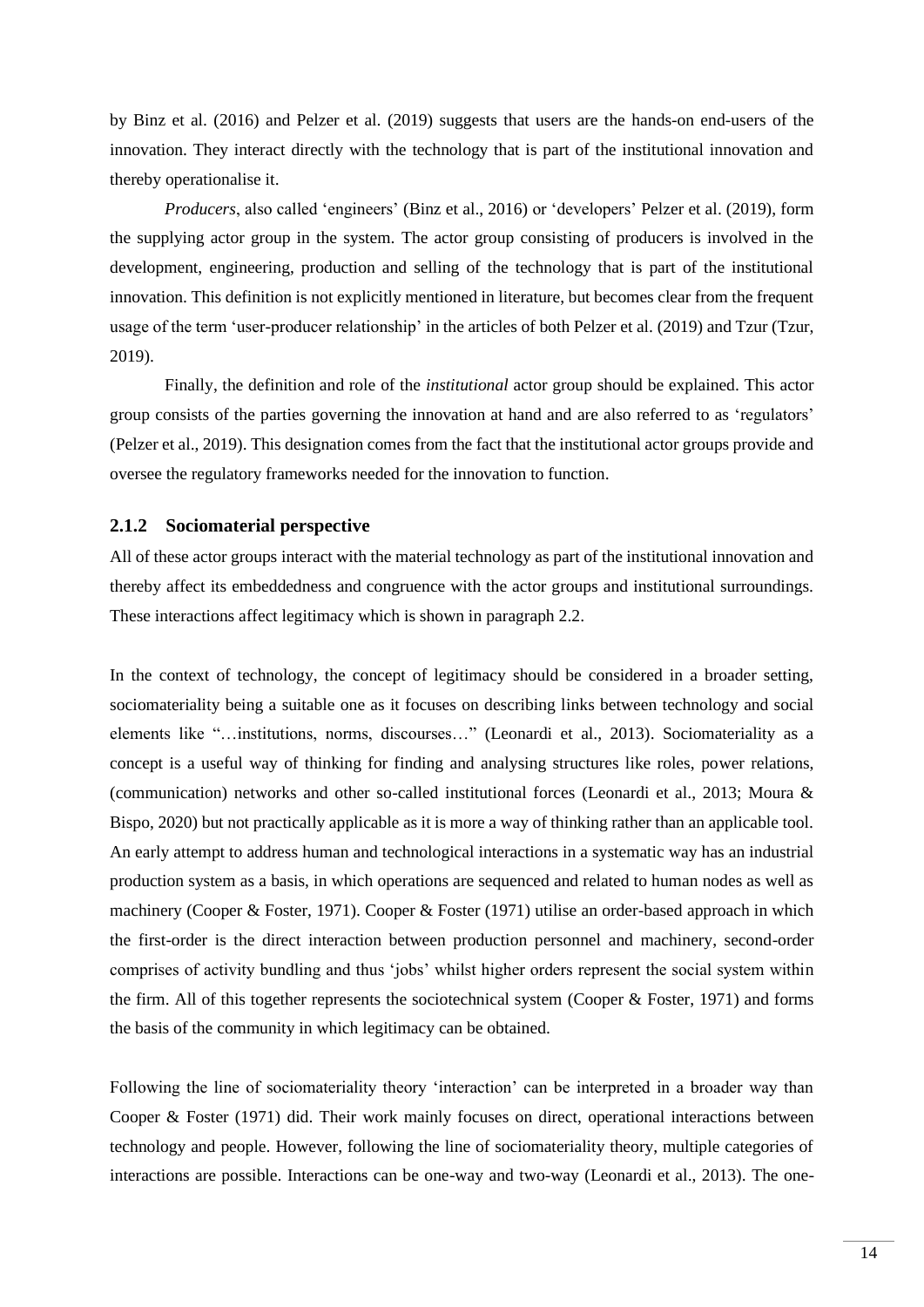by Binz et al. (2016) and Pelzer et al. (2019) suggests that users are the hands-on end-users of the innovation. They interact directly with the technology that is part of the institutional innovation and thereby operationalise it.

*Producers*, also called 'engineers' (Binz et al., 2016) or 'developers' Pelzer et al. (2019), form the supplying actor group in the system. The actor group consisting of producers is involved in the development, engineering, production and selling of the technology that is part of the institutional innovation. This definition is not explicitly mentioned in literature, but becomes clear from the frequent usage of the term 'user-producer relationship' in the articles of both Pelzer et al. (2019) and Tzur (Tzur, 2019).

Finally, the definition and role of the *institutional* actor group should be explained. This actor group consists of the parties governing the innovation at hand and are also referred to as 'regulators' (Pelzer et al., 2019). This designation comes from the fact that the institutional actor groups provide and oversee the regulatory frameworks needed for the innovation to function.

### 2.1.2 Sociomaterial perspective

All of these actor groups interact with the material technology as part of the institutional innovation and thereby affect its embeddedness and congruence with the actor groups and institutional surroundings. These interactions affect legitimacy which is shown in paragraph 2.2.

In the context of technology, the concept of legitimacy should be considered in a broader setting, sociomateriality being a suitable one as it focuses on describing links between technology and social elements like "…institutions, norms, discourses…" (Leonardi et al., 2013). Sociomateriality as a concept is a useful way of thinking for finding and analysing structures like roles, power relations, (communication) networks and other so-called institutional forces (Leonardi et al., 2013; Moura & Bispo, 2020) but not practically applicable as it is more a way of thinking rather than an applicable tool. An early attempt to address human and technological interactions in a systematic way has an industrial production system as a basis, in which operations are sequenced and related to human nodes as well as machinery (Cooper & Foster, 1971). Cooper & Foster (1971) utilise an order-based approach in which the first-order is the direct interaction between production personnel and machinery, second-order comprises of activity bundling and thus 'jobs' whilst higher orders represent the social system within the firm. All of this together represents the sociotechnical system (Cooper & Foster, 1971) and forms the basis of the community in which legitimacy can be obtained.

Following the line of sociomateriality theory 'interaction' can be interpreted in a broader way than Cooper & Foster (1971) did. Their work mainly focuses on direct, operational interactions between technology and people. However, following the line of sociomateriality theory, multiple categories of interactions are possible. Interactions can be one-way and two-way (Leonardi et al., 2013). The one-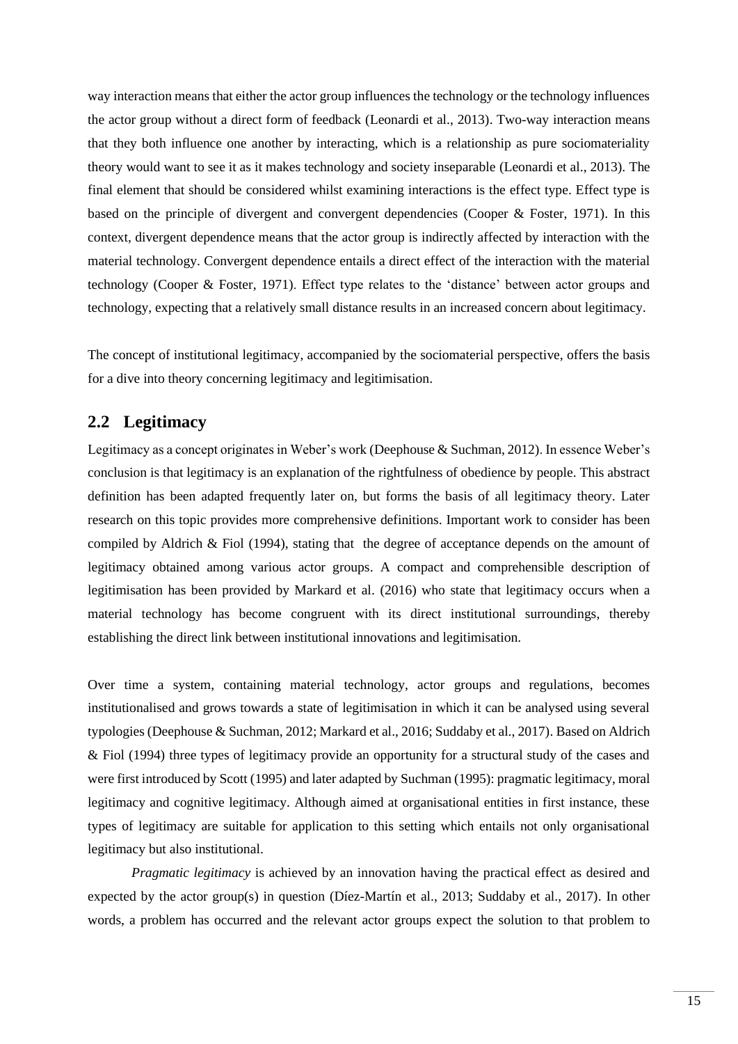way interaction means that either the actor group influences the technology or the technology influences the actor group without a direct form of feedback (Leonardi et al., 2013). Two-way interaction means that they both influence one another by interacting, which is a relationship as pure sociomateriality theory would want to see it as it makes technology and society inseparable (Leonardi et al., 2013). The final element that should be considered whilst examining interactions is the effect type. Effect type is based on the principle of divergent and convergent dependencies (Cooper & Foster, 1971). In this context, divergent dependence means that the actor group is indirectly affected by interaction with the material technology. Convergent dependence entails a direct effect of the interaction with the material technology (Cooper & Foster, 1971). Effect type relates to the 'distance' between actor groups and technology, expecting that a relatively small distance results in an increased concern about legitimacy.

The concept of institutional legitimacy, accompanied by the sociomaterial perspective, offers the basis for a dive into theory concerning legitimacy and legitimisation.

## 2.2 Legitimacy

Legitimacy as a concept originates in Weber's work (Deephouse & Suchman, 2012). In essence Weber's conclusion is that legitimacy is an explanation of the rightfulness of obedience by people. This abstract definition has been adapted frequently later on, but forms the basis of all legitimacy theory. Later research on this topic provides more comprehensive definitions. Important work to consider has been compiled by Aldrich & Fiol (1994), stating that the degree of acceptance depends on the amount of legitimacy obtained among various actor groups. A compact and comprehensible description of legitimisation has been provided by Markard et al. (2016) who state that legitimacy occurs when a material technology has become congruent with its direct institutional surroundings, thereby establishing the direct link between institutional innovations and legitimisation.

Over time a system, containing material technology, actor groups and regulations, becomes institutionalised and grows towards a state of legitimisation in which it can be analysed using several typologies (Deephouse & Suchman, 2012; Markard et al., 2016; Suddaby et al., 2017). Based on Aldrich & Fiol (1994) three types of legitimacy provide an opportunity for a structural study of the cases and were first introduced by Scott (1995) and later adapted by Suchman (1995): pragmatic legitimacy, moral legitimacy and cognitive legitimacy. Although aimed at organisational entities in first instance, these types of legitimacy are suitable for application to this setting which entails not only organisational legitimacy but also institutional.

*Pragmatic legitimacy* is achieved by an innovation having the practical effect as desired and expected by the actor group(s) in question (Díez-Martín et al., 2013; Suddaby et al., 2017). In other words, a problem has occurred and the relevant actor groups expect the solution to that problem to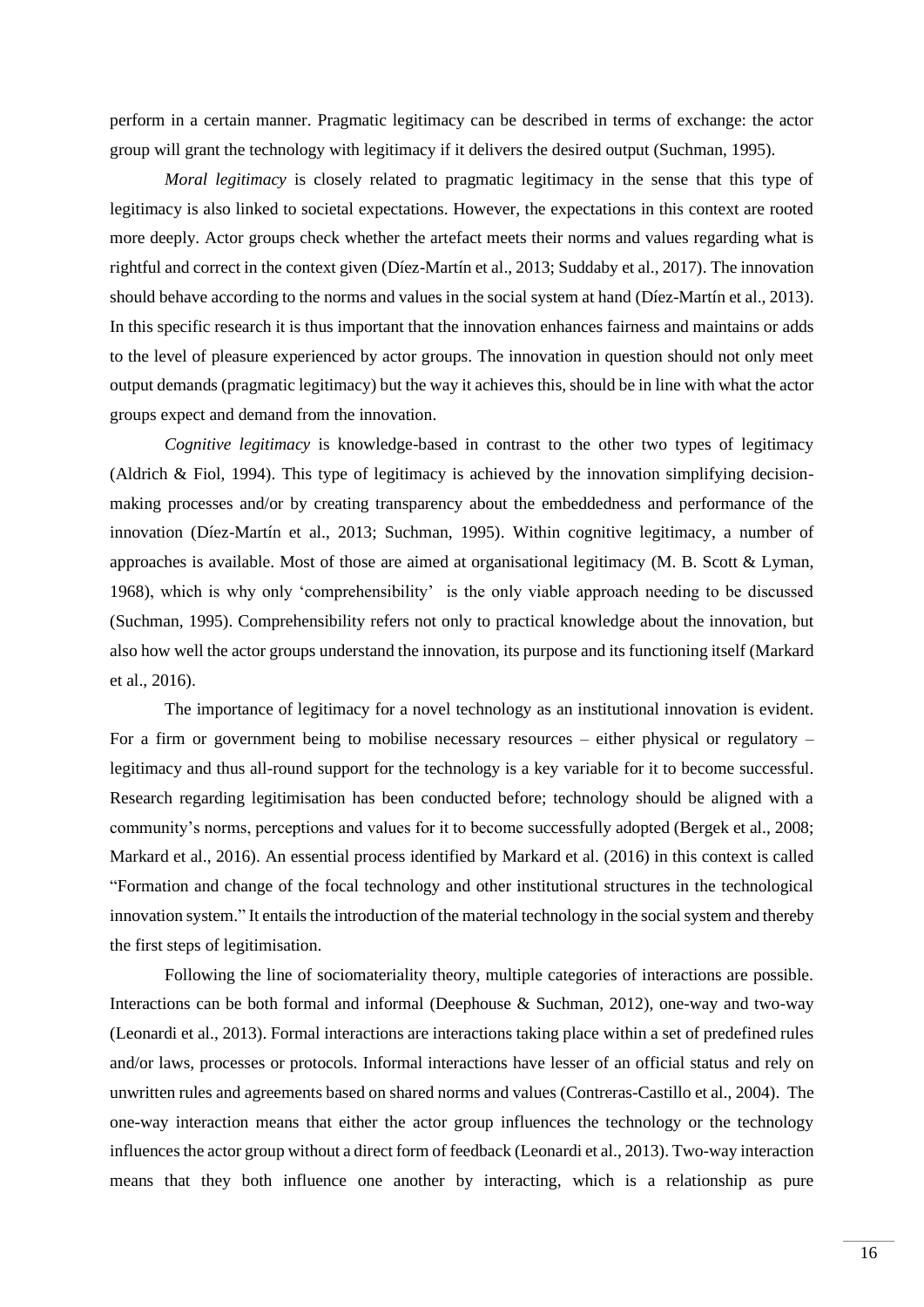perform in a certain manner. Pragmatic legitimacy can be described in terms of exchange: the actor group will grant the technology with legitimacy if it delivers the desired output (Suchman, 1995).

*Moral legitimacy* is closely related to pragmatic legitimacy in the sense that this type of legitimacy is also linked to societal expectations. However, the expectations in this context are rooted more deeply. Actor groups check whether the artefact meets their norms and values regarding what is rightful and correct in the context given (Díez-Martín et al., 2013; Suddaby et al., 2017). The innovation should behave according to the norms and values in the social system at hand (Díez-Martín et al., 2013). In this specific research it is thus important that the innovation enhances fairness and maintains or adds to the level of pleasure experienced by actor groups. The innovation in question should not only meet output demands (pragmatic legitimacy) but the way it achieves this, should be in line with what the actor groups expect and demand from the innovation.

*Cognitive legitimacy* is knowledge-based in contrast to the other two types of legitimacy (Aldrich & Fiol, 1994). This type of legitimacy is achieved by the innovation simplifying decision-making processes and/or by creating transparency about the embeddedness and performance of the innovation (Díez-Martín et al., 2013; Suchman, 1995). Within cognitive legitimacy, a number of approaches is available. Most of those are aimed at organisational legitimacy (M. B. Scott & Lyman, 1968), which is why only 'comprehensibility' is the only viable approach needing to be discussed (Suchman, 1995). Comprehensibility refers not only to practical knowledge about the innovation, but also how well the actor groups understand the innovation, its purpose and its functioning itself (Markard et al., 2016).

The importance of legitimacy for a novel technology as an institutional innovation is evident. For a firm or government being to mobilise necessary resources – either physical or regulatory – legitimacy and thus all-round support for the technology is a key variable for it to become successful. Research regarding legitimisation has been conducted before; technology should be aligned with a community's norms, perceptions and values for it to become successfully adopted (Bergek et al., 2008; Markard et al., 2016). An essential process identified by Markard et al. (2016) in this context is called "Formation and change of the focal technology and other institutional structures in the technological innovation system." It entails the introduction of the material technology in the social system and thereby the first steps of legitimisation.

Following the line of sociomateriality theory, multiple categories of interactions are possible. Interactions can be both formal and informal (Deephouse & Suchman, 2012), one-way and two-way (Leonardi et al., 2013). Formal interactions are interactions taking place within a set of predefined rules and/or laws, processes or protocols. Informal interactions have lesser of an official status and rely on unwritten rules and agreements based on shared norms and values (Contreras-Castillo et al., 2004). The one-way interaction means that either the actor group influences the technology or the technology influences the actor group without a direct form of feedback (Leonardi et al., 2013). Two-way interaction means that they both influence one another by interacting, which is a relationship as pure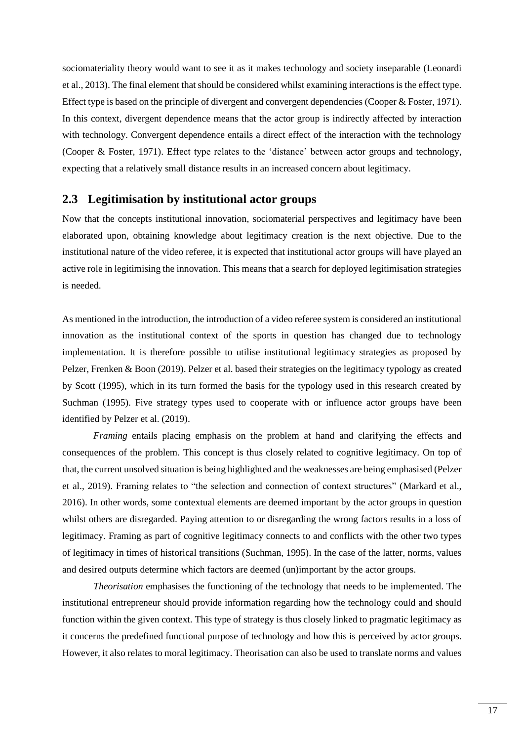sociomateriality theory would want to see it as it makes technology and society inseparable (Leonardi et al., 2013). The final element that should be considered whilst examining interactions is the effect type. Effect type is based on the principle of divergent and convergent dependencies (Cooper & Foster, 1971). In this context, divergent dependence means that the actor group is indirectly affected by interaction with technology. Convergent dependence entails a direct effect of the interaction with the technology (Cooper & Foster, 1971). Effect type relates to the 'distance' between actor groups and technology, expecting that a relatively small distance results in an increased concern about legitimacy.

## 2.3 Legitimisation by institutional actor groups

Now that the concepts institutional innovation, sociomaterial perspectives and legitimacy have been elaborated upon, obtaining knowledge about legitimacy creation is the next objective. Due to the institutional nature of the video referee, it is expected that institutional actor groups will have played an active role in legitimising the innovation. This means that a search for deployed legitimisation strategies is needed.

As mentioned in the introduction, the introduction of a video referee system is considered an institutional innovation as the institutional context of the sports in question has changed due to technology implementation. It is therefore possible to utilise institutional legitimacy strategies as proposed by Pelzer, Frenken & Boon (2019). Pelzer et al. based their strategies on the legitimacy typology as created by Scott (1995), which in its turn formed the basis for the typology used in this research created by Suchman (1995). Five strategy types used to cooperate with or influence actor groups have been identified by Pelzer et al. (2019).

*Framing* entails placing emphasis on the problem at hand and clarifying the effects and consequences of the problem. This concept is thus closely related to cognitive legitimacy. On top of that, the current unsolved situation is being highlighted and the weaknesses are being emphasised (Pelzer et al., 2019). Framing relates to "the selection and connection of context structures" (Markard et al., 2016). In other words, some contextual elements are deemed important by the actor groups in question whilst others are disregarded. Paying attention to or disregarding the wrong factors results in a loss of legitimacy. Framing as part of cognitive legitimacy connects to and conflicts with the other two types of legitimacy in times of historical transitions (Suchman, 1995). In the case of the latter, norms, values and desired outputs determine which factors are deemed (un)important by the actor groups.

*Theorisation* emphasises the functioning of the technology that needs to be implemented. The institutional entrepreneur should provide information regarding how the technology could and should function within the given context. This type of strategy is thus closely linked to pragmatic legitimacy as it concerns the predefined functional purpose of technology and how this is perceived by actor groups. However, it also relates to moral legitimacy. Theorisation can also be used to translate norms and values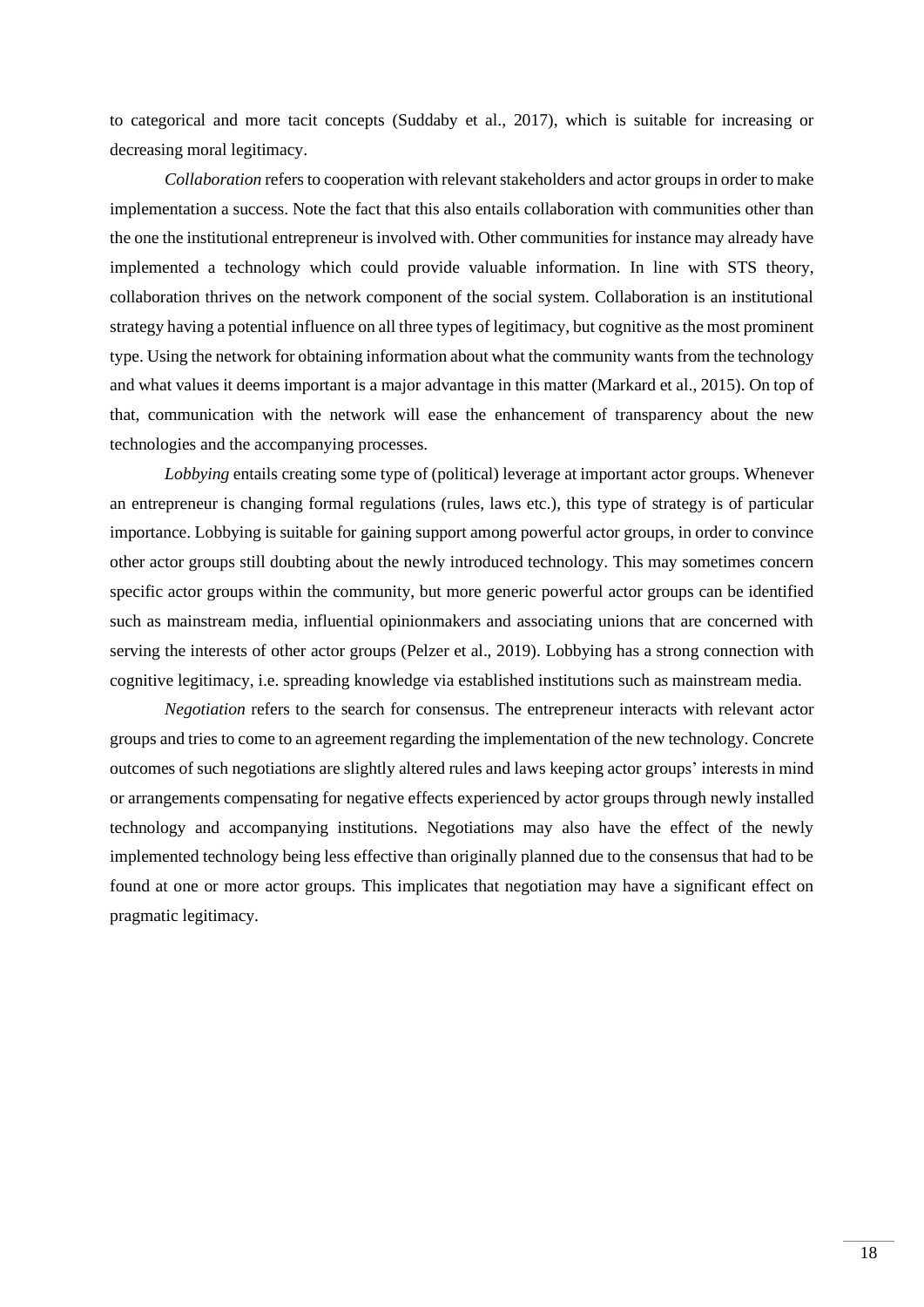to categorical and more tacit concepts (Suddaby et al., 2017), which is suitable for increasing or decreasing moral legitimacy.

*Collaboration* refers to cooperation with relevant stakeholders and actor groups in order to make implementation a success. Note the fact that this also entails collaboration with communities other than the one the institutional entrepreneur is involved with. Other communities for instance may already have implemented a technology which could provide valuable information. In line with STS theory, collaboration thrives on the network component of the social system. Collaboration is an institutional strategy having a potential influence on all three types of legitimacy, but cognitive as the most prominent type. Using the network for obtaining information about what the community wants from the technology and what values it deems important is a major advantage in this matter (Markard et al., 2015). On top of that, communication with the network will ease the enhancement of transparency about the new technologies and the accompanying processes.

*Lobbying* entails creating some type of (political) leverage at important actor groups. Whenever an entrepreneur is changing formal regulations (rules, laws etc.), this type of strategy is of particular importance. Lobbying is suitable for gaining support among powerful actor groups, in order to convince other actor groups still doubting about the newly introduced technology. This may sometimes concern specific actor groups within the community, but more generic powerful actor groups can be identified such as mainstream media, influential opinionmakers and associating unions that are concerned with serving the interests of other actor groups (Pelzer et al., 2019). Lobbying has a strong connection with cognitive legitimacy, i.e. spreading knowledge via established institutions such as mainstream media.

*Negotiation* refers to the search for consensus. The entrepreneur interacts with relevant actor groups and tries to come to an agreement regarding the implementation of the new technology. Concrete outcomes of such negotiations are slightly altered rules and laws keeping actor groups' interests in mind or arrangements compensating for negative effects experienced by actor groups through newly installed technology and accompanying institutions. Negotiations may also have the effect of the newly implemented technology being less effective than originally planned due to the consensus that had to be found at one or more actor groups. This implicates that negotiation may have a significant effect on pragmatic legitimacy.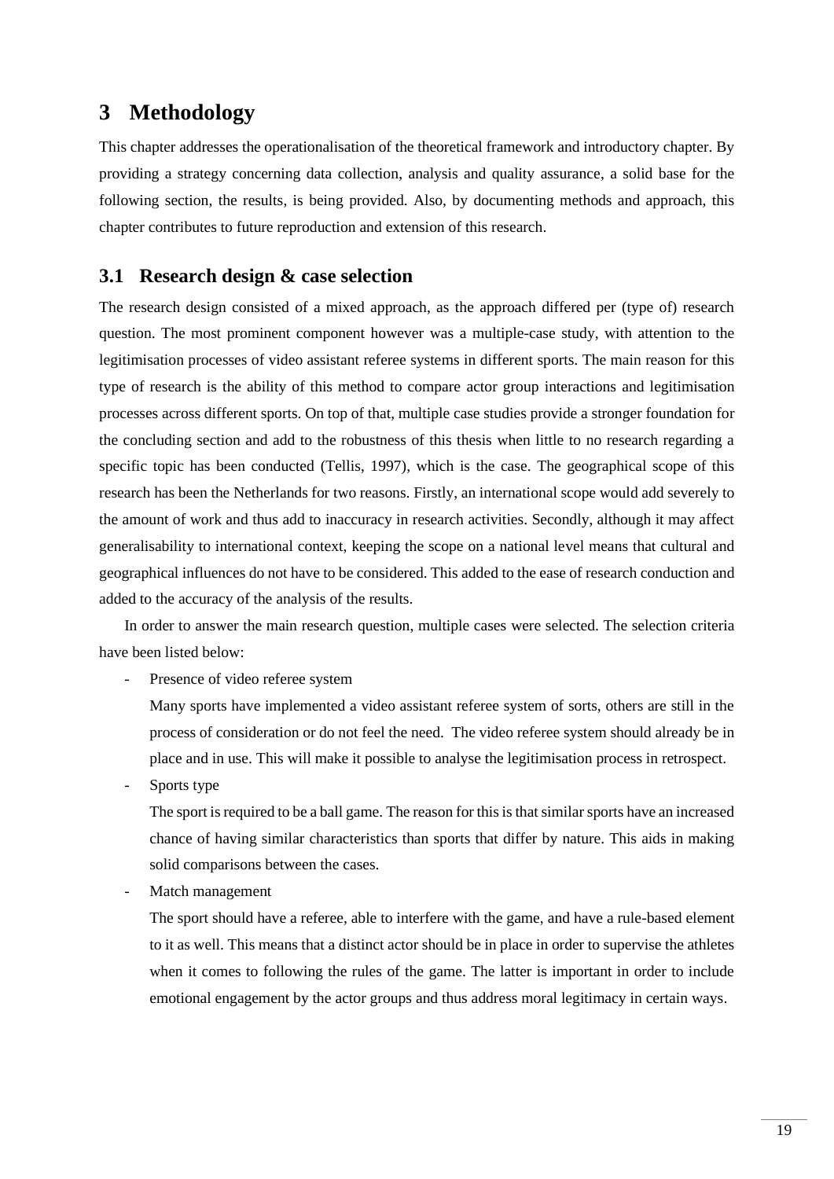# 3 Methodology

This chapter addresses the operationalisation of the theoretical framework and introductory chapter. By providing a strategy concerning data collection, analysis and quality assurance, a solid base for the following section, the results, is being provided. Also, by documenting methods and approach, this chapter contributes to future reproduction and extension of this research.

## 3.1 Research design & case selection

The research design consisted of a mixed approach, as the approach differed per (type of) research question. The most prominent component however was a multiple-case study, with attention to the legitimisation processes of video assistant referee systems in different sports. The main reason for this type of research is the ability of this method to compare actor group interactions and legitimisation processes across different sports. On top of that, multiple case studies provide a stronger foundation for the concluding section and add to the robustness of this thesis when little to no research regarding a specific topic has been conducted (Tellis, 1997), which is the case. The geographical scope of this research has been the Netherlands for two reasons. Firstly, an international scope would add severely to the amount of work and thus add to inaccuracy in research activities. Secondly, although it may affect generalisability to international context, keeping the scope on a national level means that cultural and geographical influences do not have to be considered. This added to the ease of research conduction and added to the accuracy of the analysis of the results.

In order to answer the main research question, multiple cases were selected. The selection criteria have been listed below:

- Presence of video referee system

  Many sports have implemented a video assistant referee system of sorts, others are still in the process of consideration or do not feel the need. The video referee system should already be in place and in use. This will make it possible to analyse the legitimisation process in retrospect.

- Sports type

  The sport is required to be a ball game. The reason for this is that similar sports have an increased chance of having similar characteristics than sports that differ by nature. This aids in making solid comparisons between the cases.

- Match management

  The sport should have a referee, able to interfere with the game, and have a rule-based element to it as well. This means that a distinct actor should be in place in order to supervise the athletes when it comes to following the rules of the game. The latter is important in order to include emotional engagement by the actor groups and thus address moral legitimacy in certain ways.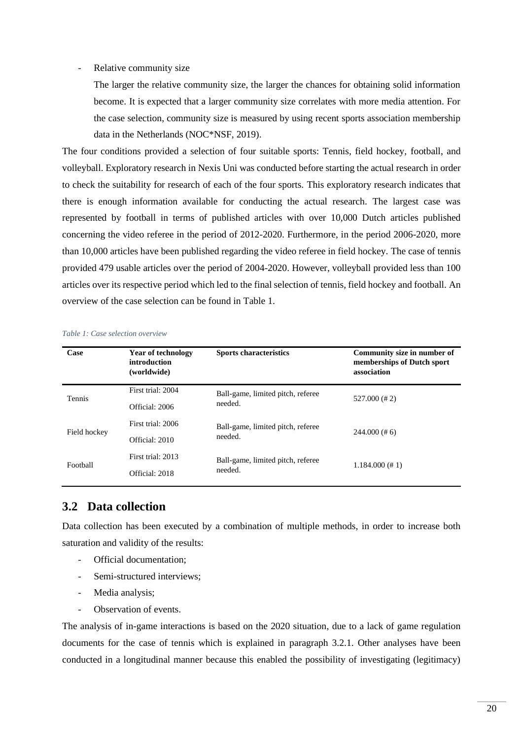- Relative community size

  The larger the relative community size, the larger the chances for obtaining solid information become. It is expected that a larger community size correlates with more media attention. For the case selection, community size is measured by using recent sports association membership data in the Netherlands (NOC*NSF, 2019).

The four conditions provided a selection of four suitable sports: Tennis, field hockey, football, and volleyball. Exploratory research in Nexis Uni was conducted before starting the actual research in order to check the suitability for research of each of the four sports. This exploratory research indicates that there is enough information available for conducting the actual research. The largest case was represented by football in terms of published articles with over 10,000 Dutch articles published concerning the video referee in the period of 2012-2020. Furthermore, in the period 2006-2020, more than 10,000 articles have been published regarding the video referee in field hockey. The case of tennis provided 479 usable articles over the period of 2004-2020. However, volleyball provided less than 100 articles over its respective period which led to the final selection of tennis, field hockey and football. An overview of the case selection can be found in Table 1.

*Table 1: Case selection overview*

| Case | Year of technology introduction (worldwide) | Sports characteristics | Community size in number of memberships of Dutch sport association |
|---|---|---|---|
| Tennis | First trial: 2004<br>Official: 2006 | Ball-game, limited pitch, referee needed. | 527.000 (# 2) |
| Field hockey | First trial: 2006<br>Official: 2010 | Ball-game, limited pitch, referee needed. | 244.000 (# 6) |
| Football | First trial: 2013<br>Official: 2018 | Ball-game, limited pitch, referee needed. | 1.184.000 (# 1) |

## 3.2 Data collection

Data collection has been executed by a combination of multiple methods, in order to increase both saturation and validity of the results:

- Official documentation;
- Semi-structured interviews;
- Media analysis;
- Observation of events.

The analysis of in-game interactions is based on the 2020 situation, due to a lack of game regulation documents for the case of tennis which is explained in paragraph 3.2.1. Other analyses have been conducted in a longitudinal manner because this enabled the possibility of investigating (legitimacy)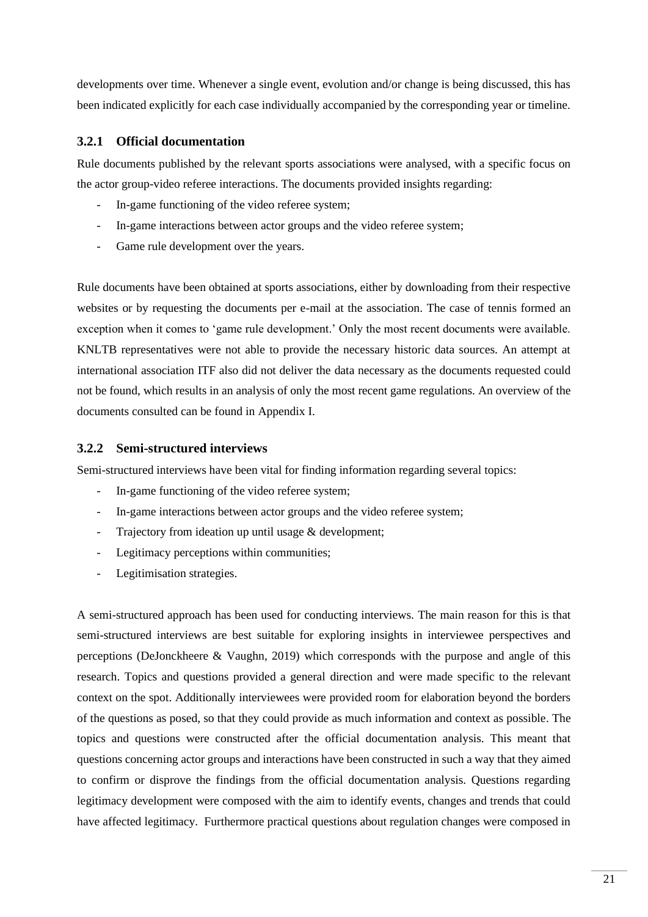developments over time. Whenever a single event, evolution and/or change is being discussed, this has been indicated explicitly for each case individually accompanied by the corresponding year or timeline.

### 3.2.1 Official documentation

Rule documents published by the relevant sports associations were analysed, with a specific focus on the actor group-video referee interactions. The documents provided insights regarding:

- In-game functioning of the video referee system;
- In-game interactions between actor groups and the video referee system;
- Game rule development over the years.

Rule documents have been obtained at sports associations, either by downloading from their respective websites or by requesting the documents per e-mail at the association. The case of tennis formed an exception when it comes to 'game rule development.' Only the most recent documents were available. KNLTB representatives were not able to provide the necessary historic data sources. An attempt at international association ITF also did not deliver the data necessary as the documents requested could not be found, which results in an analysis of only the most recent game regulations. An overview of the documents consulted can be found in Appendix I.

### 3.2.2 Semi-structured interviews

Semi-structured interviews have been vital for finding information regarding several topics:

- In-game functioning of the video referee system;
- In-game interactions between actor groups and the video referee system;
- Trajectory from ideation up until usage & development;
- Legitimacy perceptions within communities;
- Legitimisation strategies.

A semi-structured approach has been used for conducting interviews. The main reason for this is that semi-structured interviews are best suitable for exploring insights in interviewee perspectives and perceptions (DeJonckheere & Vaughn, 2019) which corresponds with the purpose and angle of this research. Topics and questions provided a general direction and were made specific to the relevant context on the spot. Additionally interviewees were provided room for elaboration beyond the borders of the questions as posed, so that they could provide as much information and context as possible. The topics and questions were constructed after the official documentation analysis. This meant that questions concerning actor groups and interactions have been constructed in such a way that they aimed to confirm or disprove the findings from the official documentation analysis. Questions regarding legitimacy development were composed with the aim to identify events, changes and trends that could have affected legitimacy. Furthermore practical questions about regulation changes were composed in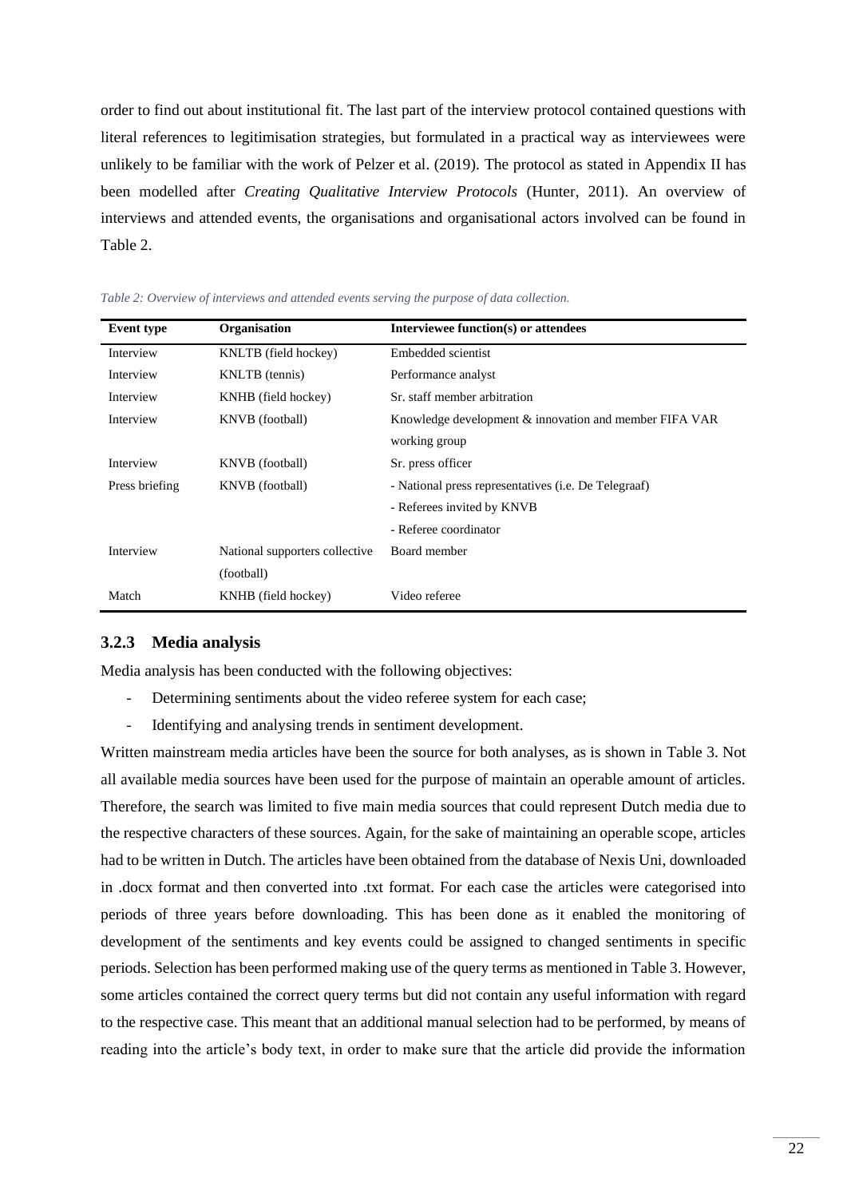order to find out about institutional fit. The last part of the interview protocol contained questions with literal references to legitimisation strategies, but formulated in a practical way as interviewees were unlikely to be familiar with the work of Pelzer et al. (2019). The protocol as stated in Appendix II has been modelled after *Creating Qualitative Interview Protocols* (Hunter, 2011). An overview of interviews and attended events, the organisations and organisational actors involved can be found in Table 2.

*Table 2: Overview of interviews and attended events serving the purpose of data collection.*

| Event type | Organisation | Interviewee function(s) or attendees |
|---|---|---|
| Interview | KNLTB (field hockey) | Embedded scientist |
| Interview | KNLTB (tennis) | Performance analyst |
| Interview | KNHB (field hockey) | Sr. staff member arbitration |
| Interview | KNVB (football) | Knowledge development & innovation and member FIFA VAR working group |
| Interview | KNVB (football) | Sr. press officer |
| Press briefing | KNVB (football) | - National press representatives (i.e. De Telegraaf)<br>- Referees invited by KNVB<br>- Referee coordinator |
| Interview | National supporters collective (football) | Board member |
| Match | KNHB (field hockey) | Video referee |

### 3.2.3 Media analysis

Media analysis has been conducted with the following objectives:

- Determining sentiments about the video referee system for each case;
- Identifying and analysing trends in sentiment development.

Written mainstream media articles have been the source for both analyses, as is shown in Table 3. Not all available media sources have been used for the purpose of maintain an operable amount of articles. Therefore, the search was limited to five main media sources that could represent Dutch media due to the respective characters of these sources. Again, for the sake of maintaining an operable scope, articles had to be written in Dutch. The articles have been obtained from the database of Nexis Uni, downloaded in .docx format and then converted into .txt format. For each case the articles were categorised into periods of three years before downloading. This has been done as it enabled the monitoring of development of the sentiments and key events could be assigned to changed sentiments in specific periods. Selection has been performed making use of the query terms as mentioned in Table 3. However, some articles contained the correct query terms but did not contain any useful information with regard to the respective case. This meant that an additional manual selection had to be performed, by means of reading into the article's body text, in order to make sure that the article did provide the information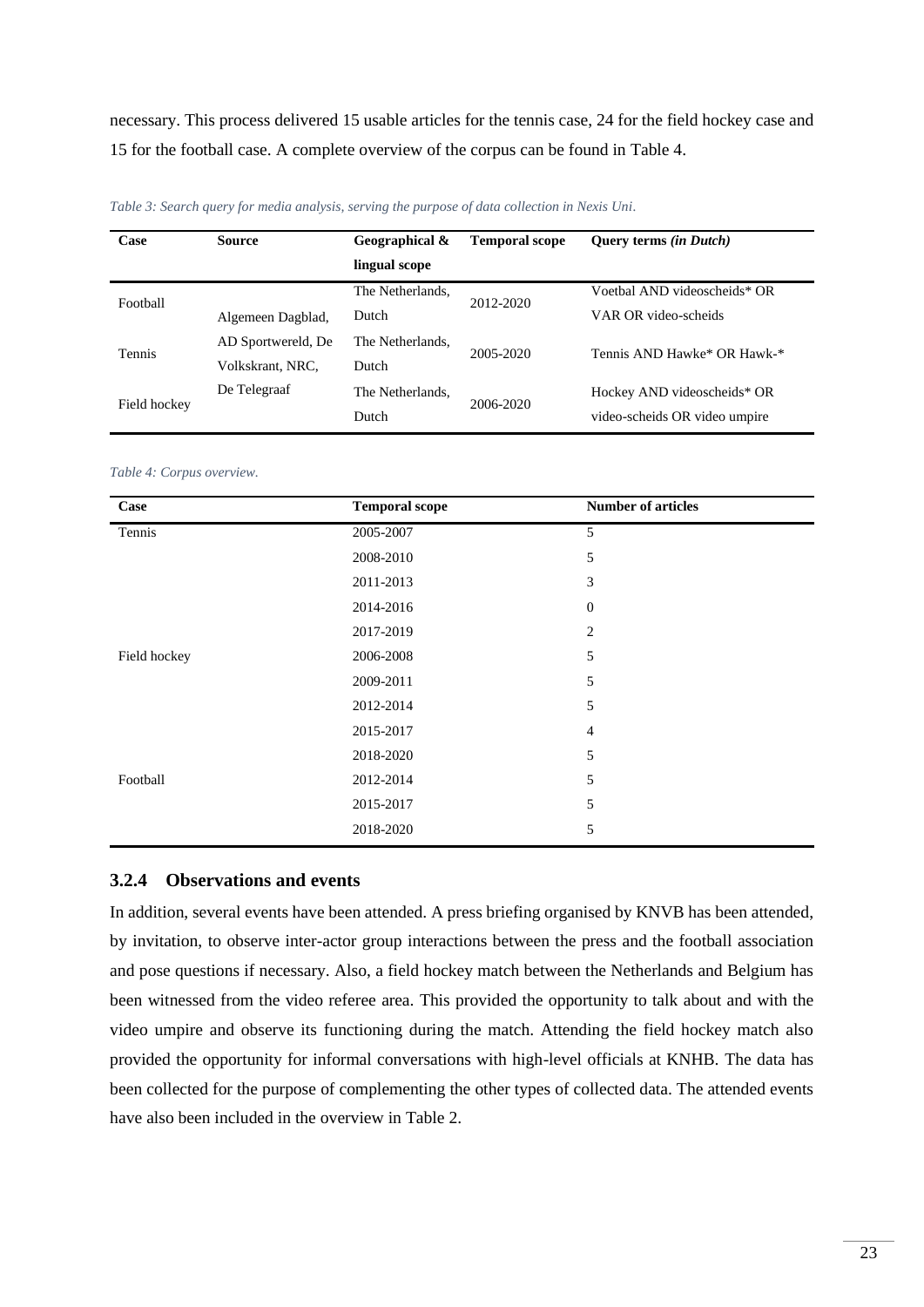necessary. This process delivered 15 usable articles for the tennis case, 24 for the field hockey case and 15 for the football case. A complete overview of the corpus can be found in Table 4.

*Table 3: Search query for media analysis, serving the purpose of data collection in Nexis Uni.*

| Case | Source | Geographical & lingual scope | Temporal scope | Query terms *(in Dutch)* |
|---|---|---|---|---|
| Football | Algemeen Dagblad, AD Sportwereld, De Volkskrant, NRC, De Telegraaf | The Netherlands, Dutch | 2012-2020 | Voetbal AND videoscheids* OR VAR OR video-scheids |
| Tennis | | The Netherlands, Dutch | 2005-2020 | Tennis AND Hawke* OR Hawk-* |
| Field hockey | | The Netherlands, Dutch | 2006-2020 | Hockey AND videoscheids* OR video-scheids OR video umpire |

*Table 4: Corpus overview.*

| Case | Temporal scope | Number of articles |
|---|---|---|
| Tennis | 2005-2007 | 5 |
| | 2008-2010 | 5 |
| | 2011-2013 | 3 |
| | 2014-2016 | 0 |
| | 2017-2019 | 2 |
| Field hockey | 2006-2008 | 5 |
| | 2009-2011 | 5 |
| | 2012-2014 | 5 |
| | 2015-2017 | 4 |
| | 2018-2020 | 5 |
| Football | 2012-2014 | 5 |
| | 2015-2017 | 5 |
| | 2018-2020 | 5 |

### 3.2.4 Observations and events

In addition, several events have been attended. A press briefing organised by KNVB has been attended, by invitation, to observe inter-actor group interactions between the press and the football association and pose questions if necessary. Also, a field hockey match between the Netherlands and Belgium has been witnessed from the video referee area. This provided the opportunity to talk about and with the video umpire and observe its functioning during the match. Attending the field hockey match also provided the opportunity for informal conversations with high-level officials at KNHB. The data has been collected for the purpose of complementing the other types of collected data. The attended events have also been included in the overview in Table 2.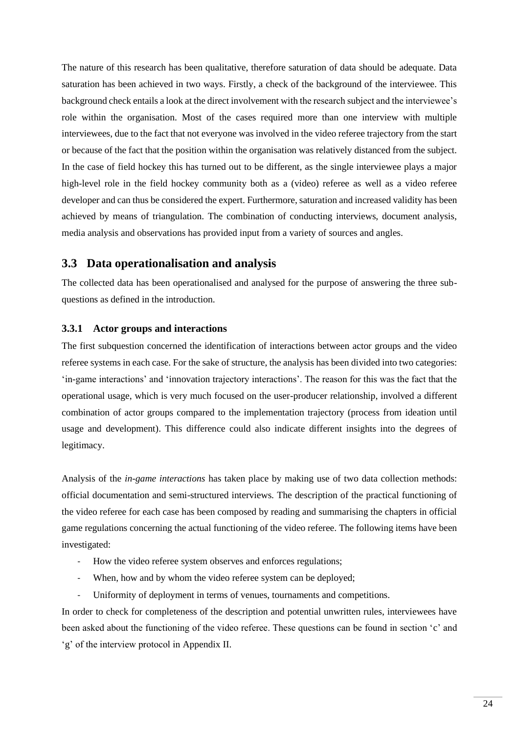The nature of this research has been qualitative, therefore saturation of data should be adequate. Data saturation has been achieved in two ways. Firstly, a check of the background of the interviewee. This background check entails a look at the direct involvement with the research subject and the interviewee's role within the organisation. Most of the cases required more than one interview with multiple interviewees, due to the fact that not everyone was involved in the video referee trajectory from the start or because of the fact that the position within the organisation was relatively distanced from the subject. In the case of field hockey this has turned out to be different, as the single interviewee plays a major high-level role in the field hockey community both as a (video) referee as well as a video referee developer and can thus be considered the expert. Furthermore, saturation and increased validity has been achieved by means of triangulation. The combination of conducting interviews, document analysis, media analysis and observations has provided input from a variety of sources and angles.

## 3.3 Data operationalisation and analysis

The collected data has been operationalised and analysed for the purpose of answering the three sub-questions as defined in the introduction.

### 3.3.1 Actor groups and interactions

The first subquestion concerned the identification of interactions between actor groups and the video referee systems in each case. For the sake of structure, the analysis has been divided into two categories: 'in-game interactions' and 'innovation trajectory interactions'. The reason for this was the fact that the operational usage, which is very much focused on the user-producer relationship, involved a different combination of actor groups compared to the implementation trajectory (process from ideation until usage and development). This difference could also indicate different insights into the degrees of legitimacy.

Analysis of the *in-game interactions* has taken place by making use of two data collection methods: official documentation and semi-structured interviews. The description of the practical functioning of the video referee for each case has been composed by reading and summarising the chapters in official game regulations concerning the actual functioning of the video referee. The following items have been investigated:

- How the video referee system observes and enforces regulations;
- When, how and by whom the video referee system can be deployed;
- Uniformity of deployment in terms of venues, tournaments and competitions.

In order to check for completeness of the description and potential unwritten rules, interviewees have been asked about the functioning of the video referee. These questions can be found in section 'c' and 'g' of the interview protocol in Appendix II.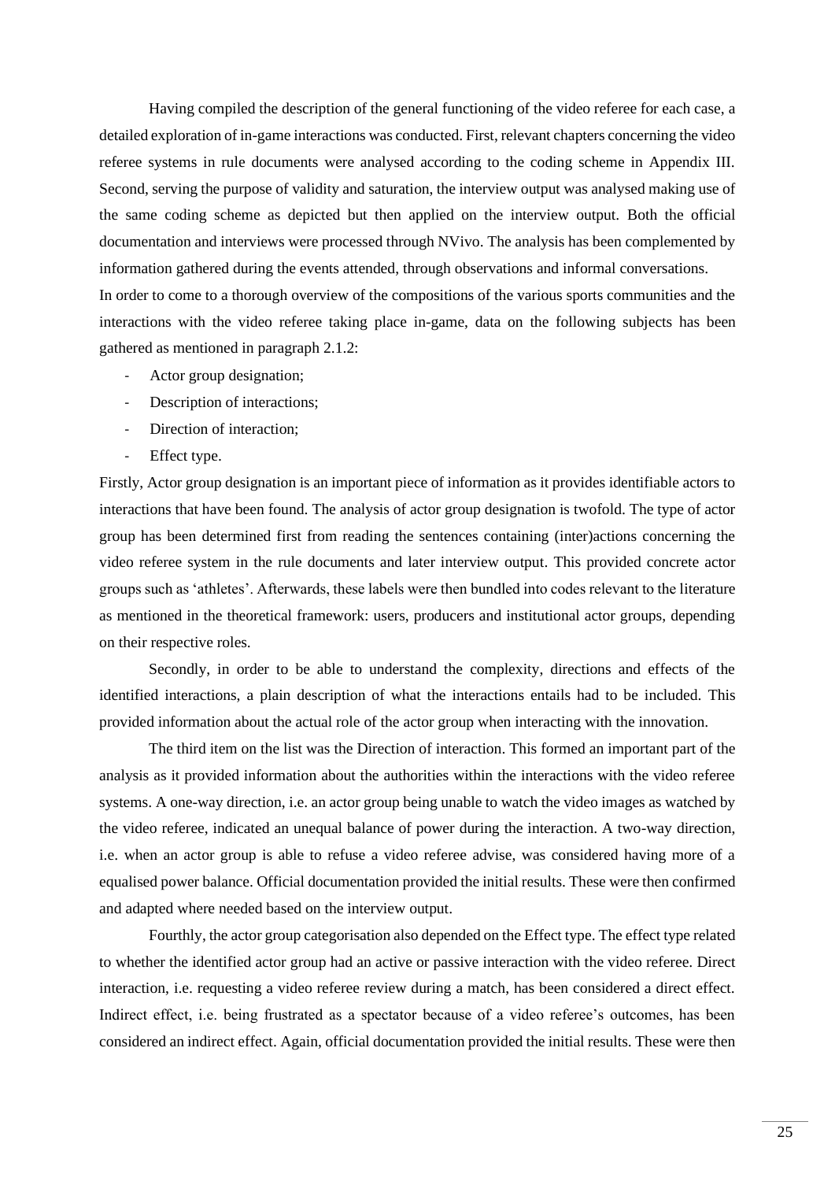Having compiled the description of the general functioning of the video referee for each case, a detailed exploration of in-game interactions was conducted. First, relevant chapters concerning the video referee systems in rule documents were analysed according to the coding scheme in Appendix III. Second, serving the purpose of validity and saturation, the interview output was analysed making use of the same coding scheme as depicted but then applied on the interview output. Both the official documentation and interviews were processed through NVivo. The analysis has been complemented by information gathered during the events attended, through observations and informal conversations.
In order to come to a thorough overview of the compositions of the various sports communities and the interactions with the video referee taking place in-game, data on the following subjects has been gathered as mentioned in paragraph 2.1.2:

- Actor group designation;
- Description of interactions;
- Direction of interaction;
- Effect type.

Firstly, Actor group designation is an important piece of information as it provides identifiable actors to interactions that have been found. The analysis of actor group designation is twofold. The type of actor group has been determined first from reading the sentences containing (inter)actions concerning the video referee system in the rule documents and later interview output. This provided concrete actor groups such as 'athletes'. Afterwards, these labels were then bundled into codes relevant to the literature as mentioned in the theoretical framework: users, producers and institutional actor groups, depending on their respective roles.

Secondly, in order to be able to understand the complexity, directions and effects of the identified interactions, a plain description of what the interactions entails had to be included. This provided information about the actual role of the actor group when interacting with the innovation.

The third item on the list was the Direction of interaction. This formed an important part of the analysis as it provided information about the authorities within the interactions with the video referee systems. A one-way direction, i.e. an actor group being unable to watch the video images as watched by the video referee, indicated an unequal balance of power during the interaction. A two-way direction, i.e. when an actor group is able to refuse a video referee advise, was considered having more of a equalised power balance. Official documentation provided the initial results. These were then confirmed and adapted where needed based on the interview output.

Fourthly, the actor group categorisation also depended on the Effect type. The effect type related to whether the identified actor group had an active or passive interaction with the video referee. Direct interaction, i.e. requesting a video referee review during a match, has been considered a direct effect. Indirect effect, i.e. being frustrated as a spectator because of a video referee's outcomes, has been considered an indirect effect. Again, official documentation provided the initial results. These were then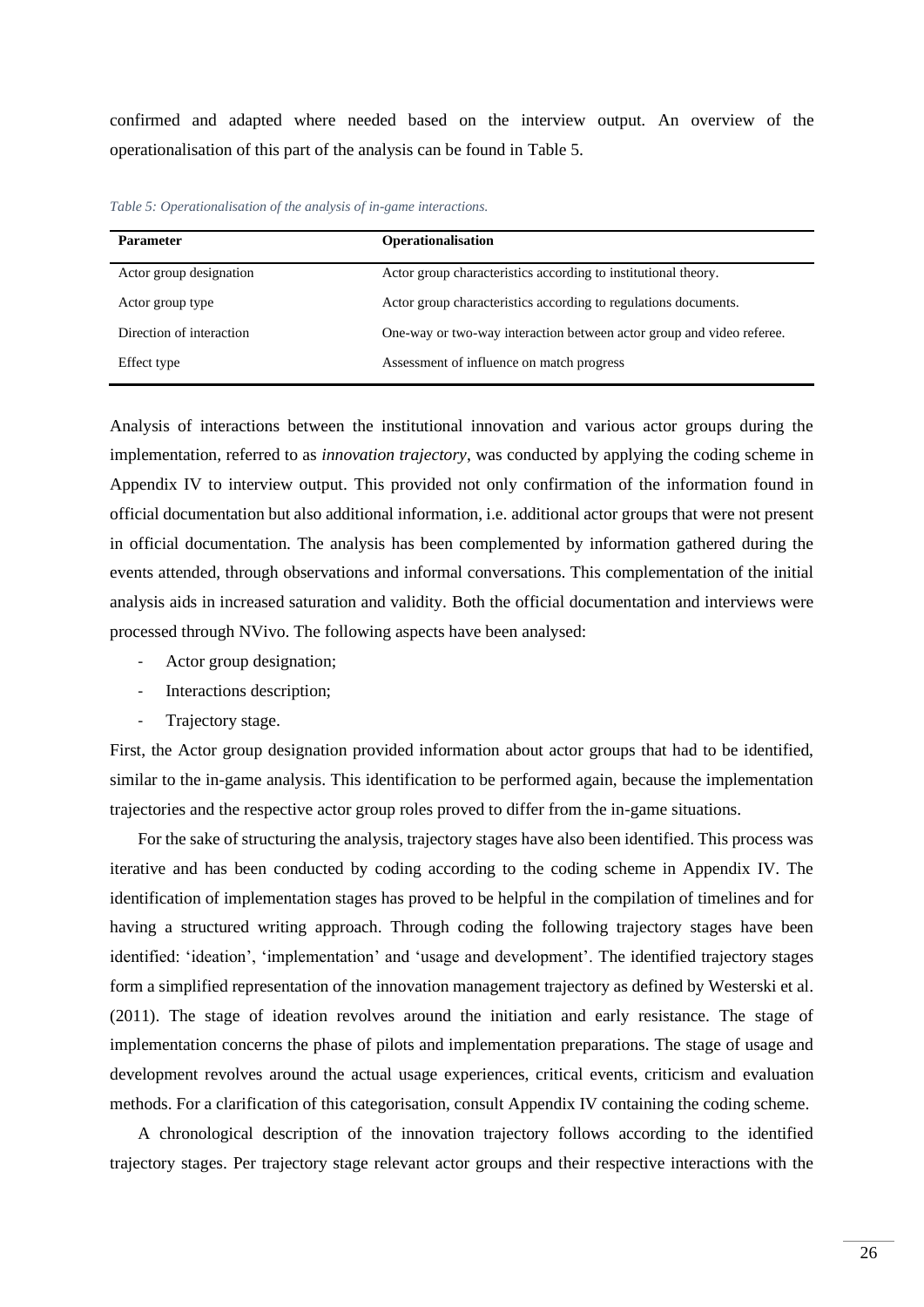confirmed and adapted where needed based on the interview output. An overview of the operationalisation of this part of the analysis can be found in Table 5.

*Table 5: Operationalisation of the analysis of in-game interactions.*

| Parameter | Operationalisation |
|---|---|
| Actor group designation | Actor group characteristics according to institutional theory. |
| Actor group type | Actor group characteristics according to regulations documents. |
| Direction of interaction | One-way or two-way interaction between actor group and video referee. |
| Effect type | Assessment of influence on match progress |

Analysis of interactions between the institutional innovation and various actor groups during the implementation, referred to as *innovation trajectory*, was conducted by applying the coding scheme in Appendix IV to interview output. This provided not only confirmation of the information found in official documentation but also additional information, i.e. additional actor groups that were not present in official documentation. The analysis has been complemented by information gathered during the events attended, through observations and informal conversations. This complementation of the initial analysis aids in increased saturation and validity. Both the official documentation and interviews were processed through NVivo. The following aspects have been analysed:

- Actor group designation;
- Interactions description;
- Trajectory stage.

First, the Actor group designation provided information about actor groups that had to be identified, similar to the in-game analysis. This identification to be performed again, because the implementation trajectories and the respective actor group roles proved to differ from the in-game situations.

For the sake of structuring the analysis, trajectory stages have also been identified. This process was iterative and has been conducted by coding according to the coding scheme in Appendix IV. The identification of implementation stages has proved to be helpful in the compilation of timelines and for having a structured writing approach. Through coding the following trajectory stages have been identified: 'ideation', 'implementation' and 'usage and development'. The identified trajectory stages form a simplified representation of the innovation management trajectory as defined by Westerski et al. (2011). The stage of ideation revolves around the initiation and early resistance. The stage of implementation concerns the phase of pilots and implementation preparations. The stage of usage and development revolves around the actual usage experiences, critical events, criticism and evaluation methods. For a clarification of this categorisation, consult Appendix IV containing the coding scheme.

A chronological description of the innovation trajectory follows according to the identified trajectory stages. Per trajectory stage relevant actor groups and their respective interactions with the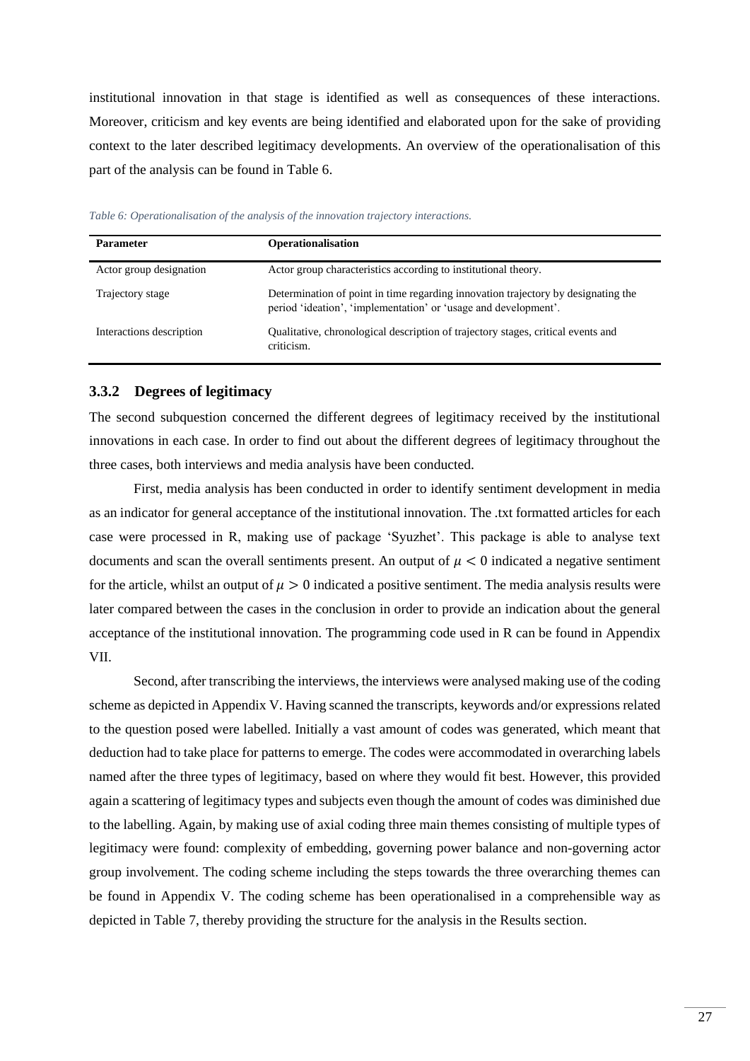institutional innovation in that stage is identified as well as consequences of these interactions. Moreover, criticism and key events are being identified and elaborated upon for the sake of providing context to the later described legitimacy developments. An overview of the operationalisation of this part of the analysis can be found in Table 6.

*Table 6: Operationalisation of the analysis of the innovation trajectory interactions.*

| **Parameter** | **Operationalisation** |
|---|---|
| Actor group designation | Actor group characteristics according to institutional theory. |
| Trajectory stage | Determination of point in time regarding innovation trajectory by designating the period 'ideation', 'implementation' or 'usage and development'. |
| Interactions description | Qualitative, chronological description of trajectory stages, critical events and criticism. |

### 3.3.2 Degrees of legitimacy

The second subquestion concerned the different degrees of legitimacy received by the institutional innovations in each case. In order to find out about the different degrees of legitimacy throughout the three cases, both interviews and media analysis have been conducted.

First, media analysis has been conducted in order to identify sentiment development in media as an indicator for general acceptance of the institutional innovation. The .txt formatted articles for each case were processed in R, making use of package 'Syuzhet'. This package is able to analyse text documents and scan the overall sentiments present. An output of $\mu < 0$ indicated a negative sentiment for the article, whilst an output of $\mu > 0$ indicated a positive sentiment. The media analysis results were later compared between the cases in the conclusion in order to provide an indication about the general acceptance of the institutional innovation. The programming code used in R can be found in Appendix VII.

Second, after transcribing the interviews, the interviews were analysed making use of the coding scheme as depicted in Appendix V. Having scanned the transcripts, keywords and/or expressions related to the question posed were labelled. Initially a vast amount of codes was generated, which meant that deduction had to take place for patterns to emerge. The codes were accommodated in overarching labels named after the three types of legitimacy, based on where they would fit best. However, this provided again a scattering of legitimacy types and subjects even though the amount of codes was diminished due to the labelling. Again, by making use of axial coding three main themes consisting of multiple types of legitimacy were found: complexity of embedding, governing power balance and non-governing actor group involvement. The coding scheme including the steps towards the three overarching themes can be found in Appendix V. The coding scheme has been operationalised in a comprehensible way as depicted in Table 7, thereby providing the structure for the analysis in the Results section.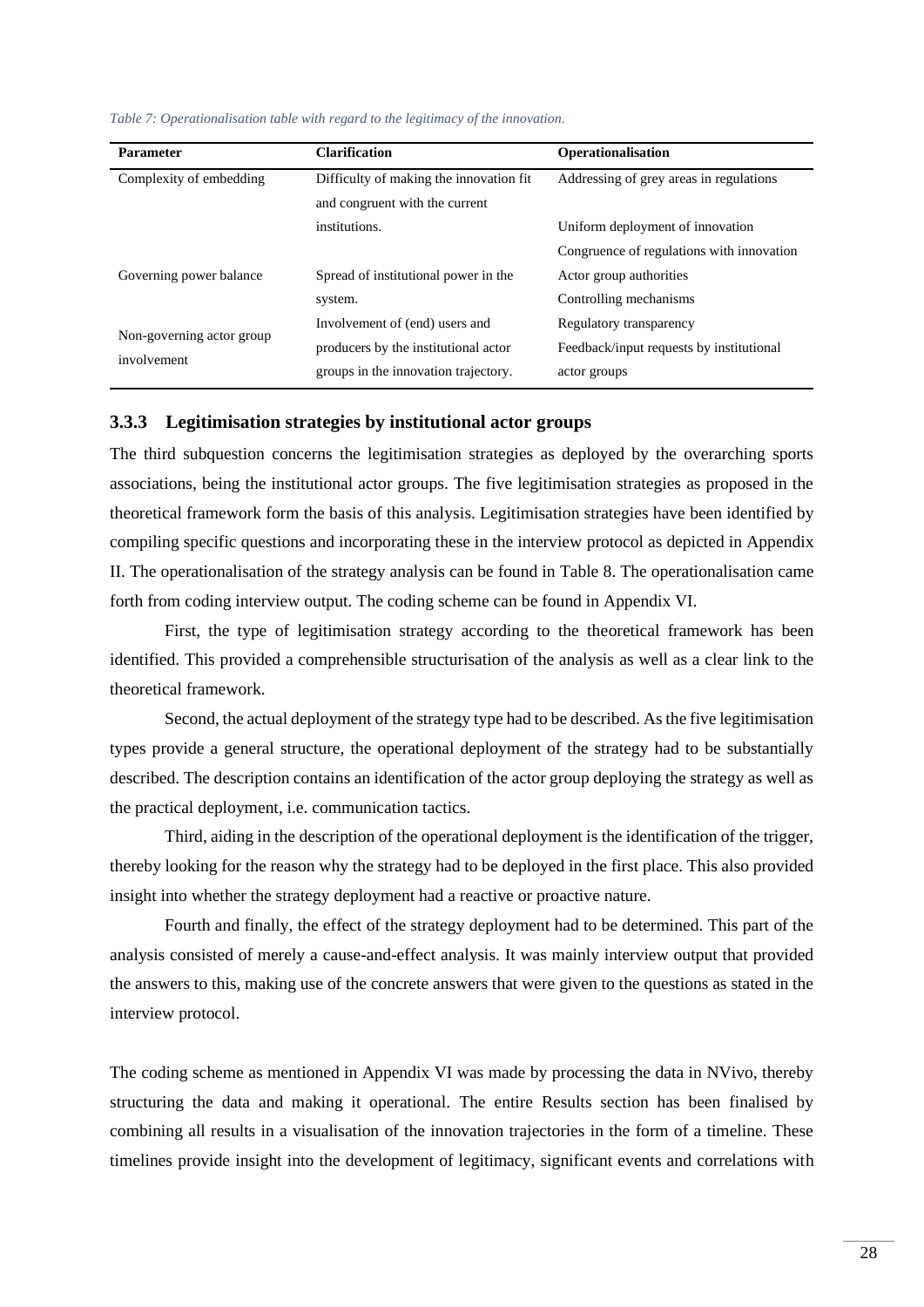*Table 7: Operationalisation table with regard to the legitimacy of the innovation.*

| Parameter | Clarification | Operationalisation |
|---|---|---|
| Complexity of embedding | Difficulty of making the innovation fit and congruent with the current institutions. | Addressing of grey areas in regulations<br>Uniform deployment of innovation<br>Congruence of regulations with innovation |
| Governing power balance | Spread of institutional power in the system. | Actor group authorities<br>Controlling mechanisms |
| Non-governing actor group involvement | Involvement of (end) users and producers by the institutional actor groups in the innovation trajectory. | Regulatory transparency<br>Feedback/input requests by institutional actor groups |

### 3.3.3 Legitimisation strategies by institutional actor groups

The third subquestion concerns the legitimisation strategies as deployed by the overarching sports associations, being the institutional actor groups. The five legitimisation strategies as proposed in the theoretical framework form the basis of this analysis. Legitimisation strategies have been identified by compiling specific questions and incorporating these in the interview protocol as depicted in Appendix II. The operationalisation of the strategy analysis can be found in Table 8. The operationalisation came forth from coding interview output. The coding scheme can be found in Appendix VI.

First, the type of legitimisation strategy according to the theoretical framework has been identified. This provided a comprehensible structurisation of the analysis as well as a clear link to the theoretical framework.

Second, the actual deployment of the strategy type had to be described. As the five legitimisation types provide a general structure, the operational deployment of the strategy had to be substantially described. The description contains an identification of the actor group deploying the strategy as well as the practical deployment, i.e. communication tactics.

Third, aiding in the description of the operational deployment is the identification of the trigger, thereby looking for the reason why the strategy had to be deployed in the first place. This also provided insight into whether the strategy deployment had a reactive or proactive nature.

Fourth and finally, the effect of the strategy deployment had to be determined. This part of the analysis consisted of merely a cause-and-effect analysis. It was mainly interview output that provided the answers to this, making use of the concrete answers that were given to the questions as stated in the interview protocol.

The coding scheme as mentioned in Appendix VI was made by processing the data in NVivo, thereby structuring the data and making it operational. The entire Results section has been finalised by combining all results in a visualisation of the innovation trajectories in the form of a timeline. These timelines provide insight into the development of legitimacy, significant events and correlations with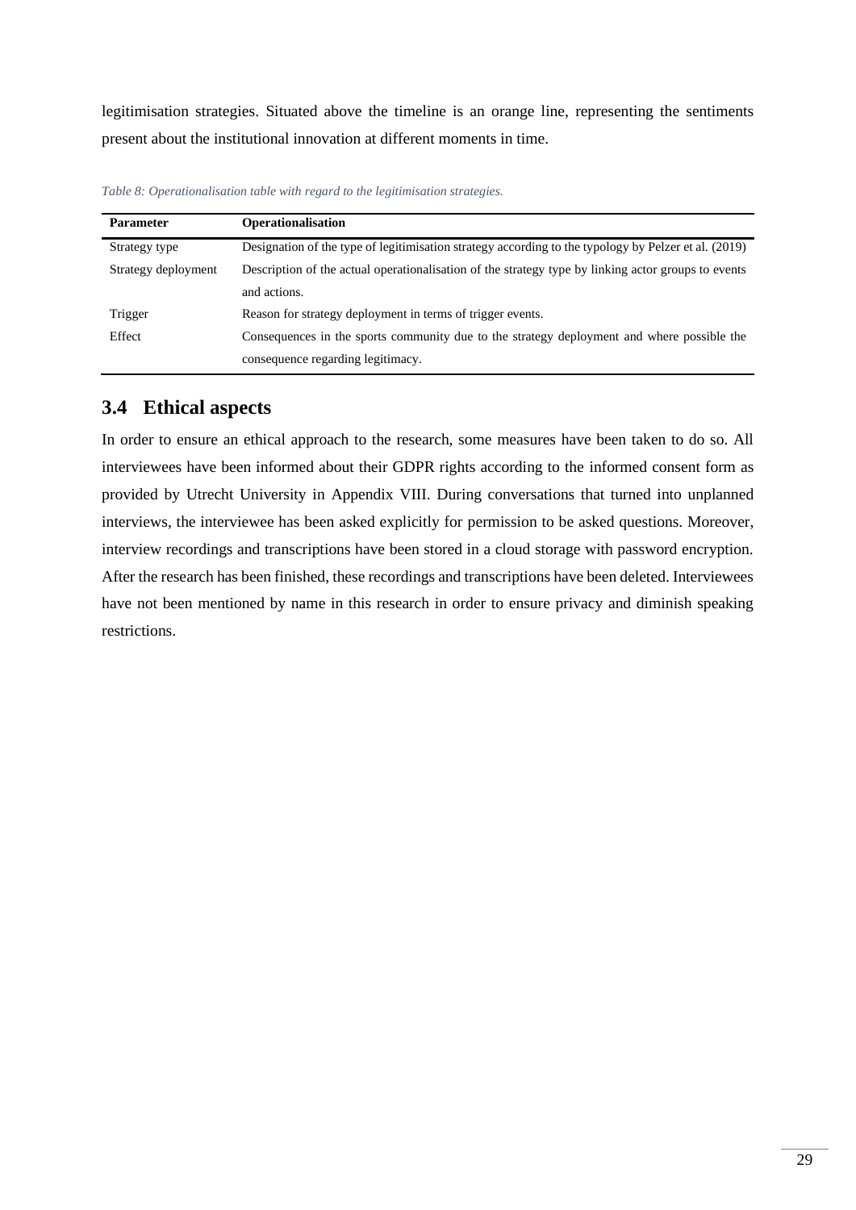legitimisation strategies. Situated above the timeline is an orange line, representing the sentiments present about the institutional innovation at different moments in time.

*Table 8: Operationalisation table with regard to the legitimisation strategies.*

| Parameter | Operationalisation |
|---|---|
| Strategy type | Designation of the type of legitimisation strategy according to the typology by Pelzer et al. (2019) |
| Strategy deployment | Description of the actual operationalisation of the strategy type by linking actor groups to events and actions. |
| Trigger | Reason for strategy deployment in terms of trigger events. |
| Effect | Consequences in the sports community due to the strategy deployment and where possible the consequence regarding legitimacy. |

## 3.4 Ethical aspects

In order to ensure an ethical approach to the research, some measures have been taken to do so. All interviewees have been informed about their GDPR rights according to the informed consent form as provided by Utrecht University in Appendix VIII. During conversations that turned into unplanned interviews, the interviewee has been asked explicitly for permission to be asked questions. Moreover, interview recordings and transcriptions have been stored in a cloud storage with password encryption. After the research has been finished, these recordings and transcriptions have been deleted. Interviewees have not been mentioned by name in this research in order to ensure privacy and diminish speaking restrictions.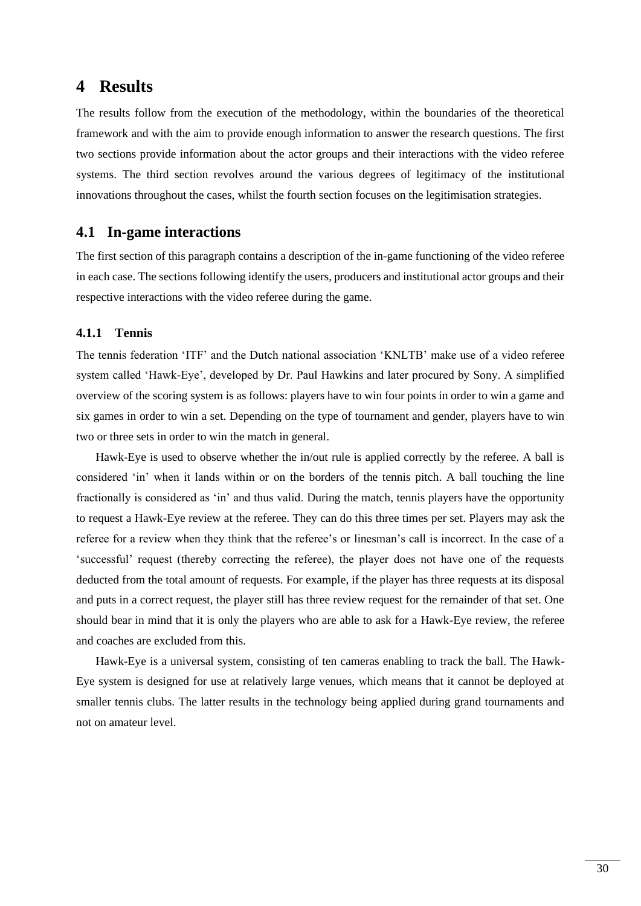# 4 Results

The results follow from the execution of the methodology, within the boundaries of the theoretical framework and with the aim to provide enough information to answer the research questions. The first two sections provide information about the actor groups and their interactions with the video referee systems. The third section revolves around the various degrees of legitimacy of the institutional innovations throughout the cases, whilst the fourth section focuses on the legitimisation strategies.

## 4.1 In-game interactions

The first section of this paragraph contains a description of the in-game functioning of the video referee in each case. The sections following identify the users, producers and institutional actor groups and their respective interactions with the video referee during the game.

### 4.1.1 Tennis

The tennis federation 'ITF' and the Dutch national association 'KNLTB' make use of a video referee system called 'Hawk-Eye', developed by Dr. Paul Hawkins and later procured by Sony. A simplified overview of the scoring system is as follows: players have to win four points in order to win a game and six games in order to win a set. Depending on the type of tournament and gender, players have to win two or three sets in order to win the match in general.

Hawk-Eye is used to observe whether the in/out rule is applied correctly by the referee. A ball is considered 'in' when it lands within or on the borders of the tennis pitch. A ball touching the line fractionally is considered as 'in' and thus valid. During the match, tennis players have the opportunity to request a Hawk-Eye review at the referee. They can do this three times per set. Players may ask the referee for a review when they think that the referee's or linesman's call is incorrect. In the case of a 'successful' request (thereby correcting the referee), the player does not have one of the requests deducted from the total amount of requests. For example, if the player has three requests at its disposal and puts in a correct request, the player still has three review request for the remainder of that set. One should bear in mind that it is only the players who are able to ask for a Hawk-Eye review, the referee and coaches are excluded from this.

Hawk-Eye is a universal system, consisting of ten cameras enabling to track the ball. The Hawk-Eye system is designed for use at relatively large venues, which means that it cannot be deployed at smaller tennis clubs. The latter results in the technology being applied during grand tournaments and not on amateur level.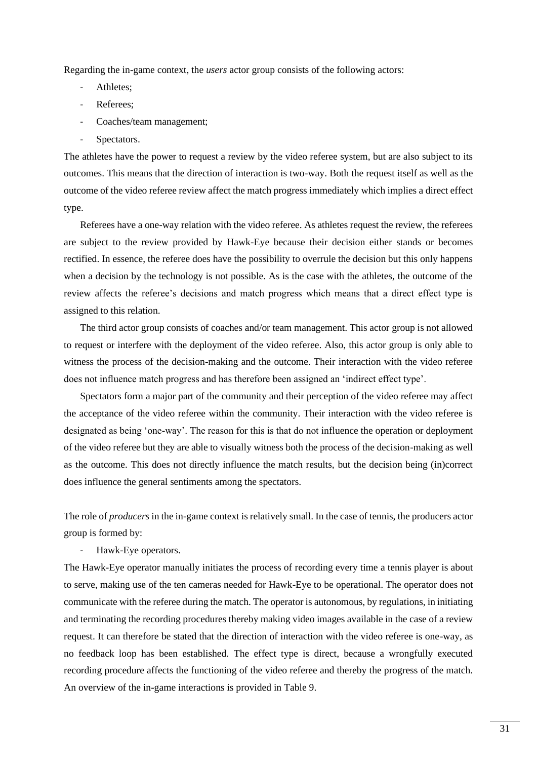Regarding the in-game context, the *users* actor group consists of the following actors:

- Athletes;
- Referees;
- Coaches/team management;
- Spectators.

The athletes have the power to request a review by the video referee system, but are also subject to its outcomes. This means that the direction of interaction is two-way. Both the request itself as well as the outcome of the video referee review affect the match progress immediately which implies a direct effect type.

Referees have a one-way relation with the video referee. As athletes request the review, the referees are subject to the review provided by Hawk-Eye because their decision either stands or becomes rectified. In essence, the referee does have the possibility to overrule the decision but this only happens when a decision by the technology is not possible. As is the case with the athletes, the outcome of the review affects the referee's decisions and match progress which means that a direct effect type is assigned to this relation.

The third actor group consists of coaches and/or team management. This actor group is not allowed to request or interfere with the deployment of the video referee. Also, this actor group is only able to witness the process of the decision-making and the outcome. Their interaction with the video referee does not influence match progress and has therefore been assigned an 'indirect effect type'.

Spectators form a major part of the community and their perception of the video referee may affect the acceptance of the video referee within the community. Their interaction with the video referee is designated as being 'one-way'. The reason for this is that do not influence the operation or deployment of the video referee but they are able to visually witness both the process of the decision-making as well as the outcome. This does not directly influence the match results, but the decision being (in)correct does influence the general sentiments among the spectators.

The role of *producers* in the in-game context is relatively small. In the case of tennis, the producers actor group is formed by:

- Hawk-Eye operators.

The Hawk-Eye operator manually initiates the process of recording every time a tennis player is about to serve, making use of the ten cameras needed for Hawk-Eye to be operational. The operator does not communicate with the referee during the match. The operator is autonomous, by regulations, in initiating and terminating the recording procedures thereby making video images available in the case of a review request. It can therefore be stated that the direction of interaction with the video referee is one-way, as no feedback loop has been established. The effect type is direct, because a wrongfully executed recording procedure affects the functioning of the video referee and thereby the progress of the match. An overview of the in-game interactions is provided in Table 9.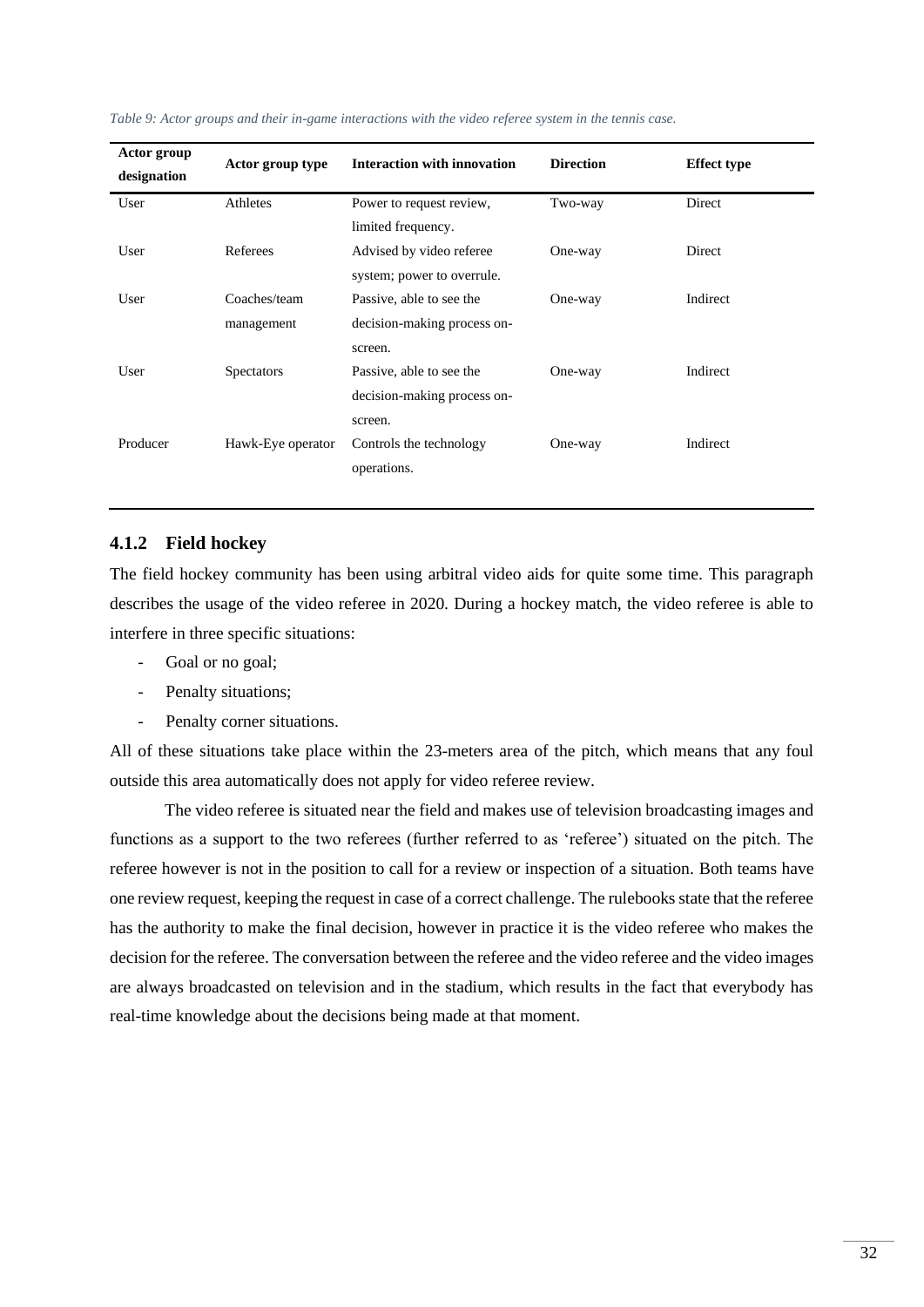*Table 9: Actor groups and their in-game interactions with the video referee system in the tennis case.*

| Actor group designation | Actor group type | Interaction with innovation | Direction | Effect type |
|---|---|---|---|---|
| User | Athletes | Power to request review, limited frequency. | Two-way | Direct |
| User | Referees | Advised by video referee system; power to overrule. | One-way | Direct |
| User | Coaches/team management | Passive, able to see the decision-making process on-screen. | One-way | Indirect |
| User | Spectators | Passive, able to see the decision-making process on-screen. | One-way | Indirect |
| Producer | Hawk-Eye operator | Controls the technology operations. | One-way | Indirect |

### 4.1.2 Field hockey

The field hockey community has been using arbitral video aids for quite some time. This paragraph describes the usage of the video referee in 2020. During a hockey match, the video referee is able to interfere in three specific situations:

- Goal or no goal;
- Penalty situations;
- Penalty corner situations.

All of these situations take place within the 23-meters area of the pitch, which means that any foul outside this area automatically does not apply for video referee review.

The video referee is situated near the field and makes use of television broadcasting images and functions as a support to the two referees (further referred to as 'referee') situated on the pitch. The referee however is not in the position to call for a review or inspection of a situation. Both teams have one review request, keeping the request in case of a correct challenge. The rulebooks state that the referee has the authority to make the final decision, however in practice it is the video referee who makes the decision for the referee. The conversation between the referee and the video referee and the video images are always broadcasted on television and in the stadium, which results in the fact that everybody has real-time knowledge about the decisions being made at that moment.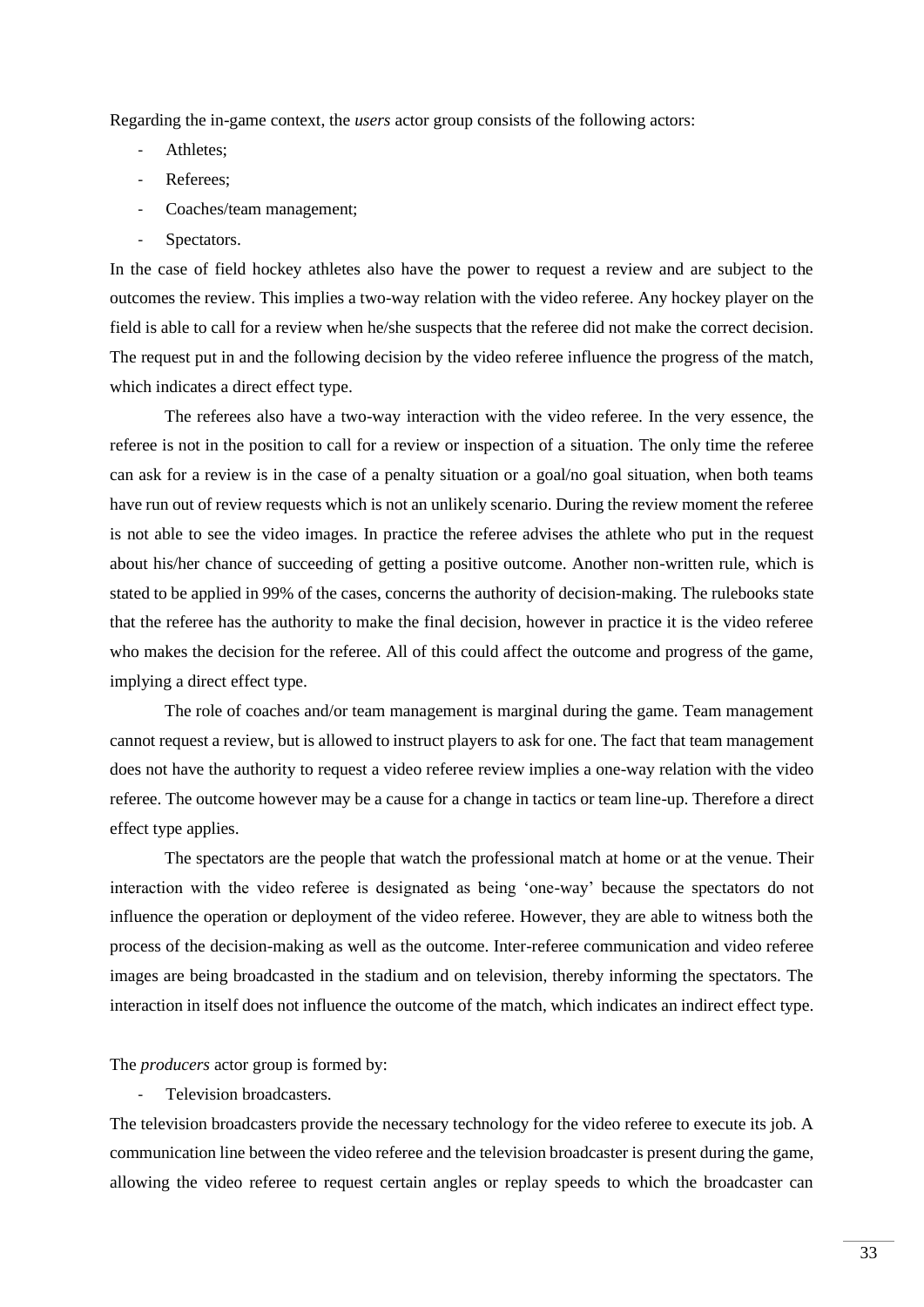Regarding the in-game context, the *users* actor group consists of the following actors:

- Athletes;
- Referees;
- Coaches/team management;
- Spectators.

In the case of field hockey athletes also have the power to request a review and are subject to the outcomes the review. This implies a two-way relation with the video referee. Any hockey player on the field is able to call for a review when he/she suspects that the referee did not make the correct decision. The request put in and the following decision by the video referee influence the progress of the match, which indicates a direct effect type.

The referees also have a two-way interaction with the video referee. In the very essence, the referee is not in the position to call for a review or inspection of a situation. The only time the referee can ask for a review is in the case of a penalty situation or a goal/no goal situation, when both teams have run out of review requests which is not an unlikely scenario. During the review moment the referee is not able to see the video images. In practice the referee advises the athlete who put in the request about his/her chance of succeeding of getting a positive outcome. Another non-written rule, which is stated to be applied in 99% of the cases, concerns the authority of decision-making. The rulebooks state that the referee has the authority to make the final decision, however in practice it is the video referee who makes the decision for the referee. All of this could affect the outcome and progress of the game, implying a direct effect type.

The role of coaches and/or team management is marginal during the game. Team management cannot request a review, but is allowed to instruct players to ask for one. The fact that team management does not have the authority to request a video referee review implies a one-way relation with the video referee. The outcome however may be a cause for a change in tactics or team line-up. Therefore a direct effect type applies.

The spectators are the people that watch the professional match at home or at the venue. Their interaction with the video referee is designated as being 'one-way' because the spectators do not influence the operation or deployment of the video referee. However, they are able to witness both the process of the decision-making as well as the outcome. Inter-referee communication and video referee images are being broadcasted in the stadium and on television, thereby informing the spectators. The interaction in itself does not influence the outcome of the match, which indicates an indirect effect type.

The *producers* actor group is formed by:

- Television broadcasters.

The television broadcasters provide the necessary technology for the video referee to execute its job. A communication line between the video referee and the television broadcaster is present during the game, allowing the video referee to request certain angles or replay speeds to which the broadcaster can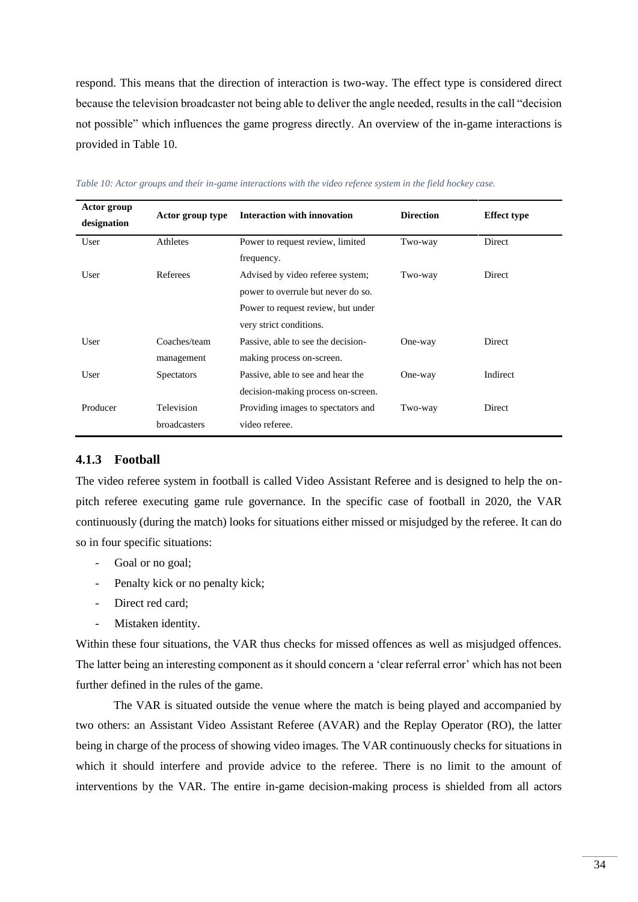respond. This means that the direction of interaction is two-way. The effect type is considered direct because the television broadcaster not being able to deliver the angle needed, results in the call "decision not possible" which influences the game progress directly. An overview of the in-game interactions is provided in Table 10.

*Table 10: Actor groups and their in-game interactions with the video referee system in the field hockey case.*

| Actor group designation | Actor group type | Interaction with innovation | Direction | Effect type |
|---|---|---|---|---|
| User | Athletes | Power to request review, limited frequency. | Two-way | Direct |
| User | Referees | Advised by video referee system; power to overrule but never do so. Power to request review, but under very strict conditions. | Two-way | Direct |
| User | Coaches/team management | Passive, able to see the decision-making process on-screen. | One-way | Direct |
| User | Spectators | Passive, able to see and hear the decision-making process on-screen. | One-way | Indirect |
| Producer | Television broadcasters | Providing images to spectators and video referee. | Two-way | Direct |

### 4.1.3 Football

The video referee system in football is called Video Assistant Referee and is designed to help the on-pitch referee executing game rule governance. In the specific case of football in 2020, the VAR continuously (during the match) looks for situations either missed or misjudged by the referee. It can do so in four specific situations:

- Goal or no goal;
- Penalty kick or no penalty kick;
- Direct red card;
- Mistaken identity.

Within these four situations, the VAR thus checks for missed offences as well as misjudged offences. The latter being an interesting component as it should concern a 'clear referral error' which has not been further defined in the rules of the game.

The VAR is situated outside the venue where the match is being played and accompanied by two others: an Assistant Video Assistant Referee (AVAR) and the Replay Operator (RO), the latter being in charge of the process of showing video images. The VAR continuously checks for situations in which it should interfere and provide advice to the referee. There is no limit to the amount of interventions by the VAR. The entire in-game decision-making process is shielded from all actors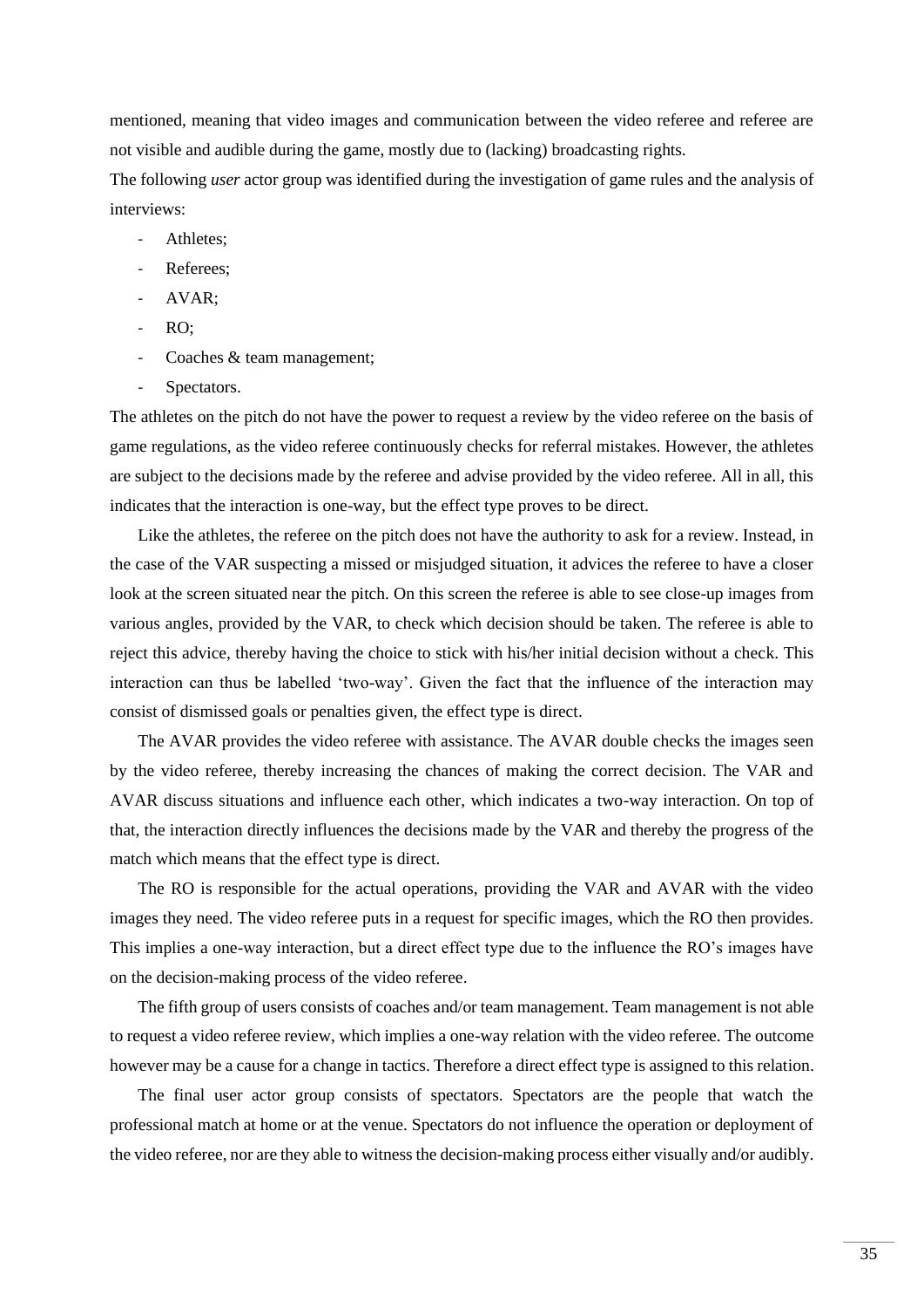mentioned, meaning that video images and communication between the video referee and referee are not visible and audible during the game, mostly due to (lacking) broadcasting rights.

The following *user* actor group was identified during the investigation of game rules and the analysis of interviews:

- Athletes;
- Referees;
- AVAR;
- RO;
- Coaches & team management;
- Spectators.

The athletes on the pitch do not have the power to request a review by the video referee on the basis of game regulations, as the video referee continuously checks for referral mistakes. However, the athletes are subject to the decisions made by the referee and advise provided by the video referee. All in all, this indicates that the interaction is one-way, but the effect type proves to be direct.

Like the athletes, the referee on the pitch does not have the authority to ask for a review. Instead, in the case of the VAR suspecting a missed or misjudged situation, it advices the referee to have a closer look at the screen situated near the pitch. On this screen the referee is able to see close-up images from various angles, provided by the VAR, to check which decision should be taken. The referee is able to reject this advice, thereby having the choice to stick with his/her initial decision without a check. This interaction can thus be labelled 'two-way'. Given the fact that the influence of the interaction may consist of dismissed goals or penalties given, the effect type is direct.

The AVAR provides the video referee with assistance. The AVAR double checks the images seen by the video referee, thereby increasing the chances of making the correct decision. The VAR and AVAR discuss situations and influence each other, which indicates a two-way interaction. On top of that, the interaction directly influences the decisions made by the VAR and thereby the progress of the match which means that the effect type is direct.

The RO is responsible for the actual operations, providing the VAR and AVAR with the video images they need. The video referee puts in a request for specific images, which the RO then provides. This implies a one-way interaction, but a direct effect type due to the influence the RO's images have on the decision-making process of the video referee.

The fifth group of users consists of coaches and/or team management. Team management is not able to request a video referee review, which implies a one-way relation with the video referee. The outcome however may be a cause for a change in tactics. Therefore a direct effect type is assigned to this relation.

The final user actor group consists of spectators. Spectators are the people that watch the professional match at home or at the venue. Spectators do not influence the operation or deployment of the video referee, nor are they able to witness the decision-making process either visually and/or audibly.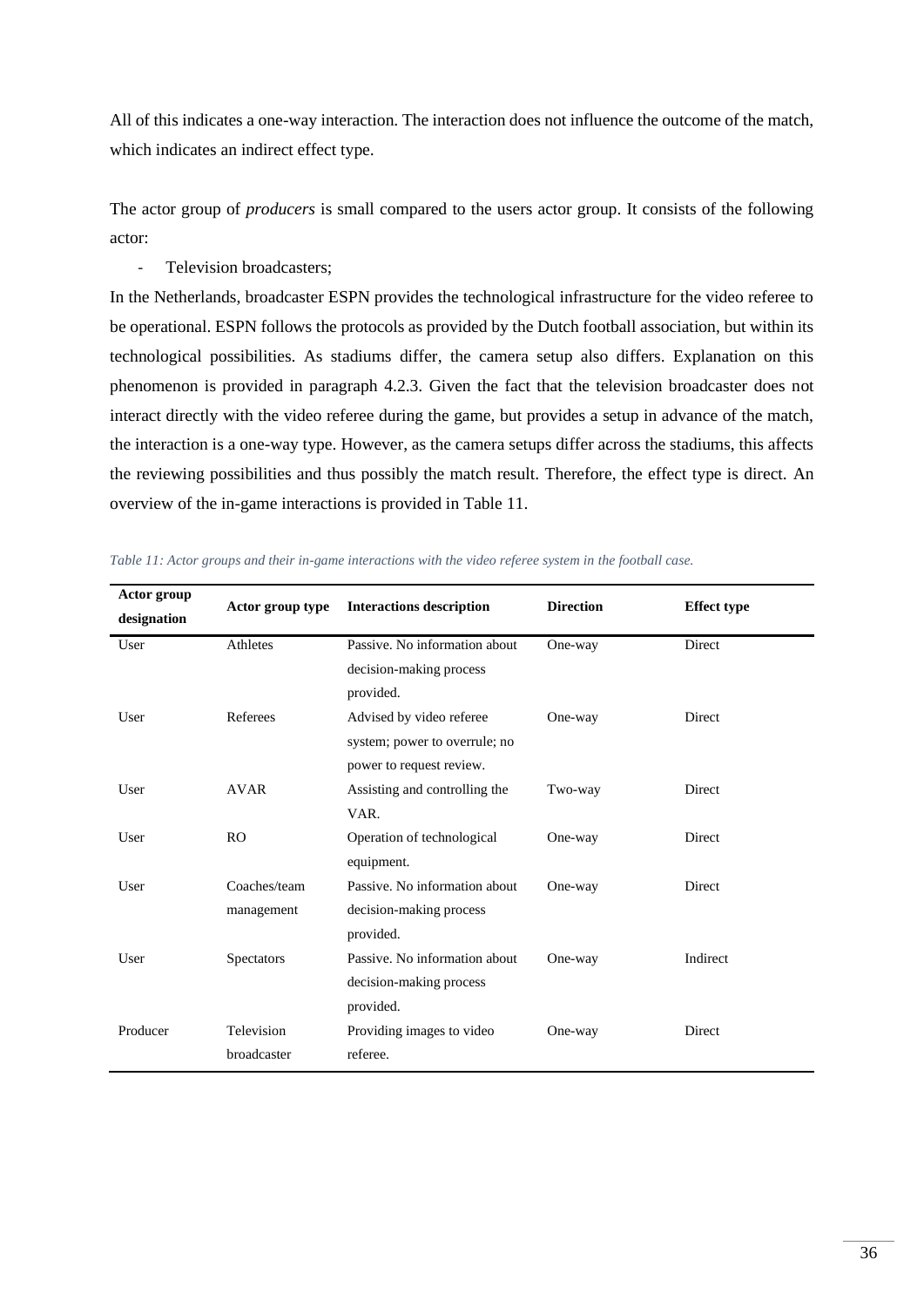All of this indicates a one-way interaction. The interaction does not influence the outcome of the match, which indicates an indirect effect type.

The actor group of *producers* is small compared to the users actor group. It consists of the following actor:

- Television broadcasters;

In the Netherlands, broadcaster ESPN provides the technological infrastructure for the video referee to be operational. ESPN follows the protocols as provided by the Dutch football association, but within its technological possibilities. As stadiums differ, the camera setup also differs. Explanation on this phenomenon is provided in paragraph 4.2.3. Given the fact that the television broadcaster does not interact directly with the video referee during the game, but provides a setup in advance of the match, the interaction is a one-way type. However, as the camera setups differ across the stadiums, this affects the reviewing possibilities and thus possibly the match result. Therefore, the effect type is direct. An overview of the in-game interactions is provided in Table 11.

*Table 11: Actor groups and their in-game interactions with the video referee system in the football case.*

| Actor group designation | Actor group type | Interactions description | Direction | Effect type |
|---|---|---|---|---|
| User | Athletes | Passive. No information about decision-making process provided. | One-way | Direct |
| User | Referees | Advised by video referee system; power to overrule; no power to request review. | One-way | Direct |
| User | AVAR | Assisting and controlling the VAR. | Two-way | Direct |
| User | RO | Operation of technological equipment. | One-way | Direct |
| User | Coaches/team management | Passive. No information about decision-making process provided. | One-way | Direct |
| User | Spectators | Passive. No information about decision-making process provided. | One-way | Indirect |
| Producer | Television broadcaster | Providing images to video referee. | One-way | Direct |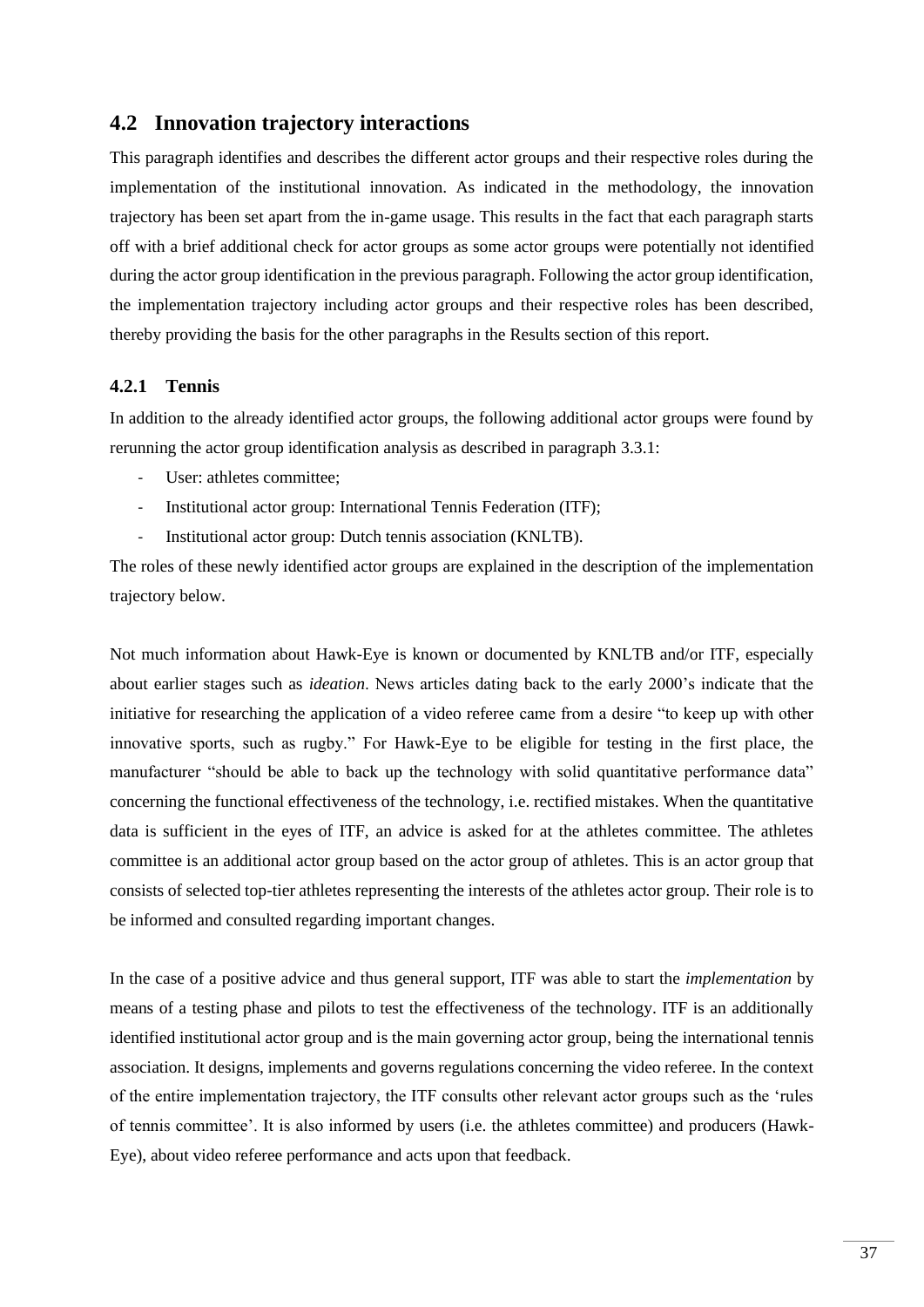## 4.2 Innovation trajectory interactions

This paragraph identifies and describes the different actor groups and their respective roles during the implementation of the institutional innovation. As indicated in the methodology, the innovation trajectory has been set apart from the in-game usage. This results in the fact that each paragraph starts off with a brief additional check for actor groups as some actor groups were potentially not identified during the actor group identification in the previous paragraph. Following the actor group identification, the implementation trajectory including actor groups and their respective roles has been described, thereby providing the basis for the other paragraphs in the Results section of this report.

### 4.2.1 Tennis

In addition to the already identified actor groups, the following additional actor groups were found by rerunning the actor group identification analysis as described in paragraph 3.3.1:

- User: athletes committee;
- Institutional actor group: International Tennis Federation (ITF);
- Institutional actor group: Dutch tennis association (KNLTB).

The roles of these newly identified actor groups are explained in the description of the implementation trajectory below.

Not much information about Hawk-Eye is known or documented by KNLTB and/or ITF, especially about earlier stages such as *ideation*. News articles dating back to the early 2000's indicate that the initiative for researching the application of a video referee came from a desire "to keep up with other innovative sports, such as rugby." For Hawk-Eye to be eligible for testing in the first place, the manufacturer "should be able to back up the technology with solid quantitative performance data" concerning the functional effectiveness of the technology, i.e. rectified mistakes. When the quantitative data is sufficient in the eyes of ITF, an advice is asked for at the athletes committee. The athletes committee is an additional actor group based on the actor group of athletes. This is an actor group that consists of selected top-tier athletes representing the interests of the athletes actor group. Their role is to be informed and consulted regarding important changes.

In the case of a positive advice and thus general support, ITF was able to start the *implementation* by means of a testing phase and pilots to test the effectiveness of the technology. ITF is an additionally identified institutional actor group and is the main governing actor group, being the international tennis association. It designs, implements and governs regulations concerning the video referee. In the context of the entire implementation trajectory, the ITF consults other relevant actor groups such as the 'rules of tennis committee'. It is also informed by users (i.e. the athletes committee) and producers (Hawk-Eye), about video referee performance and acts upon that feedback.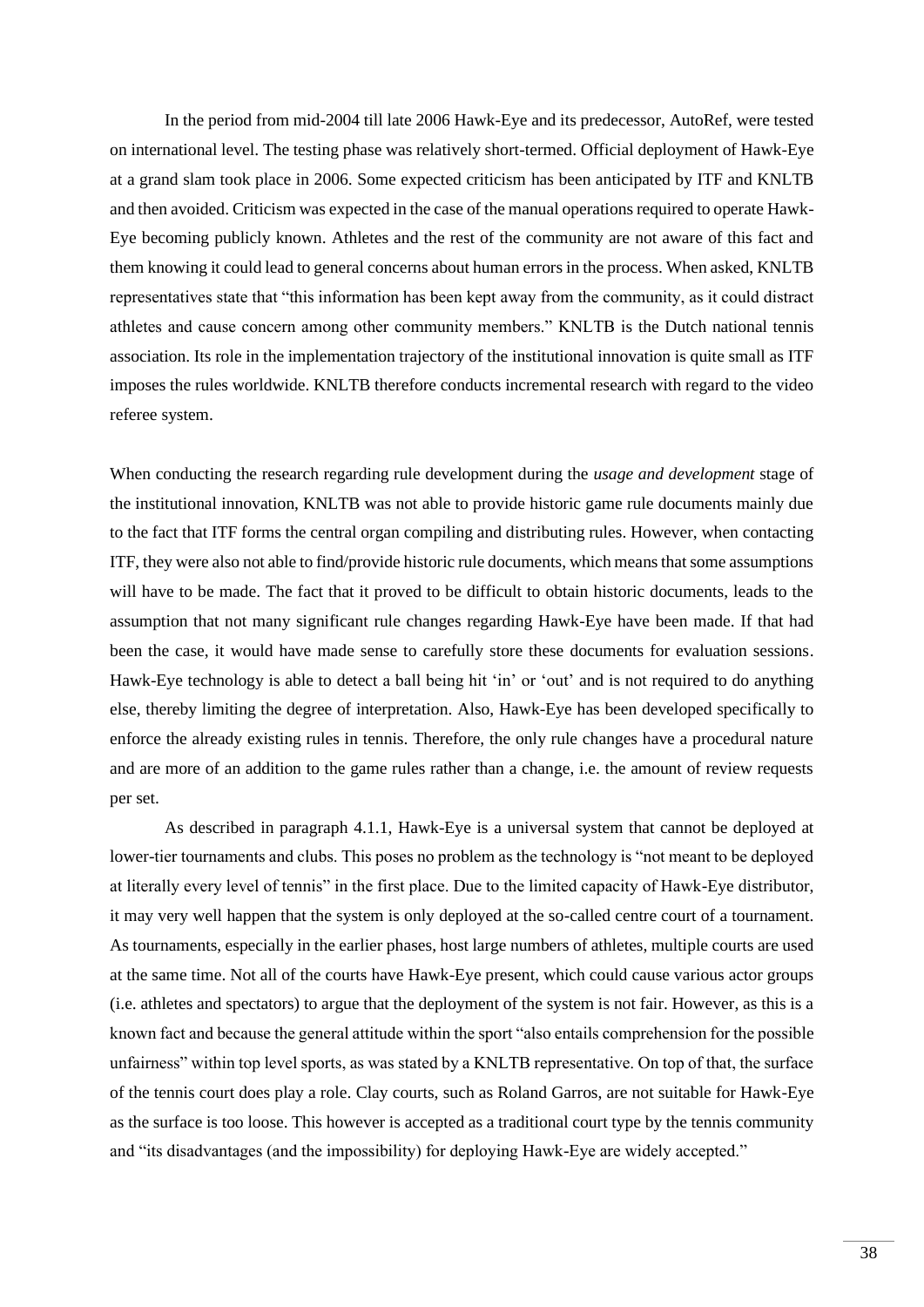In the period from mid-2004 till late 2006 Hawk-Eye and its predecessor, AutoRef, were tested on international level. The testing phase was relatively short-termed. Official deployment of Hawk-Eye at a grand slam took place in 2006. Some expected criticism has been anticipated by ITF and KNLTB and then avoided. Criticism was expected in the case of the manual operations required to operate Hawk-Eye becoming publicly known. Athletes and the rest of the community are not aware of this fact and them knowing it could lead to general concerns about human errors in the process. When asked, KNLTB representatives state that "this information has been kept away from the community, as it could distract athletes and cause concern among other community members." KNLTB is the Dutch national tennis association. Its role in the implementation trajectory of the institutional innovation is quite small as ITF imposes the rules worldwide. KNLTB therefore conducts incremental research with regard to the video referee system.

When conducting the research regarding rule development during the *usage and development* stage of the institutional innovation, KNLTB was not able to provide historic game rule documents mainly due to the fact that ITF forms the central organ compiling and distributing rules. However, when contacting ITF, they were also not able to find/provide historic rule documents, which means that some assumptions will have to be made. The fact that it proved to be difficult to obtain historic documents, leads to the assumption that not many significant rule changes regarding Hawk-Eye have been made. If that had been the case, it would have made sense to carefully store these documents for evaluation sessions. Hawk-Eye technology is able to detect a ball being hit 'in' or 'out' and is not required to do anything else, thereby limiting the degree of interpretation. Also, Hawk-Eye has been developed specifically to enforce the already existing rules in tennis. Therefore, the only rule changes have a procedural nature and are more of an addition to the game rules rather than a change, i.e. the amount of review requests per set.

As described in paragraph 4.1.1, Hawk-Eye is a universal system that cannot be deployed at lower-tier tournaments and clubs. This poses no problem as the technology is "not meant to be deployed at literally every level of tennis" in the first place. Due to the limited capacity of Hawk-Eye distributor, it may very well happen that the system is only deployed at the so-called centre court of a tournament. As tournaments, especially in the earlier phases, host large numbers of athletes, multiple courts are used at the same time. Not all of the courts have Hawk-Eye present, which could cause various actor groups (i.e. athletes and spectators) to argue that the deployment of the system is not fair. However, as this is a known fact and because the general attitude within the sport "also entails comprehension for the possible unfairness" within top level sports, as was stated by a KNLTB representative. On top of that, the surface of the tennis court does play a role. Clay courts, such as Roland Garros, are not suitable for Hawk-Eye as the surface is too loose. This however is accepted as a traditional court type by the tennis community and "its disadvantages (and the impossibility) for deploying Hawk-Eye are widely accepted."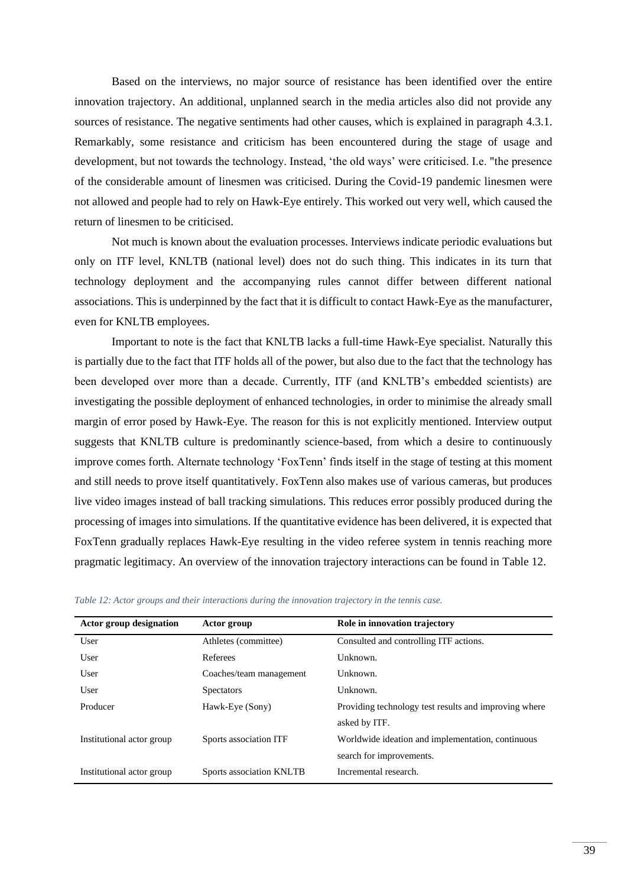Based on the interviews, no major source of resistance has been identified over the entire innovation trajectory. An additional, unplanned search in the media articles also did not provide any sources of resistance. The negative sentiments had other causes, which is explained in paragraph 4.3.1. Remarkably, some resistance and criticism has been encountered during the stage of usage and development, but not towards the technology. Instead, 'the old ways' were criticised. I.e. "the presence of the considerable amount of linesmen was criticised. During the Covid-19 pandemic linesmen were not allowed and people had to rely on Hawk-Eye entirely. This worked out very well, which caused the return of linesmen to be criticised.

Not much is known about the evaluation processes. Interviews indicate periodic evaluations but only on ITF level, KNLTB (national level) does not do such thing. This indicates in its turn that technology deployment and the accompanying rules cannot differ between different national associations. This is underpinned by the fact that it is difficult to contact Hawk-Eye as the manufacturer, even for KNLTB employees.

Important to note is the fact that KNLTB lacks a full-time Hawk-Eye specialist. Naturally this is partially due to the fact that ITF holds all of the power, but also due to the fact that the technology has been developed over more than a decade. Currently, ITF (and KNLTB's embedded scientists) are investigating the possible deployment of enhanced technologies, in order to minimise the already small margin of error posed by Hawk-Eye. The reason for this is not explicitly mentioned. Interview output suggests that KNLTB culture is predominantly science-based, from which a desire to continuously improve comes forth. Alternate technology 'FoxTenn' finds itself in the stage of testing at this moment and still needs to prove itself quantitatively. FoxTenn also makes use of various cameras, but produces live video images instead of ball tracking simulations. This reduces error possibly produced during the processing of images into simulations. If the quantitative evidence has been delivered, it is expected that FoxTenn gradually replaces Hawk-Eye resulting in the video referee system in tennis reaching more pragmatic legitimacy. An overview of the innovation trajectory interactions can be found in Table 12.

*Table 12: Actor groups and their interactions during the innovation trajectory in the tennis case.*

| Actor group designation | Actor group | Role in innovation trajectory |
|---|---|---|
| User | Athletes (committee) | Consulted and controlling ITF actions. |
| User | Referees | Unknown. |
| User | Coaches/team management | Unknown. |
| User | Spectators | Unknown. |
| Producer | Hawk-Eye (Sony) | Providing technology test results and improving where asked by ITF. |
| Institutional actor group | Sports association ITF | Worldwide ideation and implementation, continuous search for improvements. |
| Institutional actor group | Sports association KNLTB | Incremental research. |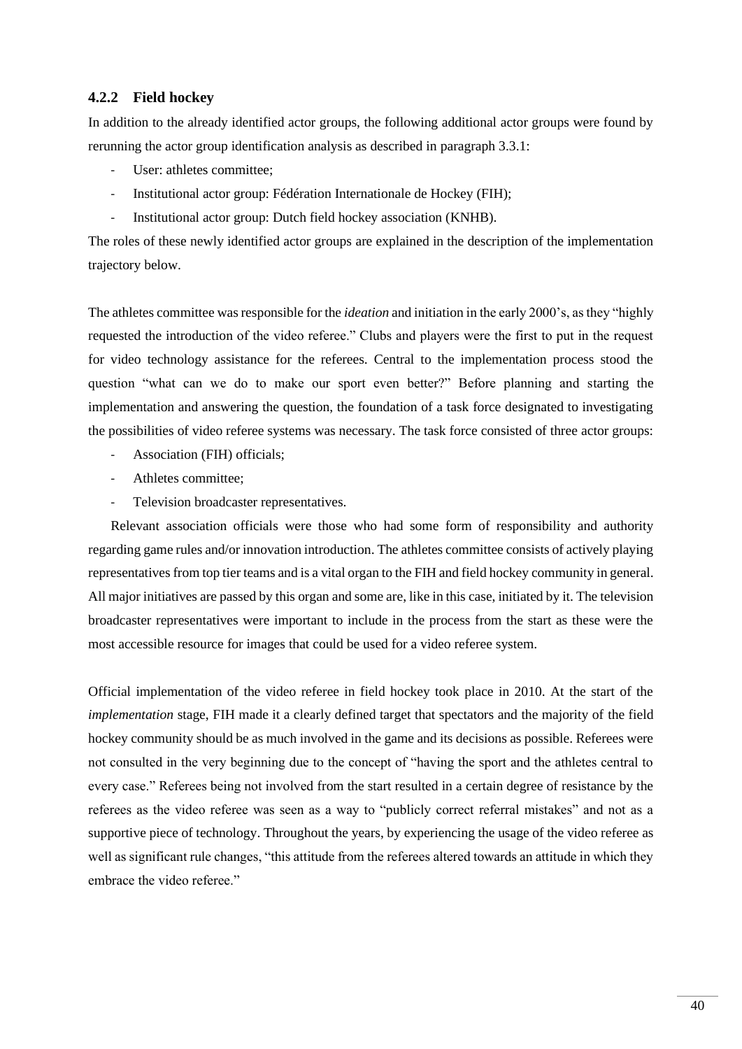### 4.2.2 Field hockey

In addition to the already identified actor groups, the following additional actor groups were found by rerunning the actor group identification analysis as described in paragraph 3.3.1:

- User: athletes committee;
- Institutional actor group: Fédération Internationale de Hockey (FIH);
- Institutional actor group: Dutch field hockey association (KNHB).

The roles of these newly identified actor groups are explained in the description of the implementation trajectory below.

The athletes committee was responsible for the *ideation* and initiation in the early 2000's, as they "highly requested the introduction of the video referee." Clubs and players were the first to put in the request for video technology assistance for the referees. Central to the implementation process stood the question "what can we do to make our sport even better?" Before planning and starting the implementation and answering the question, the foundation of a task force designated to investigating the possibilities of video referee systems was necessary. The task force consisted of three actor groups:

- Association (FIH) officials;
- Athletes committee;
- Television broadcaster representatives.

Relevant association officials were those who had some form of responsibility and authority regarding game rules and/or innovation introduction. The athletes committee consists of actively playing representatives from top tier teams and is a vital organ to the FIH and field hockey community in general. All major initiatives are passed by this organ and some are, like in this case, initiated by it. The television broadcaster representatives were important to include in the process from the start as these were the most accessible resource for images that could be used for a video referee system.

Official implementation of the video referee in field hockey took place in 2010. At the start of the *implementation* stage, FIH made it a clearly defined target that spectators and the majority of the field hockey community should be as much involved in the game and its decisions as possible. Referees were not consulted in the very beginning due to the concept of "having the sport and the athletes central to every case." Referees being not involved from the start resulted in a certain degree of resistance by the referees as the video referee was seen as a way to "publicly correct referral mistakes" and not as a supportive piece of technology. Throughout the years, by experiencing the usage of the video referee as well as significant rule changes, "this attitude from the referees altered towards an attitude in which they embrace the video referee."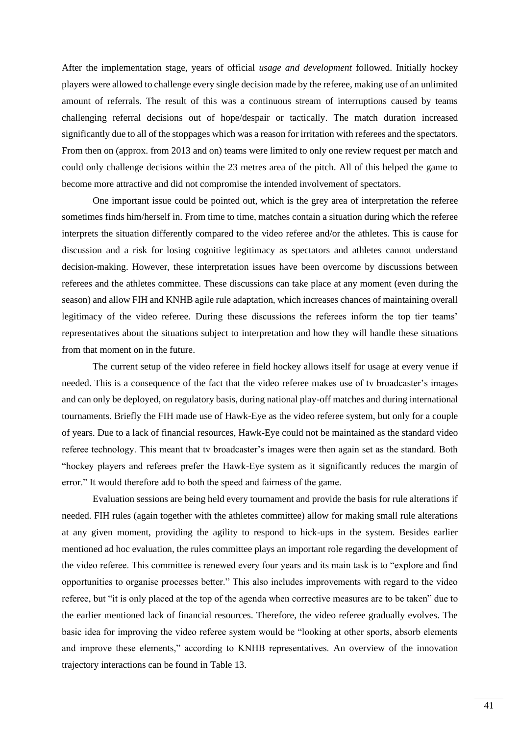After the implementation stage, years of official *usage and development* followed. Initially hockey players were allowed to challenge every single decision made by the referee, making use of an unlimited amount of referrals. The result of this was a continuous stream of interruptions caused by teams challenging referral decisions out of hope/despair or tactically. The match duration increased significantly due to all of the stoppages which was a reason for irritation with referees and the spectators. From then on (approx. from 2013 and on) teams were limited to only one review request per match and could only challenge decisions within the 23 metres area of the pitch. All of this helped the game to become more attractive and did not compromise the intended involvement of spectators.

One important issue could be pointed out, which is the grey area of interpretation the referee sometimes finds him/herself in. From time to time, matches contain a situation during which the referee interprets the situation differently compared to the video referee and/or the athletes. This is cause for discussion and a risk for losing cognitive legitimacy as spectators and athletes cannot understand decision-making. However, these interpretation issues have been overcome by discussions between referees and the athletes committee. These discussions can take place at any moment (even during the season) and allow FIH and KNHB agile rule adaptation, which increases chances of maintaining overall legitimacy of the video referee. During these discussions the referees inform the top tier teams' representatives about the situations subject to interpretation and how they will handle these situations from that moment on in the future.

The current setup of the video referee in field hockey allows itself for usage at every venue if needed. This is a consequence of the fact that the video referee makes use of tv broadcaster's images and can only be deployed, on regulatory basis, during national play-off matches and during international tournaments. Briefly the FIH made use of Hawk-Eye as the video referee system, but only for a couple of years. Due to a lack of financial resources, Hawk-Eye could not be maintained as the standard video referee technology. This meant that tv broadcaster's images were then again set as the standard. Both "hockey players and referees prefer the Hawk-Eye system as it significantly reduces the margin of error." It would therefore add to both the speed and fairness of the game.

Evaluation sessions are being held every tournament and provide the basis for rule alterations if needed. FIH rules (again together with the athletes committee) allow for making small rule alterations at any given moment, providing the agility to respond to hick-ups in the system. Besides earlier mentioned ad hoc evaluation, the rules committee plays an important role regarding the development of the video referee. This committee is renewed every four years and its main task is to "explore and find opportunities to organise processes better." This also includes improvements with regard to the video referee, but "it is only placed at the top of the agenda when corrective measures are to be taken" due to the earlier mentioned lack of financial resources. Therefore, the video referee gradually evolves. The basic idea for improving the video referee system would be "looking at other sports, absorb elements and improve these elements," according to KNHB representatives. An overview of the innovation trajectory interactions can be found in Table 13.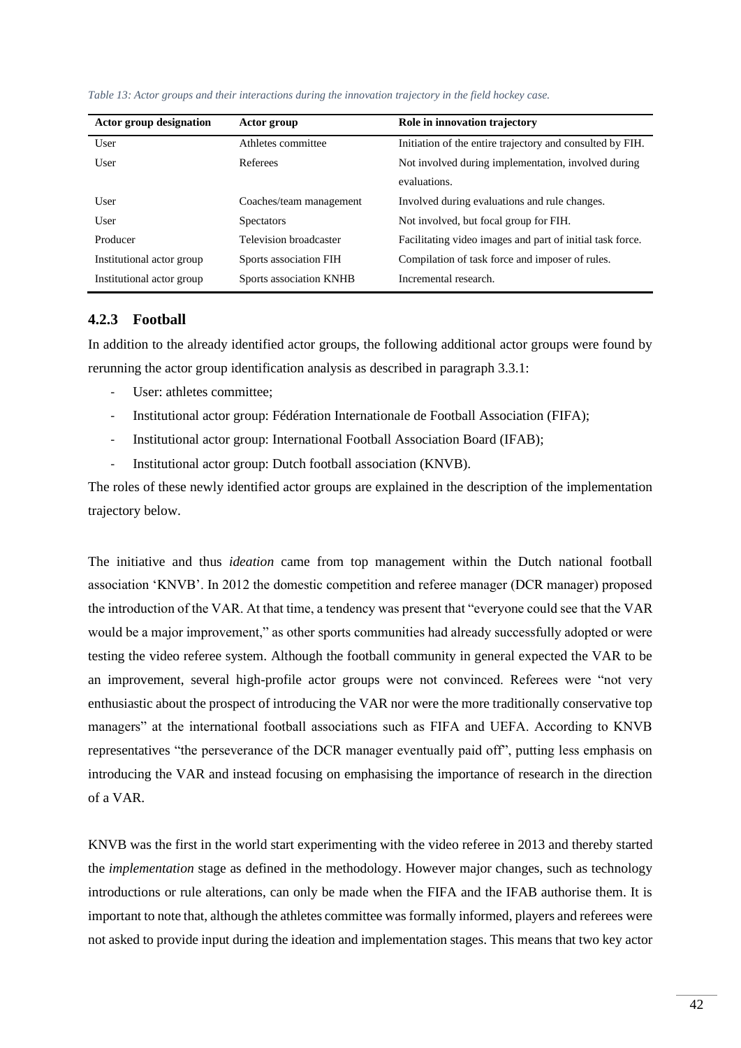*Table 13: Actor groups and their interactions during the innovation trajectory in the field hockey case.*

| Actor group designation | Actor group | Role in innovation trajectory |
|---|---|---|
| User | Athletes committee | Initiation of the entire trajectory and consulted by FIH. |
| User | Referees | Not involved during implementation, involved during evaluations. |
| User | Coaches/team management | Involved during evaluations and rule changes. |
| User | Spectators | Not involved, but focal group for FIH. |
| Producer | Television broadcaster | Facilitating video images and part of initial task force. |
| Institutional actor group | Sports association FIH | Compilation of task force and imposer of rules. |
| Institutional actor group | Sports association KNHB | Incremental research. |

### 4.2.3 Football

In addition to the already identified actor groups, the following additional actor groups were found by rerunning the actor group identification analysis as described in paragraph 3.3.1:

- User: athletes committee;
- Institutional actor group: Fédération Internationale de Football Association (FIFA);
- Institutional actor group: International Football Association Board (IFAB);
- Institutional actor group: Dutch football association (KNVB).

The roles of these newly identified actor groups are explained in the description of the implementation trajectory below.

The initiative and thus *ideation* came from top management within the Dutch national football association 'KNVB'. In 2012 the domestic competition and referee manager (DCR manager) proposed the introduction of the VAR. At that time, a tendency was present that "everyone could see that the VAR would be a major improvement," as other sports communities had already successfully adopted or were testing the video referee system. Although the football community in general expected the VAR to be an improvement, several high-profile actor groups were not convinced. Referees were "not very enthusiastic about the prospect of introducing the VAR nor were the more traditionally conservative top managers" at the international football associations such as FIFA and UEFA. According to KNVB representatives "the perseverance of the DCR manager eventually paid off", putting less emphasis on introducing the VAR and instead focusing on emphasising the importance of research in the direction of a VAR.

KNVB was the first in the world start experimenting with the video referee in 2013 and thereby started the *implementation* stage as defined in the methodology. However major changes, such as technology introductions or rule alterations, can only be made when the FIFA and the IFAB authorise them. It is important to note that, although the athletes committee was formally informed, players and referees were not asked to provide input during the ideation and implementation stages. This means that two key actor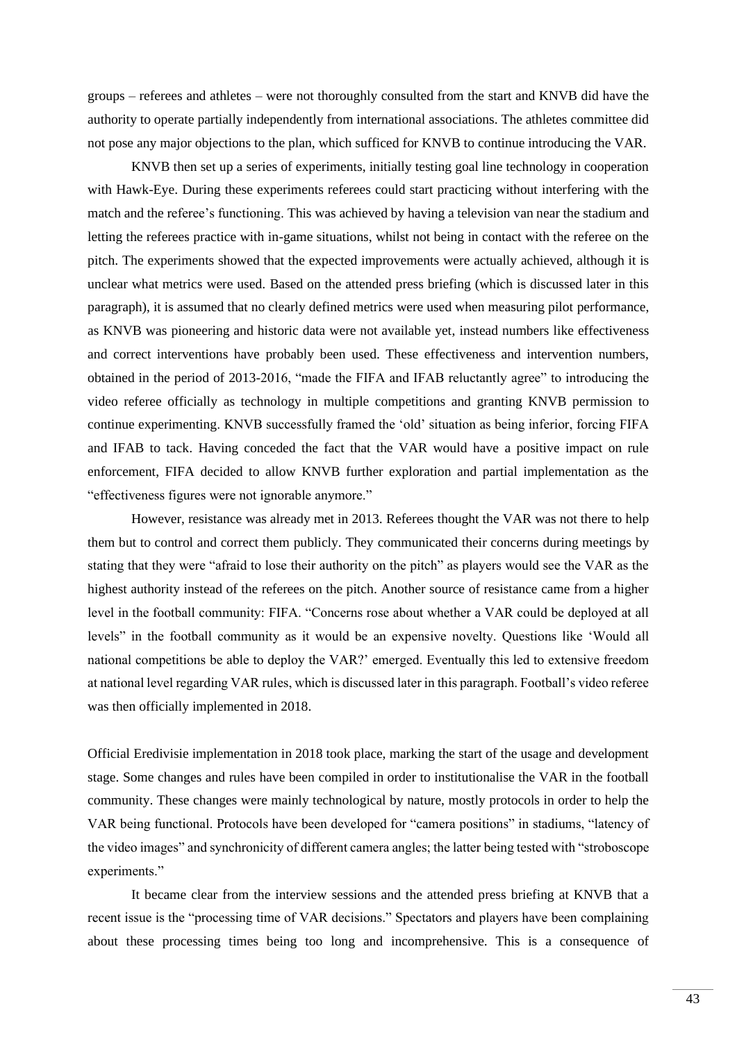groups – referees and athletes – were not thoroughly consulted from the start and KNVB did have the authority to operate partially independently from international associations. The athletes committee did not pose any major objections to the plan, which sufficed for KNVB to continue introducing the VAR.

KNVB then set up a series of experiments, initially testing goal line technology in cooperation with Hawk-Eye. During these experiments referees could start practicing without interfering with the match and the referee's functioning. This was achieved by having a television van near the stadium and letting the referees practice with in-game situations, whilst not being in contact with the referee on the pitch. The experiments showed that the expected improvements were actually achieved, although it is unclear what metrics were used. Based on the attended press briefing (which is discussed later in this paragraph), it is assumed that no clearly defined metrics were used when measuring pilot performance, as KNVB was pioneering and historic data were not available yet, instead numbers like effectiveness and correct interventions have probably been used. These effectiveness and intervention numbers, obtained in the period of 2013-2016, "made the FIFA and IFAB reluctantly agree" to introducing the video referee officially as technology in multiple competitions and granting KNVB permission to continue experimenting. KNVB successfully framed the 'old' situation as being inferior, forcing FIFA and IFAB to tack. Having conceded the fact that the VAR would have a positive impact on rule enforcement, FIFA decided to allow KNVB further exploration and partial implementation as the "effectiveness figures were not ignorable anymore."

However, resistance was already met in 2013. Referees thought the VAR was not there to help them but to control and correct them publicly. They communicated their concerns during meetings by stating that they were "afraid to lose their authority on the pitch" as players would see the VAR as the highest authority instead of the referees on the pitch. Another source of resistance came from a higher level in the football community: FIFA. "Concerns rose about whether a VAR could be deployed at all levels" in the football community as it would be an expensive novelty. Questions like 'Would all national competitions be able to deploy the VAR?' emerged. Eventually this led to extensive freedom at national level regarding VAR rules, which is discussed later in this paragraph. Football's video referee was then officially implemented in 2018.

Official Eredivisie implementation in 2018 took place, marking the start of the usage and development stage. Some changes and rules have been compiled in order to institutionalise the VAR in the football community. These changes were mainly technological by nature, mostly protocols in order to help the VAR being functional. Protocols have been developed for "camera positions" in stadiums, "latency of the video images" and synchronicity of different camera angles; the latter being tested with "stroboscope experiments."

It became clear from the interview sessions and the attended press briefing at KNVB that a recent issue is the "processing time of VAR decisions." Spectators and players have been complaining about these processing times being too long and incomprehensive. This is a consequence of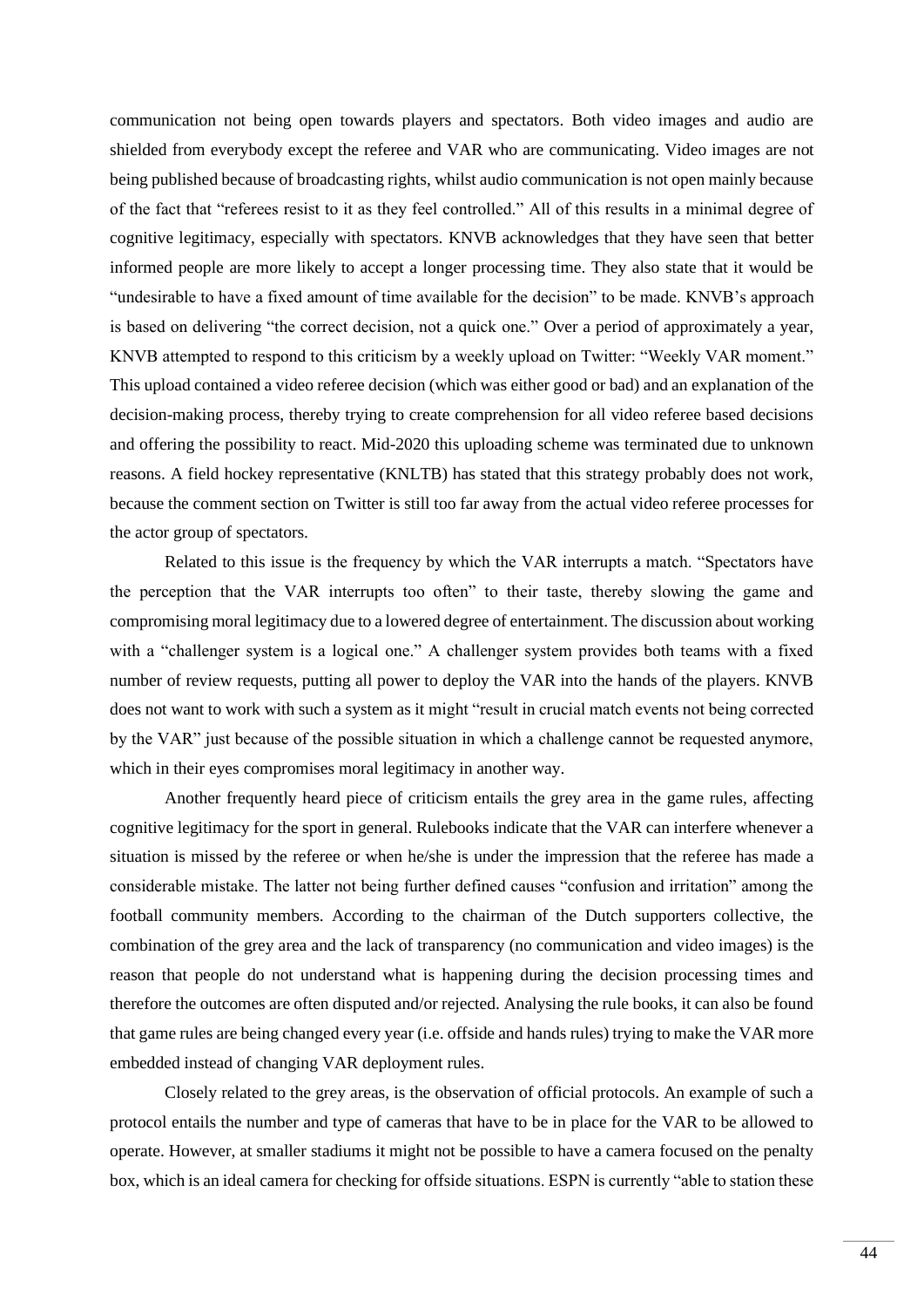communication not being open towards players and spectators. Both video images and audio are shielded from everybody except the referee and VAR who are communicating. Video images are not being published because of broadcasting rights, whilst audio communication is not open mainly because of the fact that "referees resist to it as they feel controlled." All of this results in a minimal degree of cognitive legitimacy, especially with spectators. KNVB acknowledges that they have seen that better informed people are more likely to accept a longer processing time. They also state that it would be "undesirable to have a fixed amount of time available for the decision" to be made. KNVB's approach is based on delivering "the correct decision, not a quick one." Over a period of approximately a year, KNVB attempted to respond to this criticism by a weekly upload on Twitter: "Weekly VAR moment." This upload contained a video referee decision (which was either good or bad) and an explanation of the decision-making process, thereby trying to create comprehension for all video referee based decisions and offering the possibility to react. Mid-2020 this uploading scheme was terminated due to unknown reasons. A field hockey representative (KNLTB) has stated that this strategy probably does not work, because the comment section on Twitter is still too far away from the actual video referee processes for the actor group of spectators.

Related to this issue is the frequency by which the VAR interrupts a match. "Spectators have the perception that the VAR interrupts too often" to their taste, thereby slowing the game and compromising moral legitimacy due to a lowered degree of entertainment. The discussion about working with a "challenger system is a logical one." A challenger system provides both teams with a fixed number of review requests, putting all power to deploy the VAR into the hands of the players. KNVB does not want to work with such a system as it might "result in crucial match events not being corrected by the VAR" just because of the possible situation in which a challenge cannot be requested anymore, which in their eyes compromises moral legitimacy in another way.

Another frequently heard piece of criticism entails the grey area in the game rules, affecting cognitive legitimacy for the sport in general. Rulebooks indicate that the VAR can interfere whenever a situation is missed by the referee or when he/she is under the impression that the referee has made a considerable mistake. The latter not being further defined causes "confusion and irritation" among the football community members. According to the chairman of the Dutch supporters collective, the combination of the grey area and the lack of transparency (no communication and video images) is the reason that people do not understand what is happening during the decision processing times and therefore the outcomes are often disputed and/or rejected. Analysing the rule books, it can also be found that game rules are being changed every year (i.e. offside and hands rules) trying to make the VAR more embedded instead of changing VAR deployment rules.

Closely related to the grey areas, is the observation of official protocols. An example of such a protocol entails the number and type of cameras that have to be in place for the VAR to be allowed to operate. However, at smaller stadiums it might not be possible to have a camera focused on the penalty box, which is an ideal camera for checking for offside situations. ESPN is currently "able to station these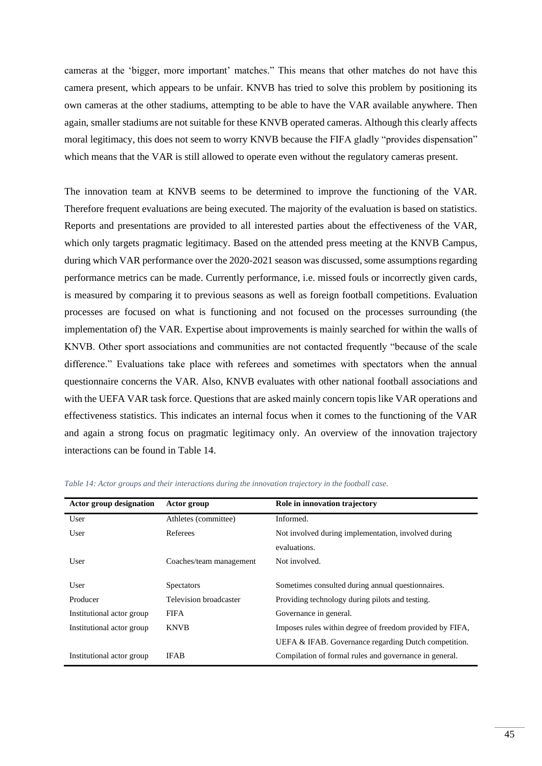cameras at the 'bigger, more important' matches." This means that other matches do not have this camera present, which appears to be unfair. KNVB has tried to solve this problem by positioning its own cameras at the other stadiums, attempting to be able to have the VAR available anywhere. Then again, smaller stadiums are not suitable for these KNVB operated cameras. Although this clearly affects moral legitimacy, this does not seem to worry KNVB because the FIFA gladly "provides dispensation" which means that the VAR is still allowed to operate even without the regulatory cameras present.

The innovation team at KNVB seems to be determined to improve the functioning of the VAR. Therefore frequent evaluations are being executed. The majority of the evaluation is based on statistics. Reports and presentations are provided to all interested parties about the effectiveness of the VAR, which only targets pragmatic legitimacy. Based on the attended press meeting at the KNVB Campus, during which VAR performance over the 2020-2021 season was discussed, some assumptions regarding performance metrics can be made. Currently performance, i.e. missed fouls or incorrectly given cards, is measured by comparing it to previous seasons as well as foreign football competitions. Evaluation processes are focused on what is functioning and not focused on the processes surrounding (the implementation of) the VAR. Expertise about improvements is mainly searched for within the walls of KNVB. Other sport associations and communities are not contacted frequently "because of the scale difference." Evaluations take place with referees and sometimes with spectators when the annual questionnaire concerns the VAR. Also, KNVB evaluates with other national football associations and with the UEFA VAR task force. Questions that are asked mainly concern topis like VAR operations and effectiveness statistics. This indicates an internal focus when it comes to the functioning of the VAR and again a strong focus on pragmatic legitimacy only. An overview of the innovation trajectory interactions can be found in Table 14.

*Table 14: Actor groups and their interactions during the innovation trajectory in the football case.*

| Actor group designation | Actor group | Role in innovation trajectory |
|---|---|---|
| User | Athletes (committee) | Informed. |
| User | Referees | Not involved during implementation, involved during evaluations. |
| User | Coaches/team management | Not involved. |
| User | Spectators | Sometimes consulted during annual questionnaires. |
| Producer | Television broadcaster | Providing technology during pilots and testing. |
| Institutional actor group | FIFA | Governance in general. |
| Institutional actor group | KNVB | Imposes rules within degree of freedom provided by FIFA, UEFA & IFAB. Governance regarding Dutch competition. |
| Institutional actor group | IFAB | Compilation of formal rules and governance in general. |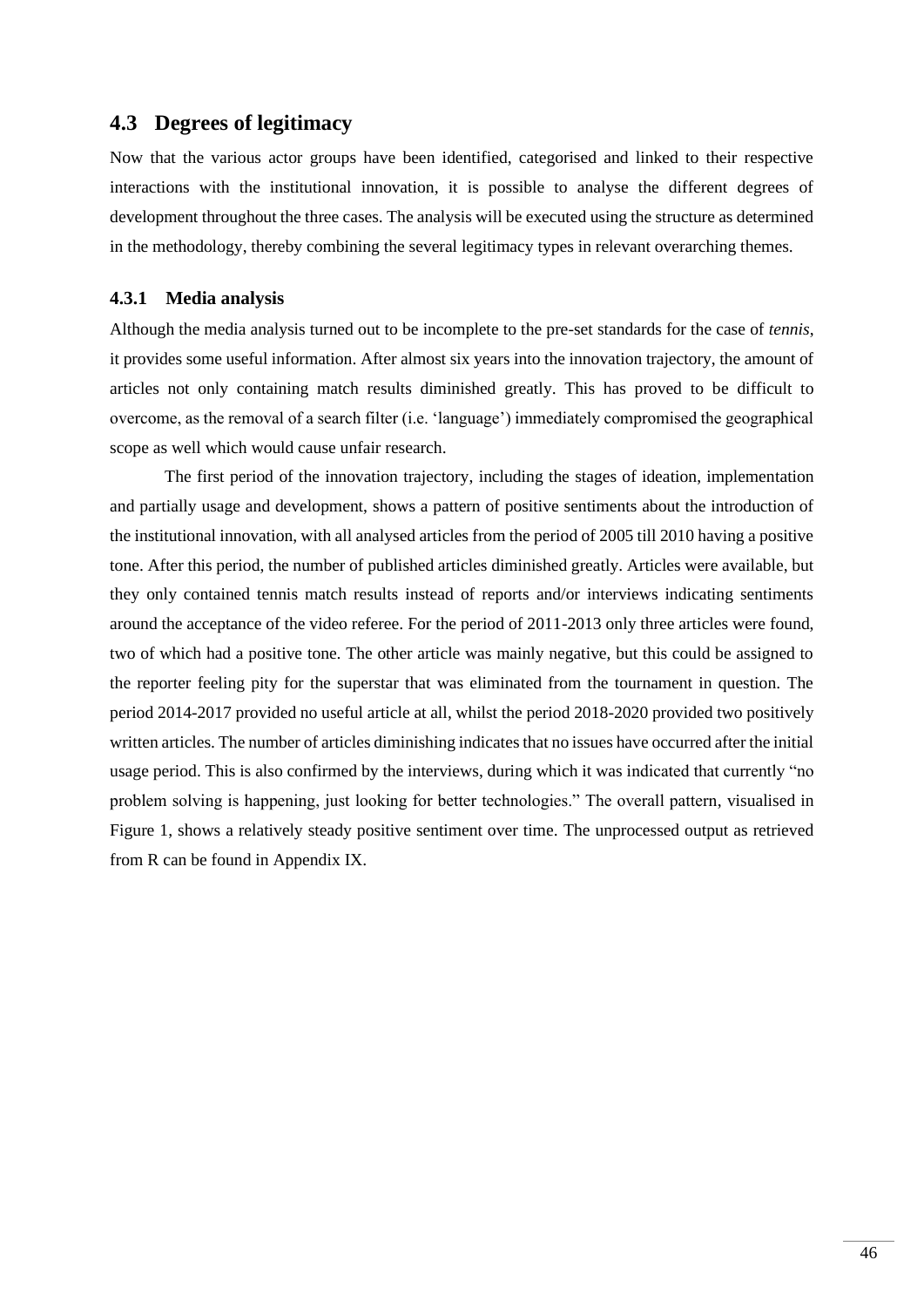## 4.3 Degrees of legitimacy

Now that the various actor groups have been identified, categorised and linked to their respective interactions with the institutional innovation, it is possible to analyse the different degrees of development throughout the three cases. The analysis will be executed using the structure as determined in the methodology, thereby combining the several legitimacy types in relevant overarching themes.

### 4.3.1 Media analysis

Although the media analysis turned out to be incomplete to the pre-set standards for the case of *tennis*, it provides some useful information. After almost six years into the innovation trajectory, the amount of articles not only containing match results diminished greatly. This has proved to be difficult to overcome, as the removal of a search filter (i.e. 'language') immediately compromised the geographical scope as well which would cause unfair research.

The first period of the innovation trajectory, including the stages of ideation, implementation and partially usage and development, shows a pattern of positive sentiments about the introduction of the institutional innovation, with all analysed articles from the period of 2005 till 2010 having a positive tone. After this period, the number of published articles diminished greatly. Articles were available, but they only contained tennis match results instead of reports and/or interviews indicating sentiments around the acceptance of the video referee. For the period of 2011-2013 only three articles were found, two of which had a positive tone. The other article was mainly negative, but this could be assigned to the reporter feeling pity for the superstar that was eliminated from the tournament in question. The period 2014-2017 provided no useful article at all, whilst the period 2018-2020 provided two positively written articles. The number of articles diminishing indicates that no issues have occurred after the initial usage period. This is also confirmed by the interviews, during which it was indicated that currently "no problem solving is happening, just looking for better technologies." The overall pattern, visualised in Figure 1, shows a relatively steady positive sentiment over time. The unprocessed output as retrieved from R can be found in Appendix IX.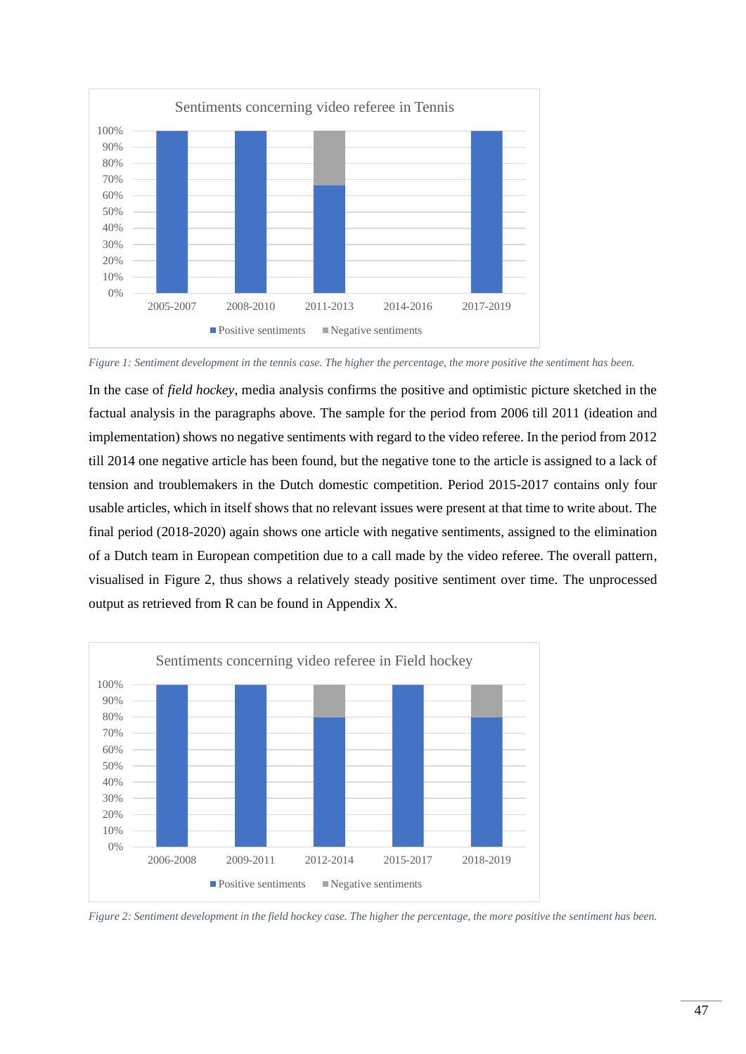Figure 1: Sentiment development in the tennis case. The higher the percentage, the more positive the sentiment has been.

In the case of *field hockey*, media analysis confirms the positive and optimistic picture sketched in the factual analysis in the paragraphs above. The sample for the period from 2006 till 2011 (ideation and implementation) shows no negative sentiments with regard to the video referee. In the period from 2012 till 2014 one negative article has been found, but the negative tone to the article is assigned to a lack of tension and troublemakers in the Dutch domestic competition. Period 2015-2017 contains only four usable articles, which in itself shows that no relevant issues were present at that time to write about. The final period (2018-2020) again shows one article with negative sentiments, assigned to the elimination of a Dutch team in European competition due to a call made by the video referee. The overall pattern, visualised in Figure 2, thus shows a relatively steady positive sentiment over time. The unprocessed output as retrieved from R can be found in Appendix X.

Figure 2: Sentiment development in the field hockey case. The higher the percentage, the more positive the sentiment has been.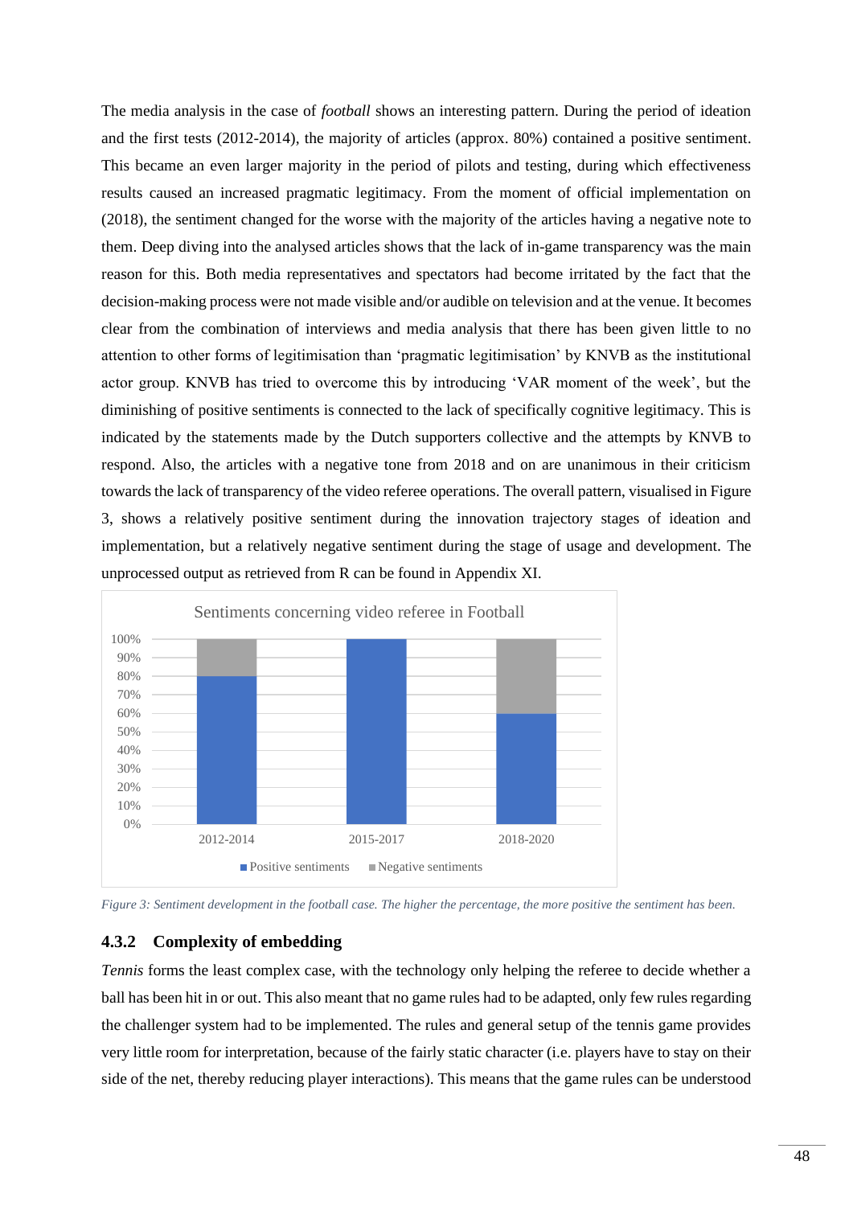The media analysis in the case of *football* shows an interesting pattern. During the period of ideation and the first tests (2012-2014), the majority of articles (approx. 80%) contained a positive sentiment. This became an even larger majority in the period of pilots and testing, during which effectiveness results caused an increased pragmatic legitimacy. From the moment of official implementation on (2018), the sentiment changed for the worse with the majority of the articles having a negative note to them. Deep diving into the analysed articles shows that the lack of in-game transparency was the main reason for this. Both media representatives and spectators had become irritated by the fact that the decision-making process were not made visible and/or audible on television and at the venue. It becomes clear from the combination of interviews and media analysis that there has been given little to no attention to other forms of legitimisation than 'pragmatic legitimisation' by KNVB as the institutional actor group. KNVB has tried to overcome this by introducing 'VAR moment of the week', but the diminishing of positive sentiments is connected to the lack of specifically cognitive legitimacy. This is indicated by the statements made by the Dutch supporters collective and the attempts by KNVB to respond. Also, the articles with a negative tone from 2018 and on are unanimous in their criticism towards the lack of transparency of the video referee operations. The overall pattern, visualised in Figure 3, shows a relatively positive sentiment during the innovation trajectory stages of ideation and implementation, but a relatively negative sentiment during the stage of usage and development. The unprocessed output as retrieved from R can be found in Appendix XI.

**Sentiments concerning video referee in Football**

| Period | Positive sentiments | Negative sentiments |
| --- | --- | --- |
| 2012-2014 | 80% | 20% |
| 2015-2017 | 100% | 0% |
| 2018-2020 | 60% | 40% |

*Figure 3: Sentiment development in the football case. The higher the percentage, the more positive the sentiment has been.*

### 4.3.2 Complexity of embedding

*Tennis* forms the least complex case, with the technology only helping the referee to decide whether a ball has been hit in or out. This also meant that no game rules had to be adapted, only few rules regarding the challenger system had to be implemented. The rules and general setup of the tennis game provides very little room for interpretation, because of the fairly static character (i.e. players have to stay on their side of the net, thereby reducing player interactions). This means that the game rules can be understood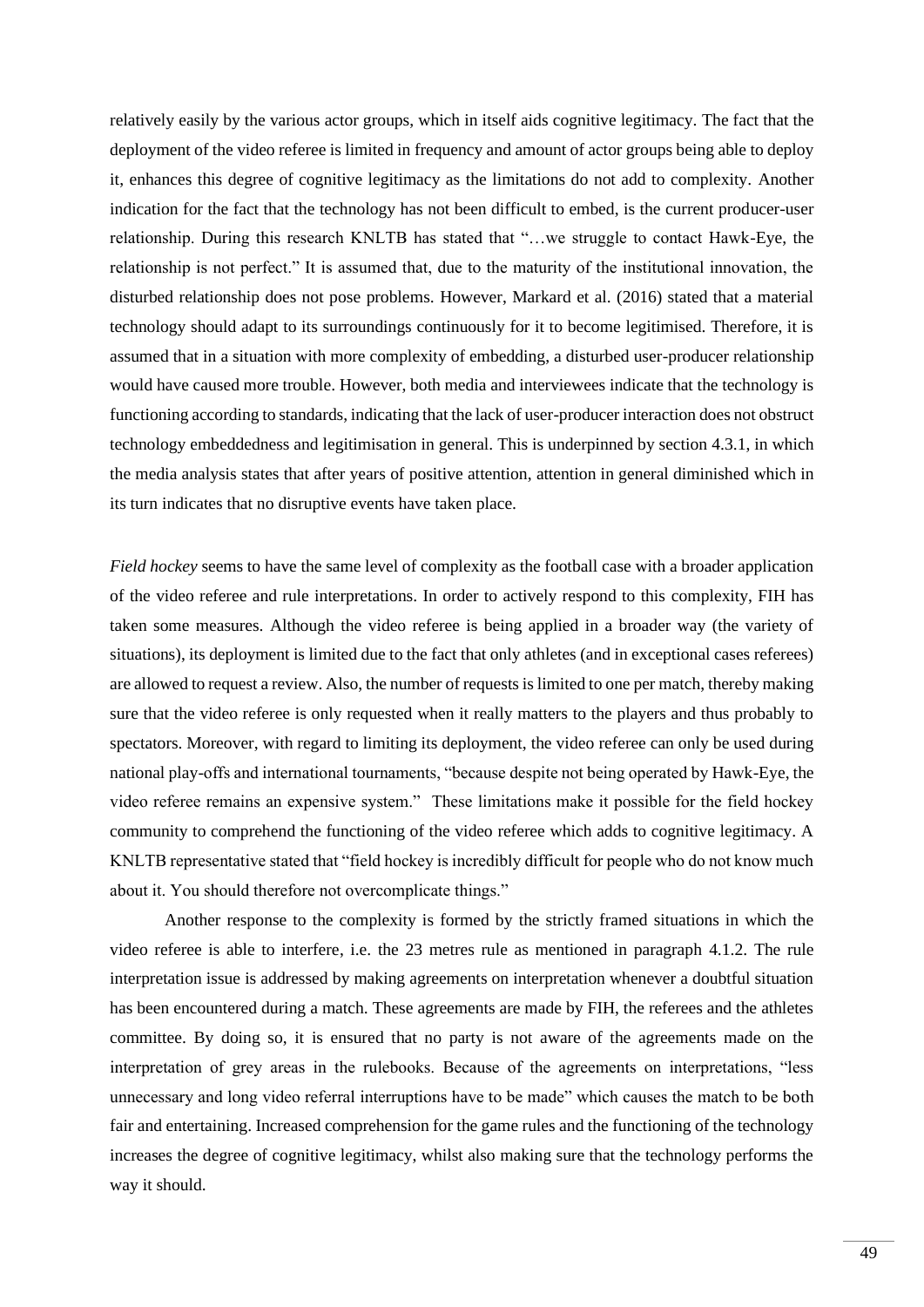relatively easily by the various actor groups, which in itself aids cognitive legitimacy. The fact that the deployment of the video referee is limited in frequency and amount of actor groups being able to deploy it, enhances this degree of cognitive legitimacy as the limitations do not add to complexity. Another indication for the fact that the technology has not been difficult to embed, is the current producer-user relationship. During this research KNLTB has stated that "…we struggle to contact Hawk-Eye, the relationship is not perfect." It is assumed that, due to the maturity of the institutional innovation, the disturbed relationship does not pose problems. However, Markard et al. (2016) stated that a material technology should adapt to its surroundings continuously for it to become legitimised. Therefore, it is assumed that in a situation with more complexity of embedding, a disturbed user-producer relationship would have caused more trouble. However, both media and interviewees indicate that the technology is functioning according to standards, indicating that the lack of user-producer interaction does not obstruct technology embeddedness and legitimisation in general. This is underpinned by section 4.3.1, in which the media analysis states that after years of positive attention, attention in general diminished which in its turn indicates that no disruptive events have taken place.

*Field hockey* seems to have the same level of complexity as the football case with a broader application of the video referee and rule interpretations. In order to actively respond to this complexity, FIH has taken some measures. Although the video referee is being applied in a broader way (the variety of situations), its deployment is limited due to the fact that only athletes (and in exceptional cases referees) are allowed to request a review. Also, the number of requests is limited to one per match, thereby making sure that the video referee is only requested when it really matters to the players and thus probably to spectators. Moreover, with regard to limiting its deployment, the video referee can only be used during national play-offs and international tournaments, "because despite not being operated by Hawk-Eye, the video referee remains an expensive system." These limitations make it possible for the field hockey community to comprehend the functioning of the video referee which adds to cognitive legitimacy. A KNLTB representative stated that "field hockey is incredibly difficult for people who do not know much about it. You should therefore not overcomplicate things."

Another response to the complexity is formed by the strictly framed situations in which the video referee is able to interfere, i.e. the 23 metres rule as mentioned in paragraph 4.1.2. The rule interpretation issue is addressed by making agreements on interpretation whenever a doubtful situation has been encountered during a match. These agreements are made by FIH, the referees and the athletes committee. By doing so, it is ensured that no party is not aware of the agreements made on the interpretation of grey areas in the rulebooks. Because of the agreements on interpretations, "less unnecessary and long video referral interruptions have to be made" which causes the match to be both fair and entertaining. Increased comprehension for the game rules and the functioning of the technology increases the degree of cognitive legitimacy, whilst also making sure that the technology performs the way it should.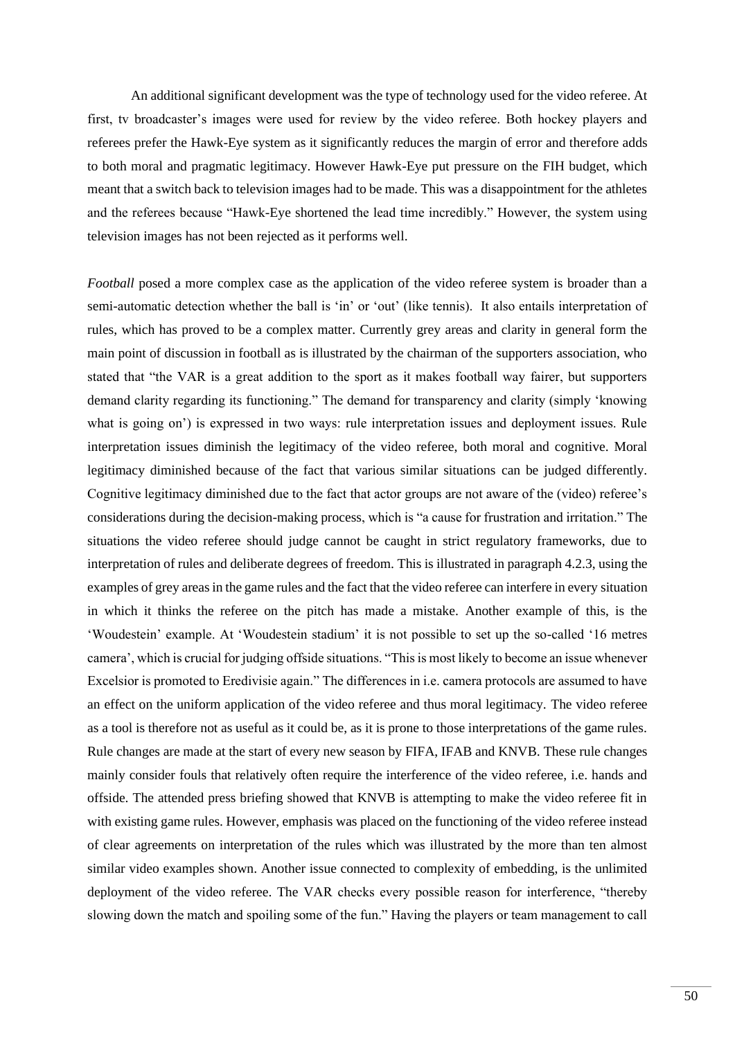An additional significant development was the type of technology used for the video referee. At first, tv broadcaster's images were used for review by the video referee. Both hockey players and referees prefer the Hawk-Eye system as it significantly reduces the margin of error and therefore adds to both moral and pragmatic legitimacy. However Hawk-Eye put pressure on the FIH budget, which meant that a switch back to television images had to be made. This was a disappointment for the athletes and the referees because "Hawk-Eye shortened the lead time incredibly." However, the system using television images has not been rejected as it performs well.

*Football* posed a more complex case as the application of the video referee system is broader than a semi-automatic detection whether the ball is 'in' or 'out' (like tennis). It also entails interpretation of rules, which has proved to be a complex matter. Currently grey areas and clarity in general form the main point of discussion in football as is illustrated by the chairman of the supporters association, who stated that "the VAR is a great addition to the sport as it makes football way fairer, but supporters demand clarity regarding its functioning." The demand for transparency and clarity (simply 'knowing what is going on') is expressed in two ways: rule interpretation issues and deployment issues. Rule interpretation issues diminish the legitimacy of the video referee, both moral and cognitive. Moral legitimacy diminished because of the fact that various similar situations can be judged differently. Cognitive legitimacy diminished due to the fact that actor groups are not aware of the (video) referee's considerations during the decision-making process, which is "a cause for frustration and irritation." The situations the video referee should judge cannot be caught in strict regulatory frameworks, due to interpretation of rules and deliberate degrees of freedom. This is illustrated in paragraph 4.2.3, using the examples of grey areas in the game rules and the fact that the video referee can interfere in every situation in which it thinks the referee on the pitch has made a mistake. Another example of this, is the 'Woudestein' example. At 'Woudestein stadium' it is not possible to set up the so-called '16 metres camera', which is crucial for judging offside situations. "This is most likely to become an issue whenever Excelsior is promoted to Eredivisie again." The differences in i.e. camera protocols are assumed to have an effect on the uniform application of the video referee and thus moral legitimacy. The video referee as a tool is therefore not as useful as it could be, as it is prone to those interpretations of the game rules. Rule changes are made at the start of every new season by FIFA, IFAB and KNVB. These rule changes mainly consider fouls that relatively often require the interference of the video referee, i.e. hands and offside. The attended press briefing showed that KNVB is attempting to make the video referee fit in with existing game rules. However, emphasis was placed on the functioning of the video referee instead of clear agreements on interpretation of the rules which was illustrated by the more than ten almost similar video examples shown. Another issue connected to complexity of embedding, is the unlimited deployment of the video referee. The VAR checks every possible reason for interference, "thereby slowing down the match and spoiling some of the fun." Having the players or team management to call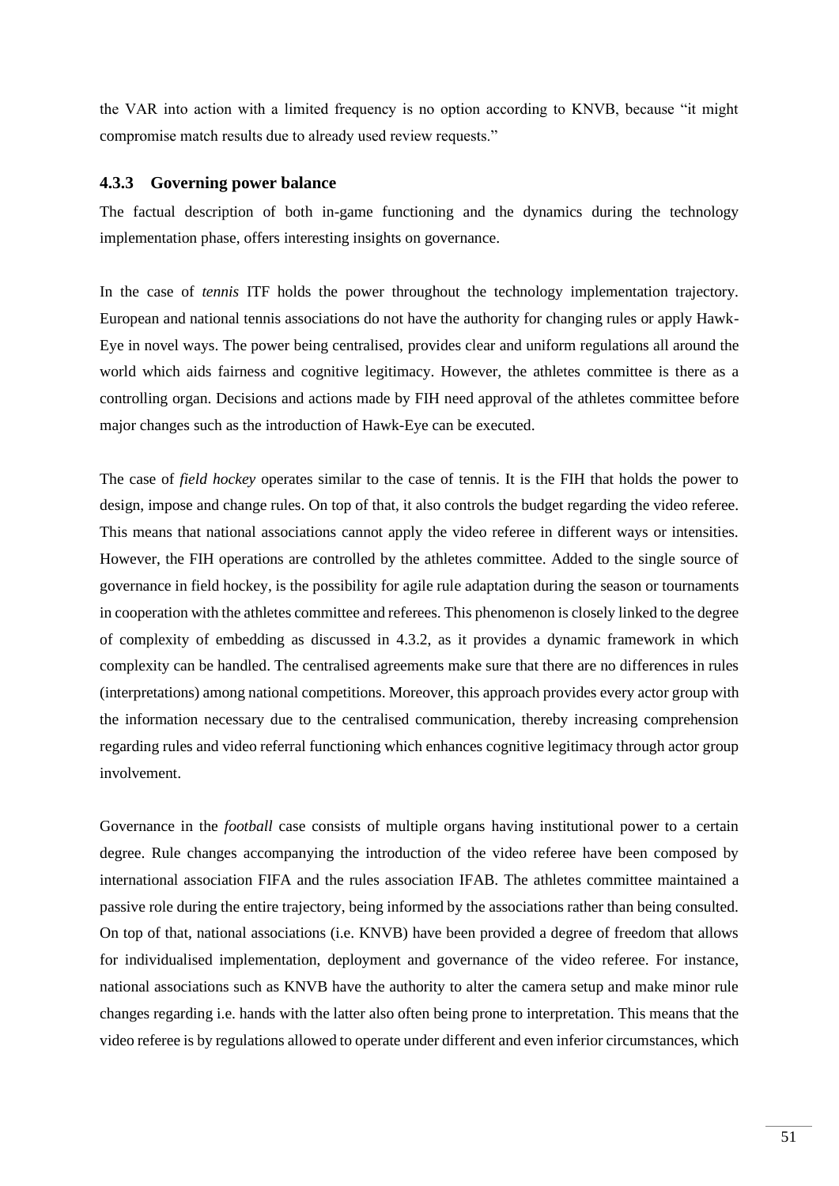the VAR into action with a limited frequency is no option according to KNVB, because "it might compromise match results due to already used review requests."

### 4.3.3 Governing power balance

The factual description of both in-game functioning and the dynamics during the technology implementation phase, offers interesting insights on governance.

In the case of *tennis* ITF holds the power throughout the technology implementation trajectory. European and national tennis associations do not have the authority for changing rules or apply Hawk-Eye in novel ways. The power being centralised, provides clear and uniform regulations all around the world which aids fairness and cognitive legitimacy. However, the athletes committee is there as a controlling organ. Decisions and actions made by FIH need approval of the athletes committee before major changes such as the introduction of Hawk-Eye can be executed.

The case of *field hockey* operates similar to the case of tennis. It is the FIH that holds the power to design, impose and change rules. On top of that, it also controls the budget regarding the video referee. This means that national associations cannot apply the video referee in different ways or intensities. However, the FIH operations are controlled by the athletes committee. Added to the single source of governance in field hockey, is the possibility for agile rule adaptation during the season or tournaments in cooperation with the athletes committee and referees. This phenomenon is closely linked to the degree of complexity of embedding as discussed in 4.3.2, as it provides a dynamic framework in which complexity can be handled. The centralised agreements make sure that there are no differences in rules (interpretations) among national competitions. Moreover, this approach provides every actor group with the information necessary due to the centralised communication, thereby increasing comprehension regarding rules and video referral functioning which enhances cognitive legitimacy through actor group involvement.

Governance in the *football* case consists of multiple organs having institutional power to a certain degree. Rule changes accompanying the introduction of the video referee have been composed by international association FIFA and the rules association IFAB. The athletes committee maintained a passive role during the entire trajectory, being informed by the associations rather than being consulted. On top of that, national associations (i.e. KNVB) have been provided a degree of freedom that allows for individualised implementation, deployment and governance of the video referee. For instance, national associations such as KNVB have the authority to alter the camera setup and make minor rule changes regarding i.e. hands with the latter also often being prone to interpretation. This means that the video referee is by regulations allowed to operate under different and even inferior circumstances, which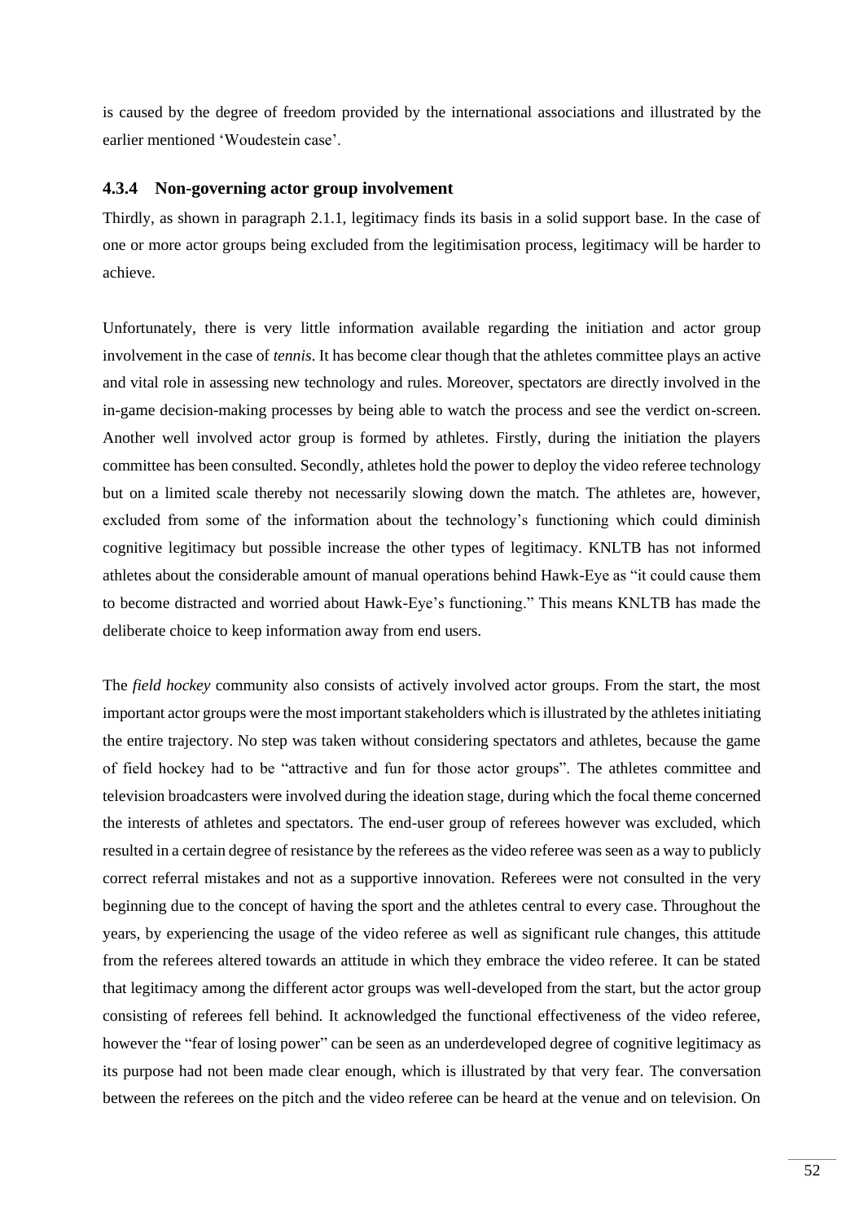is caused by the degree of freedom provided by the international associations and illustrated by the earlier mentioned 'Woudestein case'.

### 4.3.4 Non-governing actor group involvement

Thirdly, as shown in paragraph 2.1.1, legitimacy finds its basis in a solid support base. In the case of one or more actor groups being excluded from the legitimisation process, legitimacy will be harder to achieve.

Unfortunately, there is very little information available regarding the initiation and actor group involvement in the case of *tennis*. It has become clear though that the athletes committee plays an active and vital role in assessing new technology and rules. Moreover, spectators are directly involved in the in-game decision-making processes by being able to watch the process and see the verdict on-screen. Another well involved actor group is formed by athletes. Firstly, during the initiation the players committee has been consulted. Secondly, athletes hold the power to deploy the video referee technology but on a limited scale thereby not necessarily slowing down the match. The athletes are, however, excluded from some of the information about the technology's functioning which could diminish cognitive legitimacy but possible increase the other types of legitimacy. KNLTB has not informed athletes about the considerable amount of manual operations behind Hawk-Eye as "it could cause them to become distracted and worried about Hawk-Eye's functioning." This means KNLTB has made the deliberate choice to keep information away from end users.

The *field hockey* community also consists of actively involved actor groups. From the start, the most important actor groups were the most important stakeholders which is illustrated by the athletes initiating the entire trajectory. No step was taken without considering spectators and athletes, because the game of field hockey had to be "attractive and fun for those actor groups". The athletes committee and television broadcasters were involved during the ideation stage, during which the focal theme concerned the interests of athletes and spectators. The end-user group of referees however was excluded, which resulted in a certain degree of resistance by the referees as the video referee was seen as a way to publicly correct referral mistakes and not as a supportive innovation. Referees were not consulted in the very beginning due to the concept of having the sport and the athletes central to every case. Throughout the years, by experiencing the usage of the video referee as well as significant rule changes, this attitude from the referees altered towards an attitude in which they embrace the video referee. It can be stated that legitimacy among the different actor groups was well-developed from the start, but the actor group consisting of referees fell behind. It acknowledged the functional effectiveness of the video referee, however the "fear of losing power" can be seen as an underdeveloped degree of cognitive legitimacy as its purpose had not been made clear enough, which is illustrated by that very fear. The conversation between the referees on the pitch and the video referee can be heard at the venue and on television. On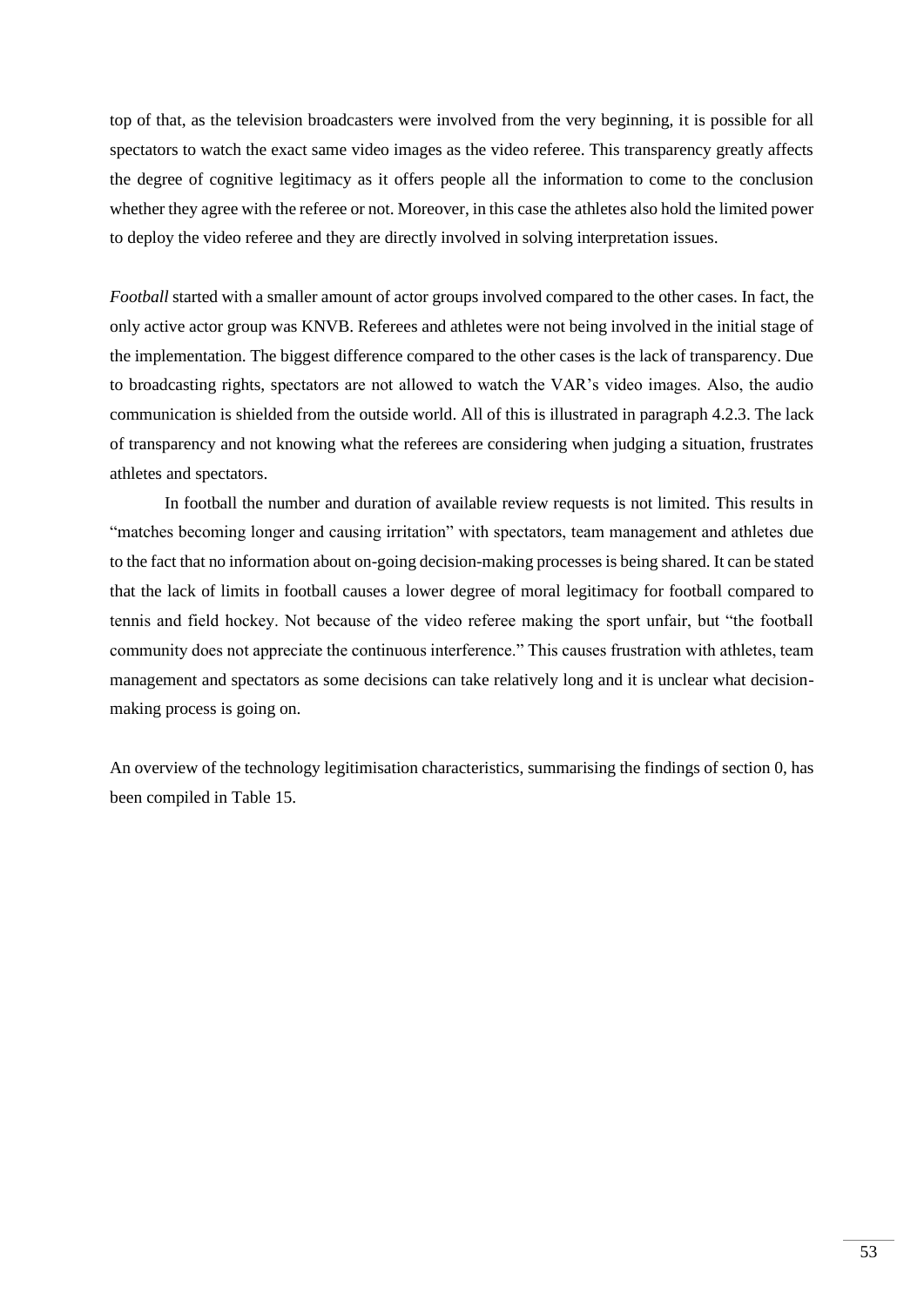top of that, as the television broadcasters were involved from the very beginning, it is possible for all spectators to watch the exact same video images as the video referee. This transparency greatly affects the degree of cognitive legitimacy as it offers people all the information to come to the conclusion whether they agree with the referee or not. Moreover, in this case the athletes also hold the limited power to deploy the video referee and they are directly involved in solving interpretation issues.

*Football* started with a smaller amount of actor groups involved compared to the other cases. In fact, the only active actor group was KNVB. Referees and athletes were not being involved in the initial stage of the implementation. The biggest difference compared to the other cases is the lack of transparency. Due to broadcasting rights, spectators are not allowed to watch the VAR's video images. Also, the audio communication is shielded from the outside world. All of this is illustrated in paragraph 4.2.3. The lack of transparency and not knowing what the referees are considering when judging a situation, frustrates athletes and spectators.

In football the number and duration of available review requests is not limited. This results in "matches becoming longer and causing irritation" with spectators, team management and athletes due to the fact that no information about on-going decision-making processes is being shared. It can be stated that the lack of limits in football causes a lower degree of moral legitimacy for football compared to tennis and field hockey. Not because of the video referee making the sport unfair, but "the football community does not appreciate the continuous interference." This causes frustration with athletes, team management and spectators as some decisions can take relatively long and it is unclear what decision-making process is going on.

An overview of the technology legitimisation characteristics, summarising the findings of section 0, has been compiled in Table 15.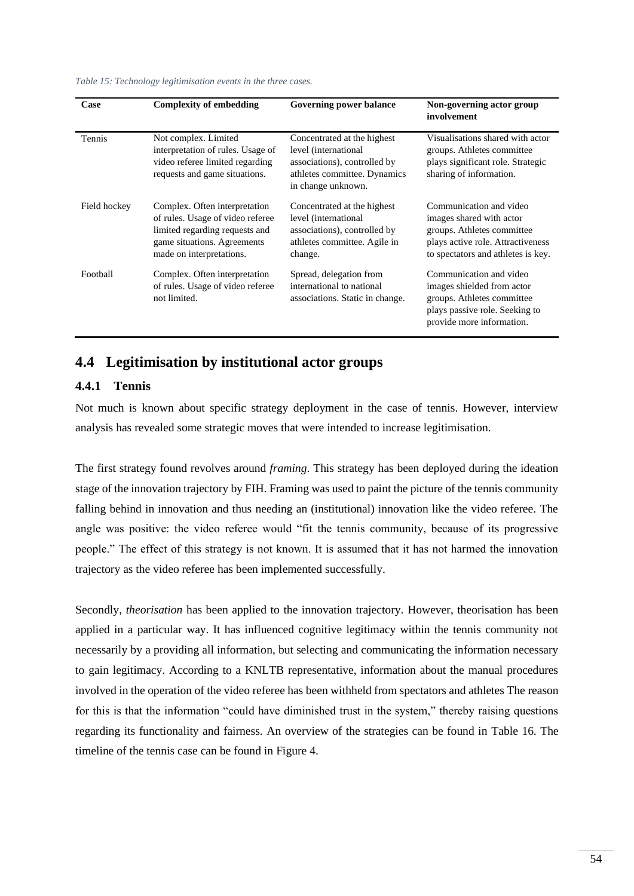*Table 15: Technology legitimisation events in the three cases.*

| Case | Complexity of embedding | Governing power balance | Non-governing actor group involvement |
|---|---|---|---|
| Tennis | Not complex. Limited interpretation of rules. Usage of video referee limited regarding requests and game situations. | Concentrated at the highest level (international associations), controlled by athletes committee. Dynamics in change unknown. | Visualisations shared with actor groups. Athletes committee plays significant role. Strategic sharing of information. |
| Field hockey | Complex. Often interpretation of rules. Usage of video referee limited regarding requests and game situations. Agreements made on interpretations. | Concentrated at the highest level (international associations), controlled by athletes committee. Agile in change. | Communication and video images shared with actor groups. Athletes committee plays active role. Attractiveness to spectators and athletes is key. |
| Football | Complex. Often interpretation of rules. Usage of video referee not limited. | Spread, delegation from international to national associations. Static in change. | Communication and video images shielded from actor groups. Athletes committee plays passive role. Seeking to provide more information. |

## 4.4 Legitimisation by institutional actor groups

### 4.4.1 Tennis

Not much is known about specific strategy deployment in the case of tennis. However, interview analysis has revealed some strategic moves that were intended to increase legitimisation.

The first strategy found revolves around *framing*. This strategy has been deployed during the ideation stage of the innovation trajectory by FIH. Framing was used to paint the picture of the tennis community falling behind in innovation and thus needing an (institutional) innovation like the video referee. The angle was positive: the video referee would "fit the tennis community, because of its progressive people." The effect of this strategy is not known. It is assumed that it has not harmed the innovation trajectory as the video referee has been implemented successfully.

Secondly, *theorisation* has been applied to the innovation trajectory. However, theorisation has been applied in a particular way. It has influenced cognitive legitimacy within the tennis community not necessarily by a providing all information, but selecting and communicating the information necessary to gain legitimacy. According to a KNLTB representative, information about the manual procedures involved in the operation of the video referee has been withheld from spectators and athletes The reason for this is that the information "could have diminished trust in the system," thereby raising questions regarding its functionality and fairness. An overview of the strategies can be found in Table 16. The timeline of the tennis case can be found in Figure 4.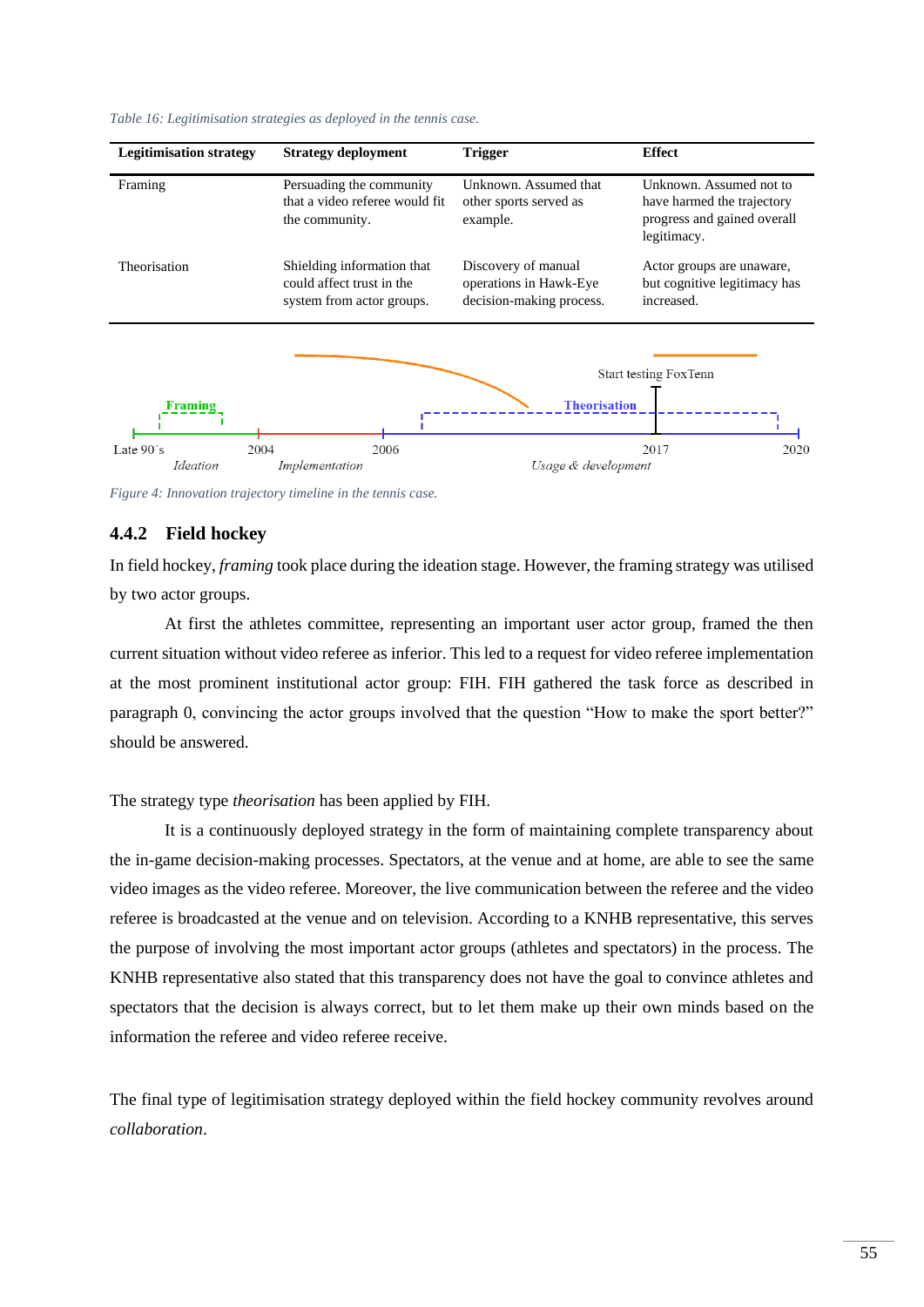*Table 16: Legitimisation strategies as deployed in the tennis case.*

| Legitimisation strategy | Strategy deployment | Trigger | Effect |
|---|---|---|---|
| Framing | Persuading the community that a video referee would fit the community. | Unknown. Assumed that other sports served as example. | Unknown. Assumed not to have harmed the trajectory progress and gained overall legitimacy. |
| Theorisation | Shielding information that could affect trust in the system from actor groups. | Discovery of manual operations in Hawk-Eye decision-making process. | Actor groups are unaware, but cognitive legitimacy has increased. |

*Figure 4: Innovation trajectory timeline in the tennis case.*

### 4.4.2 Field hockey

In field hockey, *framing* took place during the ideation stage. However, the framing strategy was utilised by two actor groups.

At first the athletes committee, representing an important user actor group, framed the then current situation without video referee as inferior. This led to a request for video referee implementation at the most prominent institutional actor group: FIH. FIH gathered the task force as described in paragraph 0, convincing the actor groups involved that the question "How to make the sport better?" should be answered.

The strategy type *theorisation* has been applied by FIH.

It is a continuously deployed strategy in the form of maintaining complete transparency about the in-game decision-making processes. Spectators, at the venue and at home, are able to see the same video images as the video referee. Moreover, the live communication between the referee and the video referee is broadcasted at the venue and on television. According to a KNHB representative, this serves the purpose of involving the most important actor groups (athletes and spectators) in the process. The KNHB representative also stated that this transparency does not have the goal to convince athletes and spectators that the decision is always correct, but to let them make up their own minds based on the information the referee and video referee receive.

The final type of legitimisation strategy deployed within the field hockey community revolves around *collaboration*.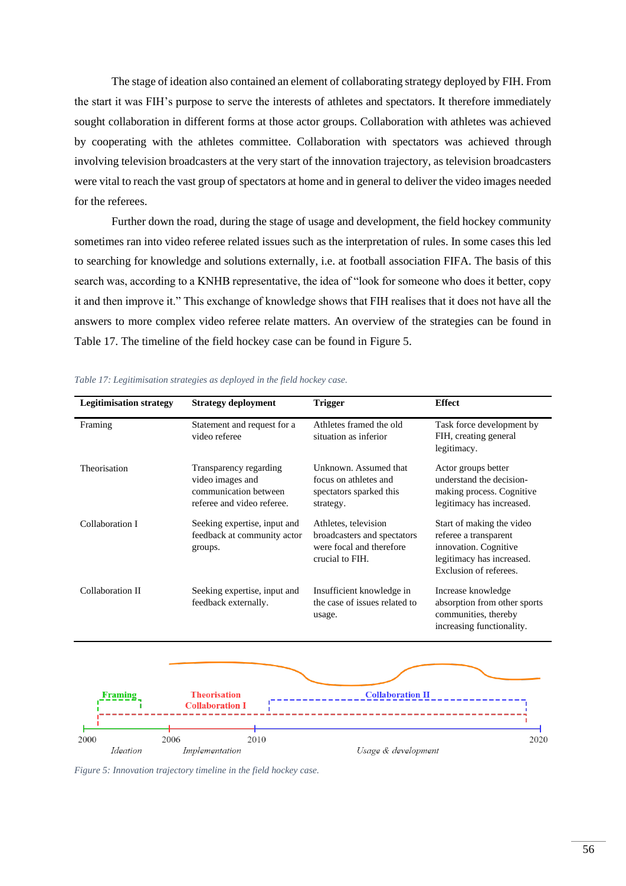The stage of ideation also contained an element of collaborating strategy deployed by FIH. From the start it was FIH's purpose to serve the interests of athletes and spectators. It therefore immediately sought collaboration in different forms at those actor groups. Collaboration with athletes was achieved by cooperating with the athletes committee. Collaboration with spectators was achieved through involving television broadcasters at the very start of the innovation trajectory, as television broadcasters were vital to reach the vast group of spectators at home and in general to deliver the video images needed for the referees.

Further down the road, during the stage of usage and development, the field hockey community sometimes ran into video referee related issues such as the interpretation of rules. In some cases this led to searching for knowledge and solutions externally, i.e. at football association FIFA. The basis of this search was, according to a KNHB representative, the idea of "look for someone who does it better, copy it and then improve it." This exchange of knowledge shows that FIH realises that it does not have all the answers to more complex video referee relate matters. An overview of the strategies can be found in Table 17. The timeline of the field hockey case can be found in Figure 5.

*Table 17: Legitimisation strategies as deployed in the field hockey case.*

| Legitimisation strategy | Strategy deployment | Trigger | Effect |
|---|---|---|---|
| Framing | Statement and request for a video referee | Athletes framed the old situation as inferior | Task force development by FIH, creating general legitimacy. |
| Theorisation | Transparency regarding video images and communication between referee and video referee. | Unknown. Assumed that focus on athletes and spectators sparked this strategy. | Actor groups better understand the decision-making process. Cognitive legitimacy has increased. |
| Collaboration I | Seeking expertise, input and feedback at community actor groups. | Athletes, television broadcasters and spectators were focal and therefore crucial to FIH. | Start of making the video referee a transparent innovation. Cognitive legitimacy has increased. Exclusion of referees. |
| Collaboration II | Seeking expertise, input and feedback externally. | Insufficient knowledge in the case of issues related to usage. | Increase knowledge absorption from other sports communities, thereby increasing functionality. |

Framing | Theorisation | Collaboration I | Collaboration II

2000 | 2006 | 2010 | 2020

*Ideation* | *Implementation* | *Usage & development*

*Figure 5: Innovation trajectory timeline in the field hockey case.*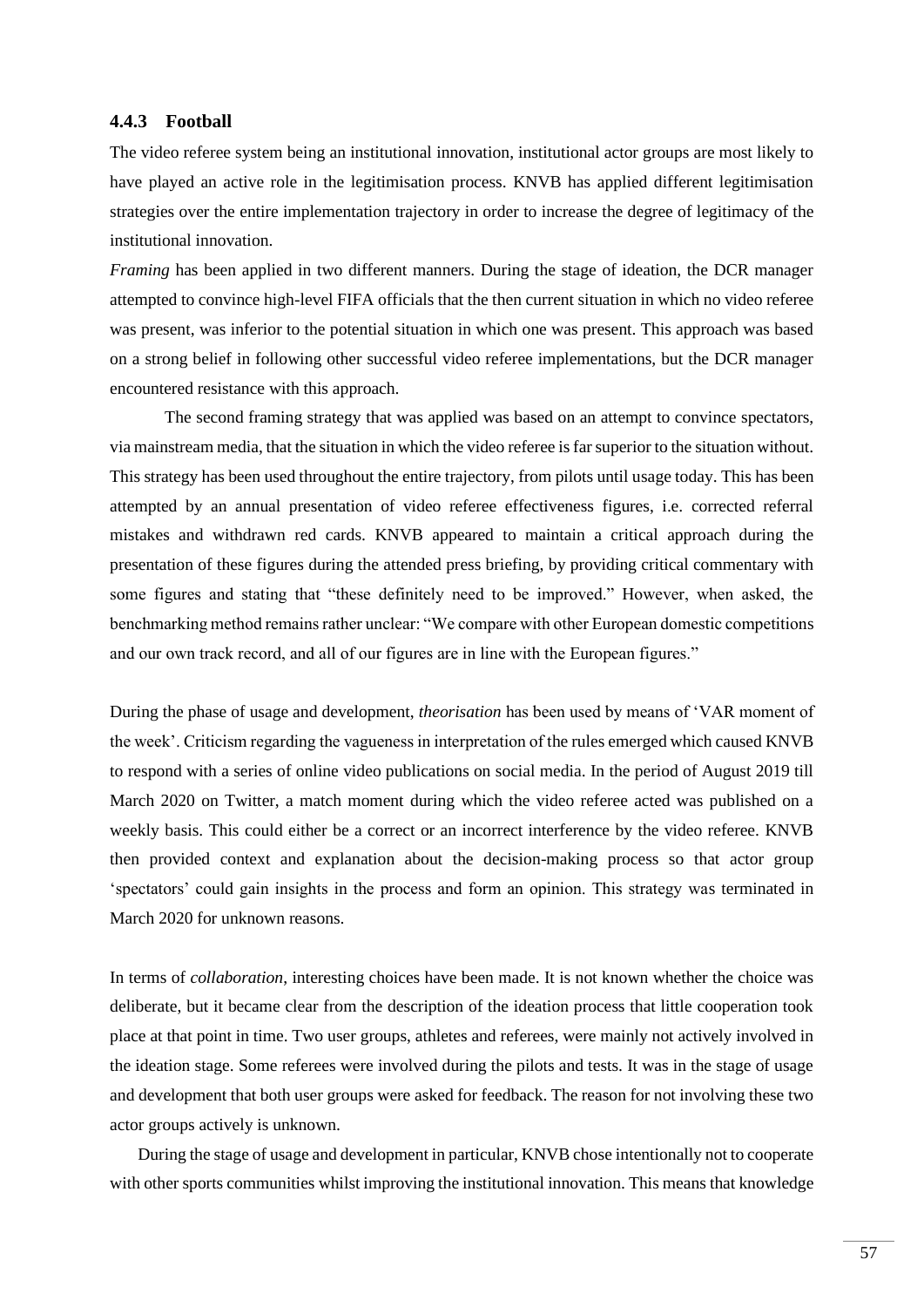### 4.4.3 Football

The video referee system being an institutional innovation, institutional actor groups are most likely to have played an active role in the legitimisation process. KNVB has applied different legitimisation strategies over the entire implementation trajectory in order to increase the degree of legitimacy of the institutional innovation.

*Framing* has been applied in two different manners. During the stage of ideation, the DCR manager attempted to convince high-level FIFA officials that the then current situation in which no video referee was present, was inferior to the potential situation in which one was present. This approach was based on a strong belief in following other successful video referee implementations, but the DCR manager encountered resistance with this approach.

The second framing strategy that was applied was based on an attempt to convince spectators, via mainstream media, that the situation in which the video referee is far superior to the situation without. This strategy has been used throughout the entire trajectory, from pilots until usage today. This has been attempted by an annual presentation of video referee effectiveness figures, i.e. corrected referral mistakes and withdrawn red cards. KNVB appeared to maintain a critical approach during the presentation of these figures during the attended press briefing, by providing critical commentary with some figures and stating that "these definitely need to be improved." However, when asked, the benchmarking method remains rather unclear: "We compare with other European domestic competitions and our own track record, and all of our figures are in line with the European figures."

During the phase of usage and development, *theorisation* has been used by means of 'VAR moment of the week'. Criticism regarding the vagueness in interpretation of the rules emerged which caused KNVB to respond with a series of online video publications on social media. In the period of August 2019 till March 2020 on Twitter, a match moment during which the video referee acted was published on a weekly basis. This could either be a correct or an incorrect interference by the video referee. KNVB then provided context and explanation about the decision-making process so that actor group 'spectators' could gain insights in the process and form an opinion. This strategy was terminated in March 2020 for unknown reasons.

In terms of *collaboration*, interesting choices have been made. It is not known whether the choice was deliberate, but it became clear from the description of the ideation process that little cooperation took place at that point in time. Two user groups, athletes and referees, were mainly not actively involved in the ideation stage. Some referees were involved during the pilots and tests. It was in the stage of usage and development that both user groups were asked for feedback. The reason for not involving these two actor groups actively is unknown.

During the stage of usage and development in particular, KNVB chose intentionally not to cooperate with other sports communities whilst improving the institutional innovation. This means that knowledge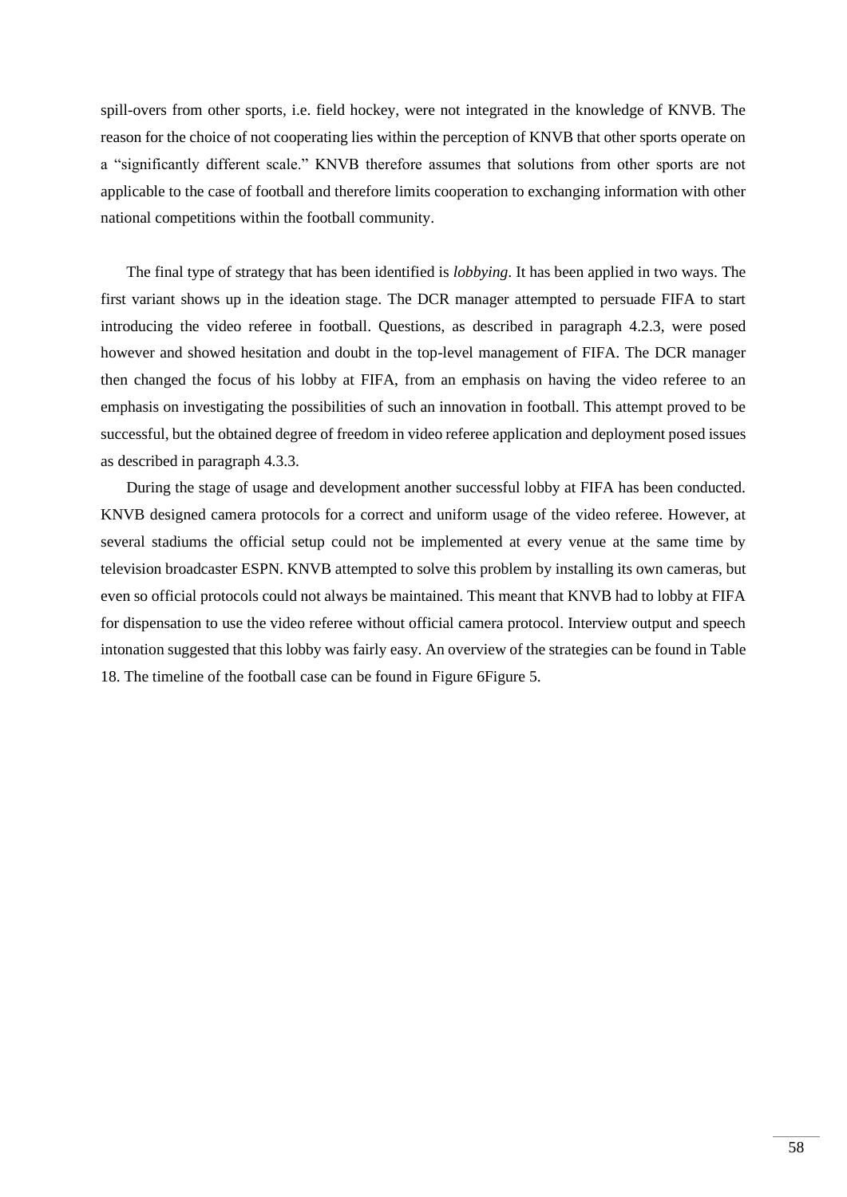spill-overs from other sports, i.e. field hockey, were not integrated in the knowledge of KNVB. The reason for the choice of not cooperating lies within the perception of KNVB that other sports operate on a "significantly different scale." KNVB therefore assumes that solutions from other sports are not applicable to the case of football and therefore limits cooperation to exchanging information with other national competitions within the football community.

The final type of strategy that has been identified is *lobbying*. It has been applied in two ways. The first variant shows up in the ideation stage. The DCR manager attempted to persuade FIFA to start introducing the video referee in football. Questions, as described in paragraph 4.2.3, were posed however and showed hesitation and doubt in the top-level management of FIFA. The DCR manager then changed the focus of his lobby at FIFA, from an emphasis on having the video referee to an emphasis on investigating the possibilities of such an innovation in football. This attempt proved to be successful, but the obtained degree of freedom in video referee application and deployment posed issues as described in paragraph 4.3.3.

During the stage of usage and development another successful lobby at FIFA has been conducted. KNVB designed camera protocols for a correct and uniform usage of the video referee. However, at several stadiums the official setup could not be implemented at every venue at the same time by television broadcaster ESPN. KNVB attempted to solve this problem by installing its own cameras, but even so official protocols could not always be maintained. This meant that KNVB had to lobby at FIFA for dispensation to use the video referee without official camera protocol. Interview output and speech intonation suggested that this lobby was fairly easy. An overview of the strategies can be found in Table 18. The timeline of the football case can be found in Figure 6Figure 5.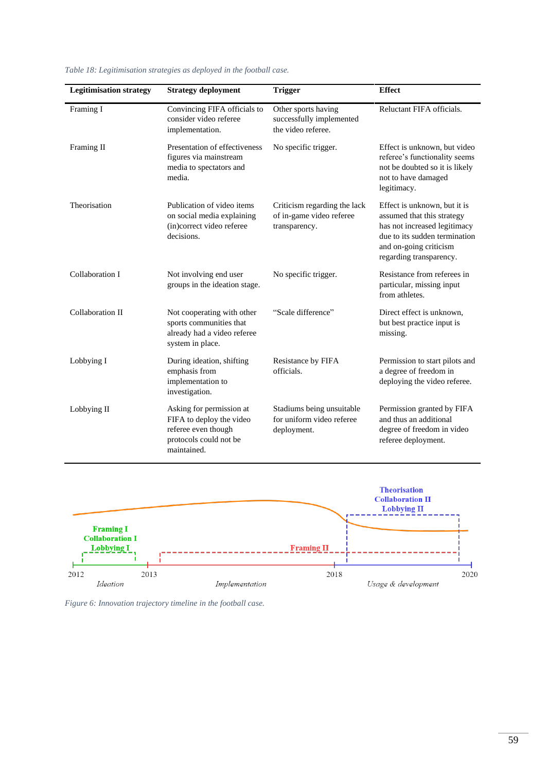*Table 18: Legitimisation strategies as deployed in the football case.*

| Legitimisation strategy | Strategy deployment | Trigger | Effect |
|---|---|---|---|
| Framing I | Convincing FIFA officials to consider video referee implementation. | Other sports having successfully implemented the video referee. | Reluctant FIFA officials. |
| Framing II | Presentation of effectiveness figures via mainstream media to spectators and media. | No specific trigger. | Effect is unknown, but video referee's functionality seems not be doubted so it is likely not to have damaged legitimacy. |
| Theorisation | Publication of video items on social media explaining (in)correct video referee decisions. | Criticism regarding the lack of in-game video referee transparency. | Effect is unknown, but it is assumed that this strategy has not increased legitimacy due to its sudden termination and on-going criticism regarding transparency. |
| Collaboration I | Not involving end user groups in the ideation stage. | No specific trigger. | Resistance from referees in particular, missing input from athletes. |
| Collaboration II | Not cooperating with other sports communities that already had a video referee system in place. | "Scale difference" | Direct effect is unknown, but best practice input is missing. |
| Lobbying I | During ideation, shifting emphasis from implementation to investigation. | Resistance by FIFA officials. | Permission to start pilots and a degree of freedom in deploying the video referee. |
| Lobbying II | Asking for permission at FIFA to deploy the video referee even though protocols could not be maintained. | Stadiums being unsuitable for uniform video referee deployment. | Permission granted by FIFA and thus an additional degree of freedom in video referee deployment. |

Framing I
Collaboration I
Lobbying I

Framing II

Theorisation
Collaboration II
Lobbying II

2012 — 2013 — 2018 — 2020

*Ideation* — *Implementation* — *Usage & development*

*Figure 6: Innovation trajectory timeline in the football case.*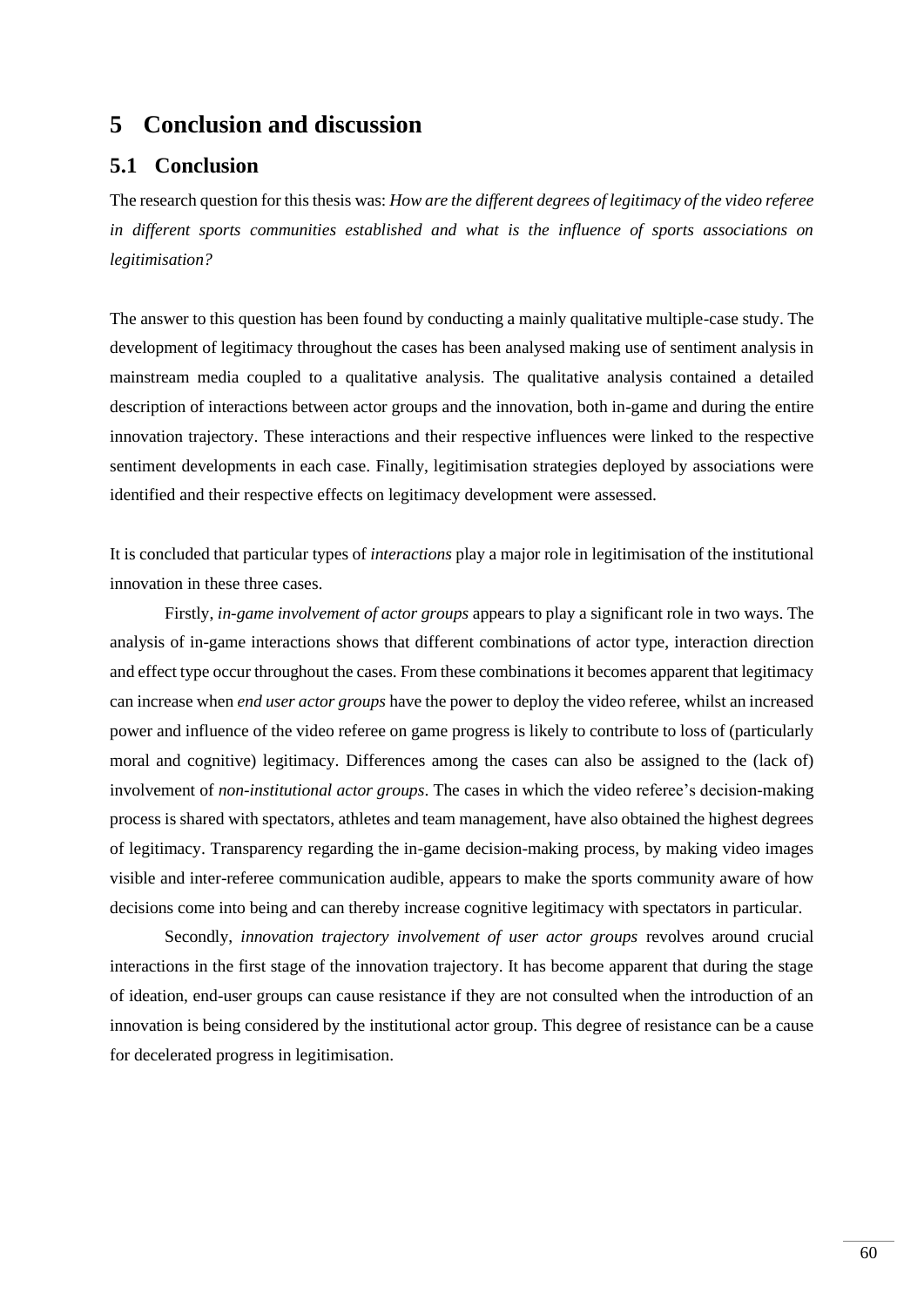# 5 Conclusion and discussion

## 5.1 Conclusion

The research question for this thesis was: *How are the different degrees of legitimacy of the video referee in different sports communities established and what is the influence of sports associations on legitimisation?*

The answer to this question has been found by conducting a mainly qualitative multiple-case study. The development of legitimacy throughout the cases has been analysed making use of sentiment analysis in mainstream media coupled to a qualitative analysis. The qualitative analysis contained a detailed description of interactions between actor groups and the innovation, both in-game and during the entire innovation trajectory. These interactions and their respective influences were linked to the respective sentiment developments in each case. Finally, legitimisation strategies deployed by associations were identified and their respective effects on legitimacy development were assessed.

It is concluded that particular types of *interactions* play a major role in legitimisation of the institutional innovation in these three cases.

Firstly, *in-game involvement of actor groups* appears to play a significant role in two ways. The analysis of in-game interactions shows that different combinations of actor type, interaction direction and effect type occur throughout the cases. From these combinations it becomes apparent that legitimacy can increase when *end user actor groups* have the power to deploy the video referee, whilst an increased power and influence of the video referee on game progress is likely to contribute to loss of (particularly moral and cognitive) legitimacy. Differences among the cases can also be assigned to the (lack of) involvement of *non-institutional actor groups*. The cases in which the video referee's decision-making process is shared with spectators, athletes and team management, have also obtained the highest degrees of legitimacy. Transparency regarding the in-game decision-making process, by making video images visible and inter-referee communication audible, appears to make the sports community aware of how decisions come into being and can thereby increase cognitive legitimacy with spectators in particular.

Secondly, *innovation trajectory involvement of user actor groups* revolves around crucial interactions in the first stage of the innovation trajectory. It has become apparent that during the stage of ideation, end-user groups can cause resistance if they are not consulted when the introduction of an innovation is being considered by the institutional actor group. This degree of resistance can be a cause for decelerated progress in legitimisation.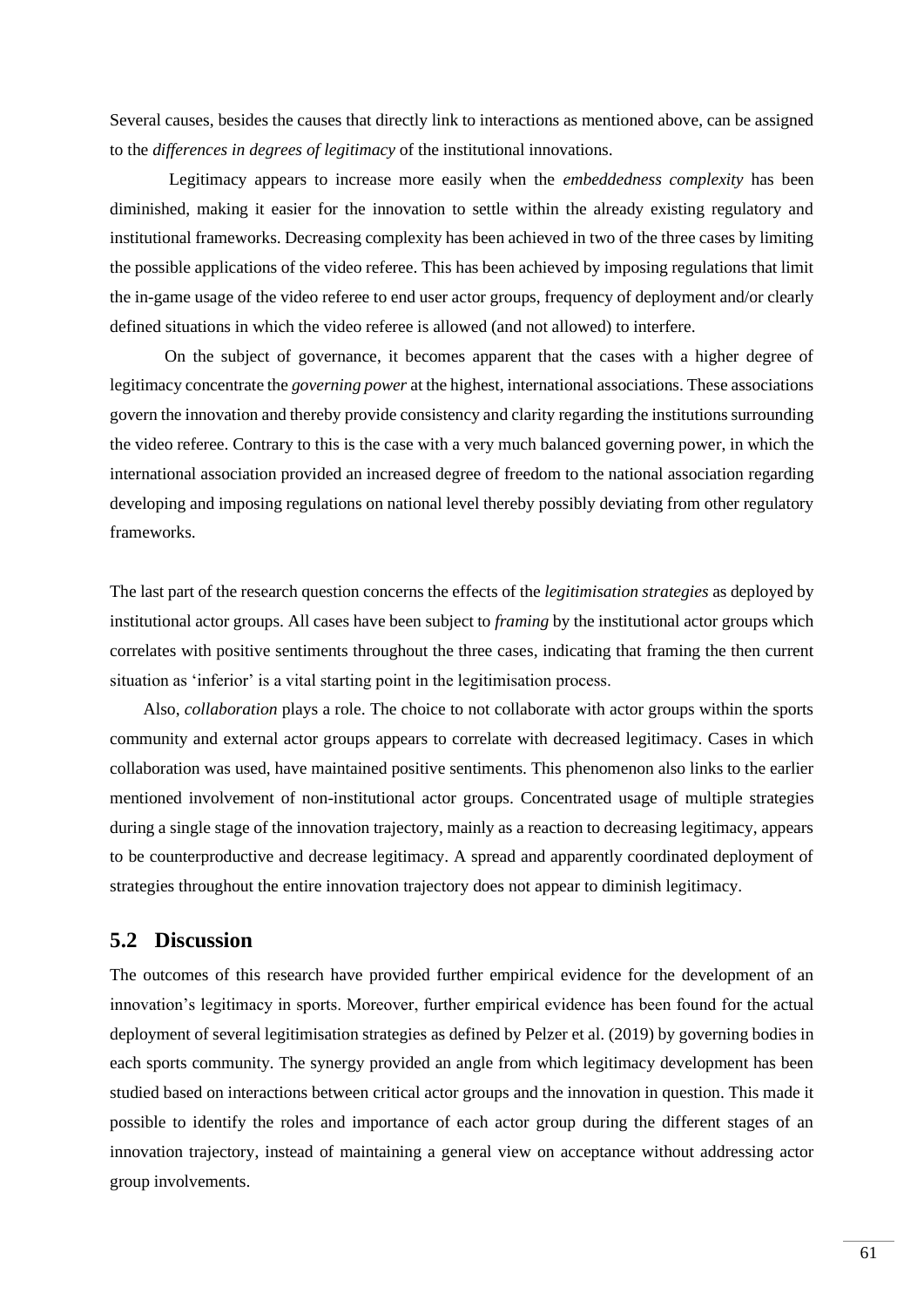Several causes, besides the causes that directly link to interactions as mentioned above, can be assigned to the *differences in degrees of legitimacy* of the institutional innovations.

Legitimacy appears to increase more easily when the *embeddedness complexity* has been diminished, making it easier for the innovation to settle within the already existing regulatory and institutional frameworks. Decreasing complexity has been achieved in two of the three cases by limiting the possible applications of the video referee. This has been achieved by imposing regulations that limit the in-game usage of the video referee to end user actor groups, frequency of deployment and/or clearly defined situations in which the video referee is allowed (and not allowed) to interfere.

On the subject of governance, it becomes apparent that the cases with a higher degree of legitimacy concentrate the *governing power* at the highest, international associations. These associations govern the innovation and thereby provide consistency and clarity regarding the institutions surrounding the video referee. Contrary to this is the case with a very much balanced governing power, in which the international association provided an increased degree of freedom to the national association regarding developing and imposing regulations on national level thereby possibly deviating from other regulatory frameworks.

The last part of the research question concerns the effects of the *legitimisation strategies* as deployed by institutional actor groups. All cases have been subject to *framing* by the institutional actor groups which correlates with positive sentiments throughout the three cases, indicating that framing the then current situation as 'inferior' is a vital starting point in the legitimisation process.

Also, *collaboration* plays a role. The choice to not collaborate with actor groups within the sports community and external actor groups appears to correlate with decreased legitimacy. Cases in which collaboration was used, have maintained positive sentiments. This phenomenon also links to the earlier mentioned involvement of non-institutional actor groups. Concentrated usage of multiple strategies during a single stage of the innovation trajectory, mainly as a reaction to decreasing legitimacy, appears to be counterproductive and decrease legitimacy. A spread and apparently coordinated deployment of strategies throughout the entire innovation trajectory does not appear to diminish legitimacy.

## 5.2 Discussion

The outcomes of this research have provided further empirical evidence for the development of an innovation's legitimacy in sports. Moreover, further empirical evidence has been found for the actual deployment of several legitimisation strategies as defined by Pelzer et al. (2019) by governing bodies in each sports community. The synergy provided an angle from which legitimacy development has been studied based on interactions between critical actor groups and the innovation in question. This made it possible to identify the roles and importance of each actor group during the different stages of an innovation trajectory, instead of maintaining a general view on acceptance without addressing actor group involvements.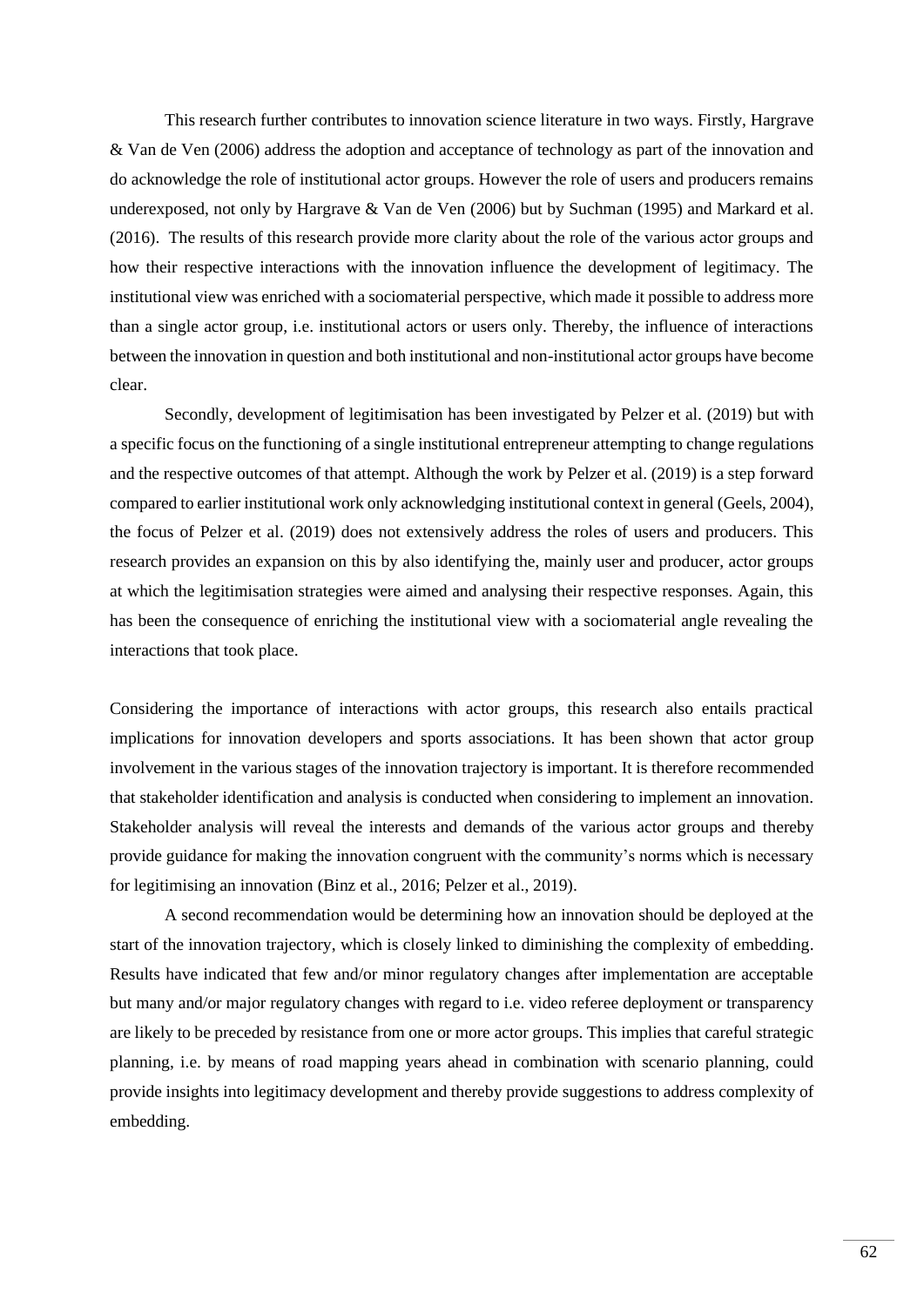This research further contributes to innovation science literature in two ways. Firstly, Hargrave & Van de Ven (2006) address the adoption and acceptance of technology as part of the innovation and do acknowledge the role of institutional actor groups. However the role of users and producers remains underexposed, not only by Hargrave & Van de Ven (2006) but by Suchman (1995) and Markard et al. (2016). The results of this research provide more clarity about the role of the various actor groups and how their respective interactions with the innovation influence the development of legitimacy. The institutional view was enriched with a sociomaterial perspective, which made it possible to address more than a single actor group, i.e. institutional actors or users only. Thereby, the influence of interactions between the innovation in question and both institutional and non-institutional actor groups have become clear.

Secondly, development of legitimisation has been investigated by Pelzer et al. (2019) but with a specific focus on the functioning of a single institutional entrepreneur attempting to change regulations and the respective outcomes of that attempt. Although the work by Pelzer et al. (2019) is a step forward compared to earlier institutional work only acknowledging institutional context in general (Geels, 2004), the focus of Pelzer et al. (2019) does not extensively address the roles of users and producers. This research provides an expansion on this by also identifying the, mainly user and producer, actor groups at which the legitimisation strategies were aimed and analysing their respective responses. Again, this has been the consequence of enriching the institutional view with a sociomaterial angle revealing the interactions that took place.

Considering the importance of interactions with actor groups, this research also entails practical implications for innovation developers and sports associations. It has been shown that actor group involvement in the various stages of the innovation trajectory is important. It is therefore recommended that stakeholder identification and analysis is conducted when considering to implement an innovation. Stakeholder analysis will reveal the interests and demands of the various actor groups and thereby provide guidance for making the innovation congruent with the community's norms which is necessary for legitimising an innovation (Binz et al., 2016; Pelzer et al., 2019).

A second recommendation would be determining how an innovation should be deployed at the start of the innovation trajectory, which is closely linked to diminishing the complexity of embedding. Results have indicated that few and/or minor regulatory changes after implementation are acceptable but many and/or major regulatory changes with regard to i.e. video referee deployment or transparency are likely to be preceded by resistance from one or more actor groups. This implies that careful strategic planning, i.e. by means of road mapping years ahead in combination with scenario planning, could provide insights into legitimacy development and thereby provide suggestions to address complexity of embedding.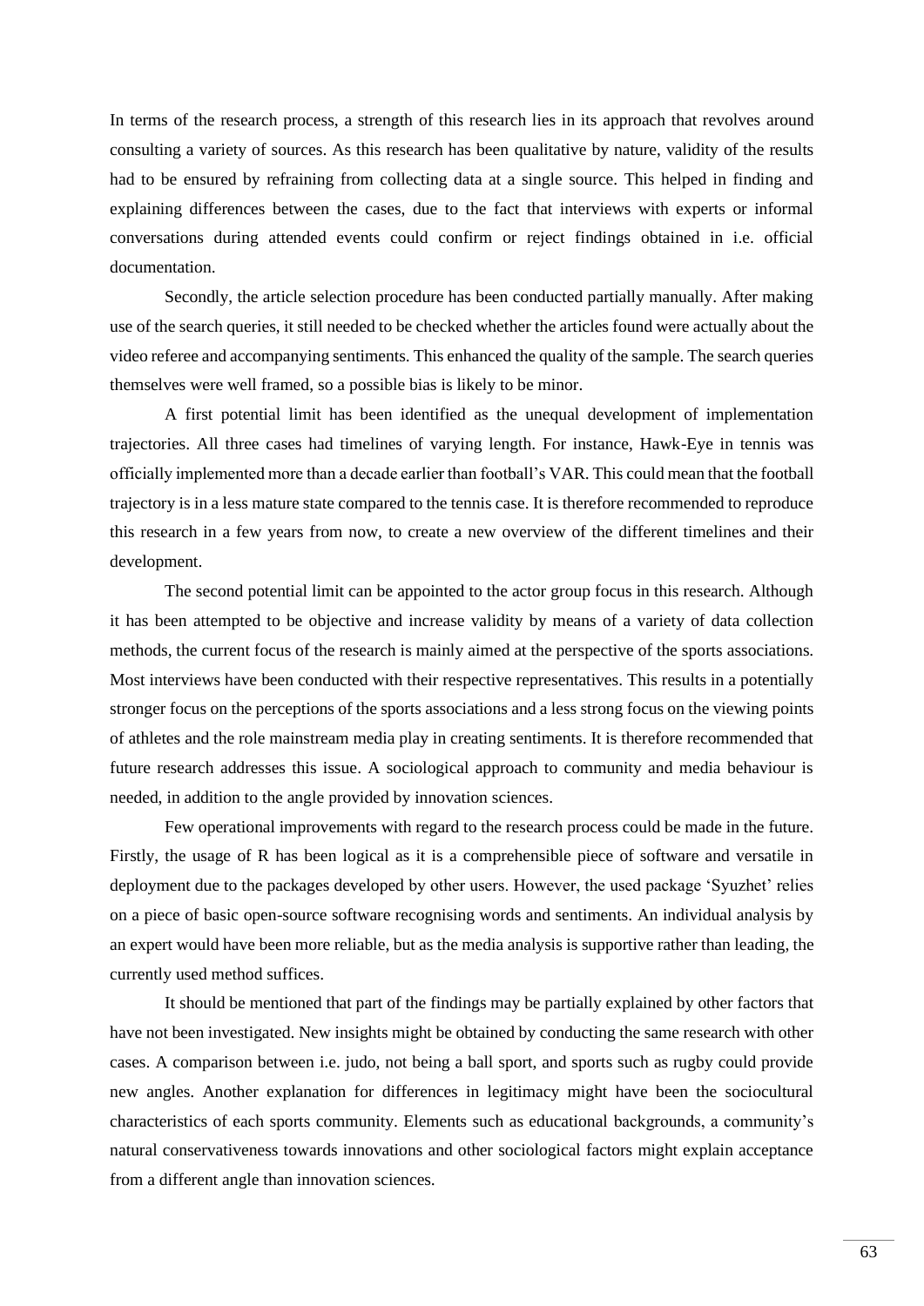In terms of the research process, a strength of this research lies in its approach that revolves around consulting a variety of sources. As this research has been qualitative by nature, validity of the results had to be ensured by refraining from collecting data at a single source. This helped in finding and explaining differences between the cases, due to the fact that interviews with experts or informal conversations during attended events could confirm or reject findings obtained in i.e. official documentation.

Secondly, the article selection procedure has been conducted partially manually. After making use of the search queries, it still needed to be checked whether the articles found were actually about the video referee and accompanying sentiments. This enhanced the quality of the sample. The search queries themselves were well framed, so a possible bias is likely to be minor.

A first potential limit has been identified as the unequal development of implementation trajectories. All three cases had timelines of varying length. For instance, Hawk-Eye in tennis was officially implemented more than a decade earlier than football's VAR. This could mean that the football trajectory is in a less mature state compared to the tennis case. It is therefore recommended to reproduce this research in a few years from now, to create a new overview of the different timelines and their development.

The second potential limit can be appointed to the actor group focus in this research. Although it has been attempted to be objective and increase validity by means of a variety of data collection methods, the current focus of the research is mainly aimed at the perspective of the sports associations. Most interviews have been conducted with their respective representatives. This results in a potentially stronger focus on the perceptions of the sports associations and a less strong focus on the viewing points of athletes and the role mainstream media play in creating sentiments. It is therefore recommended that future research addresses this issue. A sociological approach to community and media behaviour is needed, in addition to the angle provided by innovation sciences.

Few operational improvements with regard to the research process could be made in the future. Firstly, the usage of R has been logical as it is a comprehensible piece of software and versatile in deployment due to the packages developed by other users. However, the used package 'Syuzhet' relies on a piece of basic open-source software recognising words and sentiments. An individual analysis by an expert would have been more reliable, but as the media analysis is supportive rather than leading, the currently used method suffices.

It should be mentioned that part of the findings may be partially explained by other factors that have not been investigated. New insights might be obtained by conducting the same research with other cases. A comparison between i.e. judo, not being a ball sport, and sports such as rugby could provide new angles. Another explanation for differences in legitimacy might have been the sociocultural characteristics of each sports community. Elements such as educational backgrounds, a community's natural conservativeness towards innovations and other sociological factors might explain acceptance from a different angle than innovation sciences.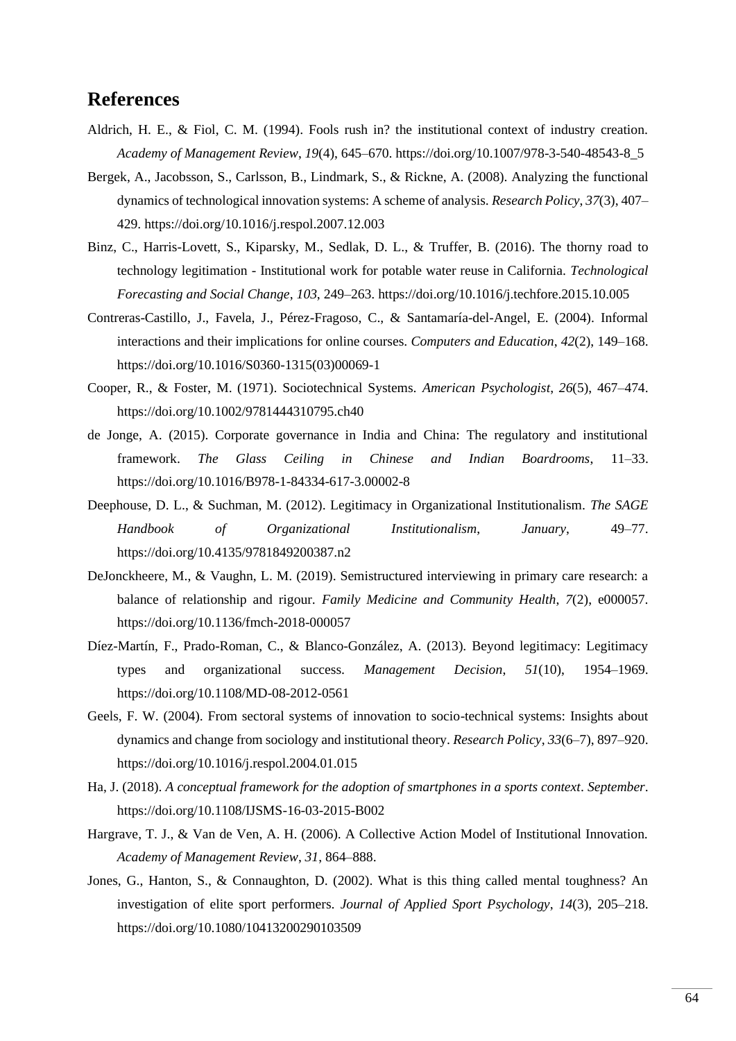## References

Aldrich, H. E., & Fiol, C. M. (1994). Fools rush in? the institutional context of industry creation. *Academy of Management Review*, *19*(4), 645–670. https://doi.org/10.1007/978-3-540-48543-8_5

Bergek, A., Jacobsson, S., Carlsson, B., Lindmark, S., & Rickne, A. (2008). Analyzing the functional dynamics of technological innovation systems: A scheme of analysis. *Research Policy*, *37*(3), 407–429. https://doi.org/10.1016/j.respol.2007.12.003

Binz, C., Harris-Lovett, S., Kiparsky, M., Sedlak, D. L., & Truffer, B. (2016). The thorny road to technology legitimation - Institutional work for potable water reuse in California. *Technological Forecasting and Social Change*, *103*, 249–263. https://doi.org/10.1016/j.techfore.2015.10.005

Contreras-Castillo, J., Favela, J., Pérez-Fragoso, C., & Santamaría-del-Angel, E. (2004). Informal interactions and their implications for online courses. *Computers and Education*, *42*(2), 149–168. https://doi.org/10.1016/S0360-1315(03)00069-1

Cooper, R., & Foster, M. (1971). Sociotechnical Systems. *American Psychologist*, *26*(5), 467–474. https://doi.org/10.1002/9781444310795.ch40

de Jonge, A. (2015). Corporate governance in India and China: The regulatory and institutional framework. *The Glass Ceiling in Chinese and Indian Boardrooms*, 11–33. https://doi.org/10.1016/B978-1-84334-617-3.00002-8

Deephouse, D. L., & Suchman, M. (2012). Legitimacy in Organizational Institutionalism. *The SAGE Handbook of Organizational Institutionalism*, *January*, 49–77. https://doi.org/10.4135/9781849200387.n2

DeJonckheere, M., & Vaughn, L. M. (2019). Semistructured interviewing in primary care research: a balance of relationship and rigour. *Family Medicine and Community Health*, *7*(2), e000057. https://doi.org/10.1136/fmch-2018-000057

Díez-Martín, F., Prado-Roman, C., & Blanco-González, A. (2013). Beyond legitimacy: Legitimacy types and organizational success. *Management Decision*, *51*(10), 1954–1969. https://doi.org/10.1108/MD-08-2012-0561

Geels, F. W. (2004). From sectoral systems of innovation to socio-technical systems: Insights about dynamics and change from sociology and institutional theory. *Research Policy*, *33*(6–7), 897–920. https://doi.org/10.1016/j.respol.2004.01.015

Ha, J. (2018). *A conceptual framework for the adoption of smartphones in a sports context*. *September*. https://doi.org/10.1108/IJSMS-16-03-2015-B002

Hargrave, T. J., & Van de Ven, A. H. (2006). A Collective Action Model of Institutional Innovation. *Academy of Management Review*, *31*, 864–888.

Jones, G., Hanton, S., & Connaughton, D. (2002). What is this thing called mental toughness? An investigation of elite sport performers. *Journal of Applied Sport Psychology*, *14*(3), 205–218. https://doi.org/10.1080/10413200290103509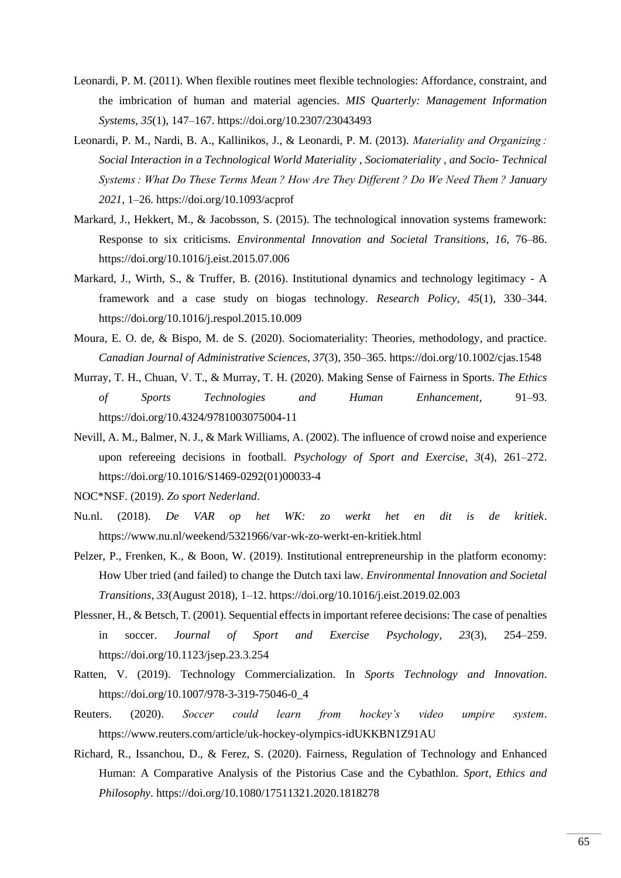Leonardi, P. M. (2011). When flexible routines meet flexible technologies: Affordance, constraint, and the imbrication of human and material agencies. *MIS Quarterly: Management Information Systems*, *35*(1), 147–167. https://doi.org/10.2307/23043493

Leonardi, P. M., Nardi, B. A., Kallinikos, J., & Leonardi, P. M. (2013). *Materiality and Organizing : Social Interaction in a Technological World Materiality , Sociomateriality , and Socio- Technical Systems : What Do These Terms Mean ? How Are They Different ? Do We Need Them ? January 2021*, 1–26. https://doi.org/10.1093/acprof

Markard, J., Hekkert, M., & Jacobsson, S. (2015). The technological innovation systems framework: Response to six criticisms. *Environmental Innovation and Societal Transitions*, *16*, 76–86. https://doi.org/10.1016/j.eist.2015.07.006

Markard, J., Wirth, S., & Truffer, B. (2016). Institutional dynamics and technology legitimacy - A framework and a case study on biogas technology. *Research Policy*, *45*(1), 330–344. https://doi.org/10.1016/j.respol.2015.10.009

Moura, E. O. de, & Bispo, M. de S. (2020). Sociomateriality: Theories, methodology, and practice. *Canadian Journal of Administrative Sciences*, *37*(3), 350–365. https://doi.org/10.1002/cjas.1548

Murray, T. H., Chuan, V. T., & Murray, T. H. (2020). Making Sense of Fairness in Sports. *The Ethics of Sports Technologies and Human Enhancement*, 91–93. https://doi.org/10.4324/9781003075004-11

Nevill, A. M., Balmer, N. J., & Mark Williams, A. (2002). The influence of crowd noise and experience upon refereeing decisions in football. *Psychology of Sport and Exercise*, *3*(4), 261–272. https://doi.org/10.1016/S1469-0292(01)00033-4

NOC*NSF. (2019). *Zo sport Nederland*.

Nu.nl. (2018). *De VAR op het WK: zo werkt het en dit is de kritiek*. https://www.nu.nl/weekend/5321966/var-wk-zo-werkt-en-kritiek.html

Pelzer, P., Frenken, K., & Boon, W. (2019). Institutional entrepreneurship in the platform economy: How Uber tried (and failed) to change the Dutch taxi law. *Environmental Innovation and Societal Transitions*, *33*(August 2018), 1–12. https://doi.org/10.1016/j.eist.2019.02.003

Plessner, H., & Betsch, T. (2001). Sequential effects in important referee decisions: The case of penalties in soccer. *Journal of Sport and Exercise Psychology*, *23*(3), 254–259. https://doi.org/10.1123/jsep.23.3.254

Ratten, V. (2019). Technology Commercialization. In *Sports Technology and Innovation*. https://doi.org/10.1007/978-3-319-75046-0_4

Reuters. (2020). *Soccer could learn from hockey's video umpire system*. https://www.reuters.com/article/uk-hockey-olympics-idUKKBN1Z91AU

Richard, R., Issanchou, D., & Ferez, S. (2020). Fairness, Regulation of Technology and Enhanced Human: A Comparative Analysis of the Pistorius Case and the Cybathlon. *Sport, Ethics and Philosophy*. https://doi.org/10.1080/17511321.2020.1818278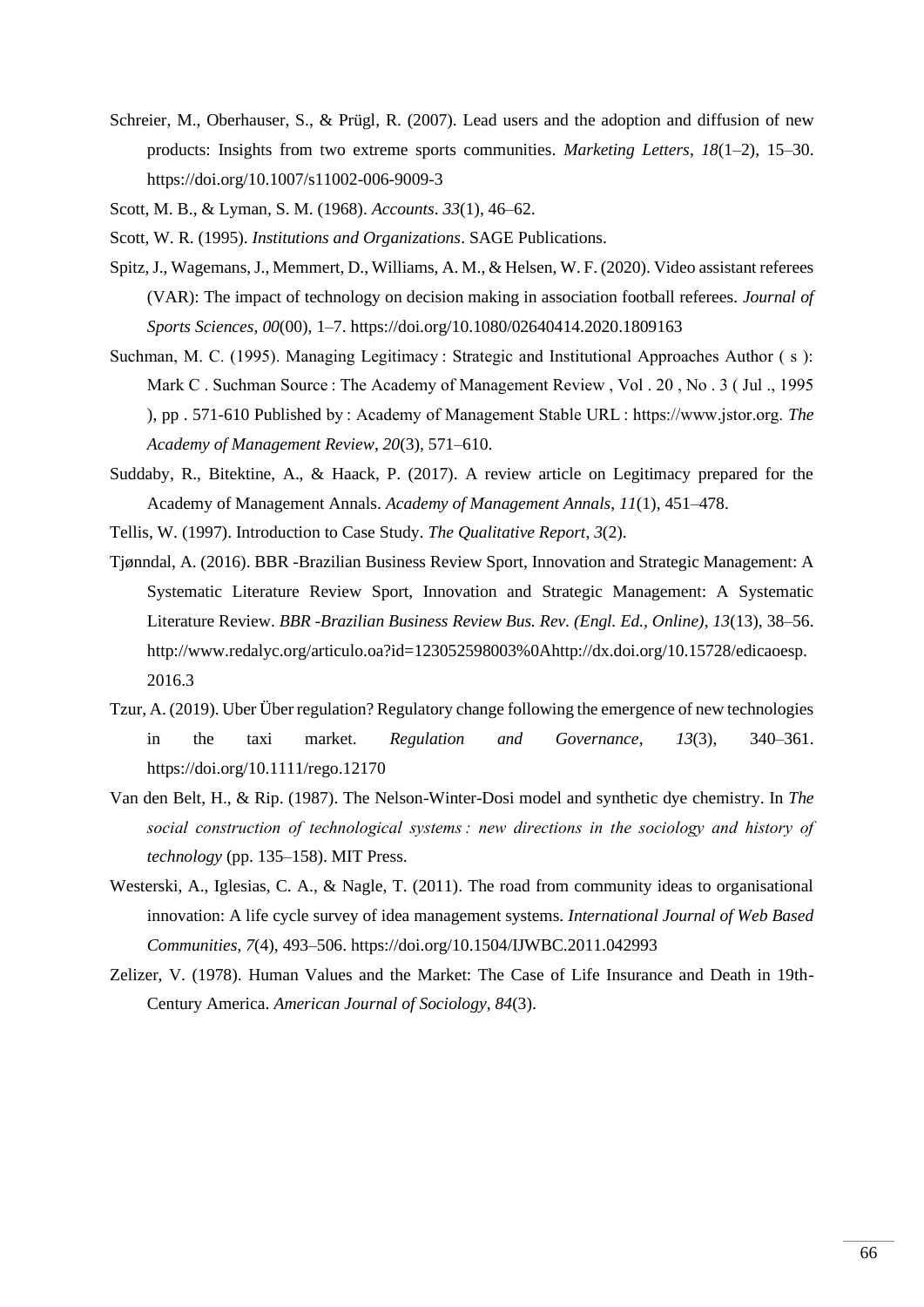Schreier, M., Oberhauser, S., & Prügl, R. (2007). Lead users and the adoption and diffusion of new products: Insights from two extreme sports communities. *Marketing Letters*, *18*(1–2), 15–30. https://doi.org/10.1007/s11002-006-9009-3

Scott, M. B., & Lyman, S. M. (1968). *Accounts*. *33*(1), 46–62.

Scott, W. R. (1995). *Institutions and Organizations*. SAGE Publications.

Spitz, J., Wagemans, J., Memmert, D., Williams, A. M., & Helsen, W. F. (2020). Video assistant referees (VAR): The impact of technology on decision making in association football referees. *Journal of Sports Sciences*, *00*(00), 1–7. https://doi.org/10.1080/02640414.2020.1809163

Suchman, M. C. (1995). Managing Legitimacy : Strategic and Institutional Approaches Author ( s ): Mark C . Suchman Source : The Academy of Management Review , Vol . 20 , No . 3 ( Jul ., 1995 ), pp . 571-610 Published by : Academy of Management Stable URL : https://www.jstor.org. *The Academy of Management Review*, *20*(3), 571–610.

Suddaby, R., Bitektine, A., & Haack, P. (2017). A review article on Legitimacy prepared for the Academy of Management Annals. *Academy of Management Annals*, *11*(1), 451–478.

Tellis, W. (1997). Introduction to Case Study. *The Qualitative Report*, *3*(2).

Tjønndal, A. (2016). BBR -Brazilian Business Review Sport, Innovation and Strategic Management: A Systematic Literature Review Sport, Innovation and Strategic Management: A Systematic Literature Review. *BBR -Brazilian Business Review Bus. Rev. (Engl. Ed., Online)*, *13*(13), 38–56. http://www.redalyc.org/articulo.oa?id=123052598003%0Ahttp://dx.doi.org/10.15728/edicaoesp.2016.3

Tzur, A. (2019). Uber Über regulation? Regulatory change following the emergence of new technologies in the taxi market. *Regulation and Governance*, *13*(3), 340–361. https://doi.org/10.1111/rego.12170

Van den Belt, H., & Rip. (1987). The Nelson-Winter-Dosi model and synthetic dye chemistry. In *The social construction of technological systems : new directions in the sociology and history of technology* (pp. 135–158). MIT Press.

Westerski, A., Iglesias, C. A., & Nagle, T. (2011). The road from community ideas to organisational innovation: A life cycle survey of idea management systems. *International Journal of Web Based Communities*, *7*(4), 493–506. https://doi.org/10.1504/IJWBC.2011.042993

Zelizer, V. (1978). Human Values and the Market: The Case of Life Insurance and Death in 19th-Century America. *American Journal of Sociology*, *84*(3).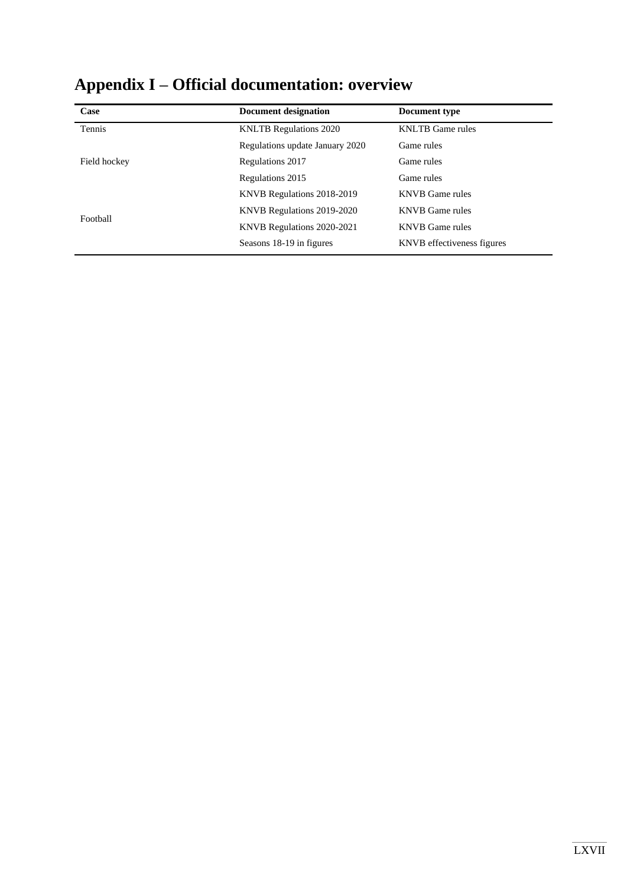# Appendix I – Official documentation: overview

| Case | Document designation | Document type |
|---|---|---|
| Tennis | KNLTB Regulations 2020 | KNLTB Game rules |
| | Regulations update January 2020 | Game rules |
| Field hockey | Regulations 2017 | Game rules |
| | Regulations 2015 | Game rules |
| Football | KNVB Regulations 2018-2019 | KNVB Game rules |
| | KNVB Regulations 2019-2020 | KNVB Game rules |
| | KNVB Regulations 2020-2021 | KNVB Game rules |
| | Seasons 18-19 in figures | KNVB effectiveness figures |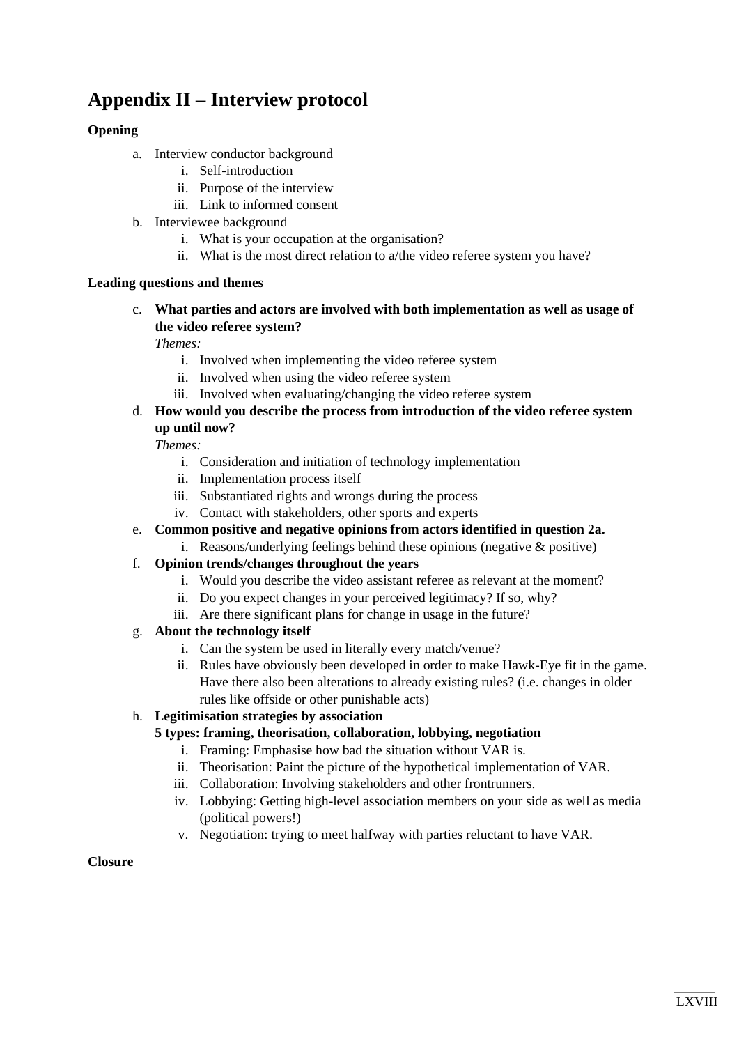# Appendix II – Interview protocol

**Opening**

a. Interview conductor background
    i. Self-introduction
    ii. Purpose of the interview
    iii. Link to informed consent
b. Interviewee background
    i. What is your occupation at the organisation?
    ii. What is the most direct relation to a/the video referee system you have?

**Leading questions and themes**

c. **What parties and actors are involved with both implementation as well as usage of the video referee system?**
   *Themes:*
    i. Involved when implementing the video referee system
    ii. Involved when using the video referee system
    iii. Involved when evaluating/changing the video referee system
d. **How would you describe the process from introduction of the video referee system up until now?**
   *Themes:*
    i. Consideration and initiation of technology implementation
    ii. Implementation process itself
    iii. Substantiated rights and wrongs during the process
    iv. Contact with stakeholders, other sports and experts
e. **Common positive and negative opinions from actors identified in question 2a.**
    i. Reasons/underlying feelings behind these opinions (negative & positive)
f. **Opinion trends/changes throughout the years**
    i. Would you describe the video assistant referee as relevant at the moment?
    ii. Do you expect changes in your perceived legitimacy? If so, why?
    iii. Are there significant plans for change in usage in the future?
g. **About the technology itself**
    i. Can the system be used in literally every match/venue?
    ii. Rules have obviously been developed in order to make Hawk-Eye fit in the game. Have there also been alterations to already existing rules? (i.e. changes in older rules like offside or other punishable acts)
h. **Legitimisation strategies by association**
   **5 types: framing, theorisation, collaboration, lobbying, negotiation**
    i. Framing: Emphasise how bad the situation without VAR is.
    ii. Theorisation: Paint the picture of the hypothetical implementation of VAR.
    iii. Collaboration: Involving stakeholders and other frontrunners.
    iv. Lobbying: Getting high-level association members on your side as well as media (political powers!)
    v. Negotiation: trying to meet halfway with parties reluctant to have VAR.

**Closure**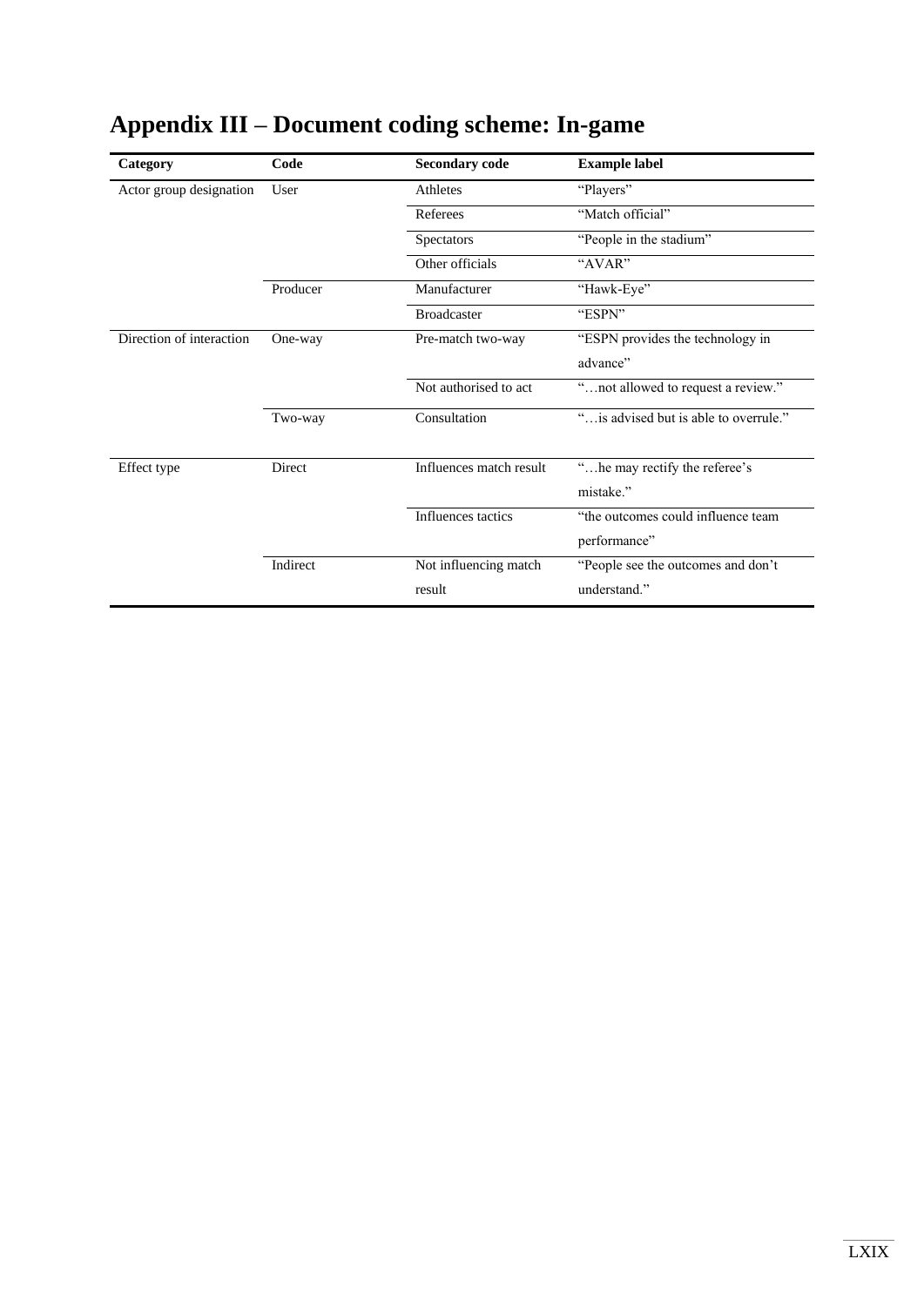# Appendix III – Document coding scheme: In-game

| Category | Code | Secondary code | Example label |
|---|---|---|---|
| Actor group designation | User | Athletes | "Players" |
| | | Referees | "Match official" |
| | | Spectators | "People in the stadium" |
| | | Other officials | "AVAR" |
| | Producer | Manufacturer | "Hawk-Eye" |
| | | Broadcaster | "ESPN" |
| Direction of interaction | One-way | Pre-match two-way | "ESPN provides the technology in advance" |
| | | Not authorised to act | "…not allowed to request a review." |
| | Two-way | Consultation | "…is advised but is able to overrule." |
| Effect type | Direct | Influences match result | "…he may rectify the referee's mistake." |
| | | Influences tactics | "the outcomes could influence team performance" |
| | Indirect | Not influencing match result | "People see the outcomes and don't understand." |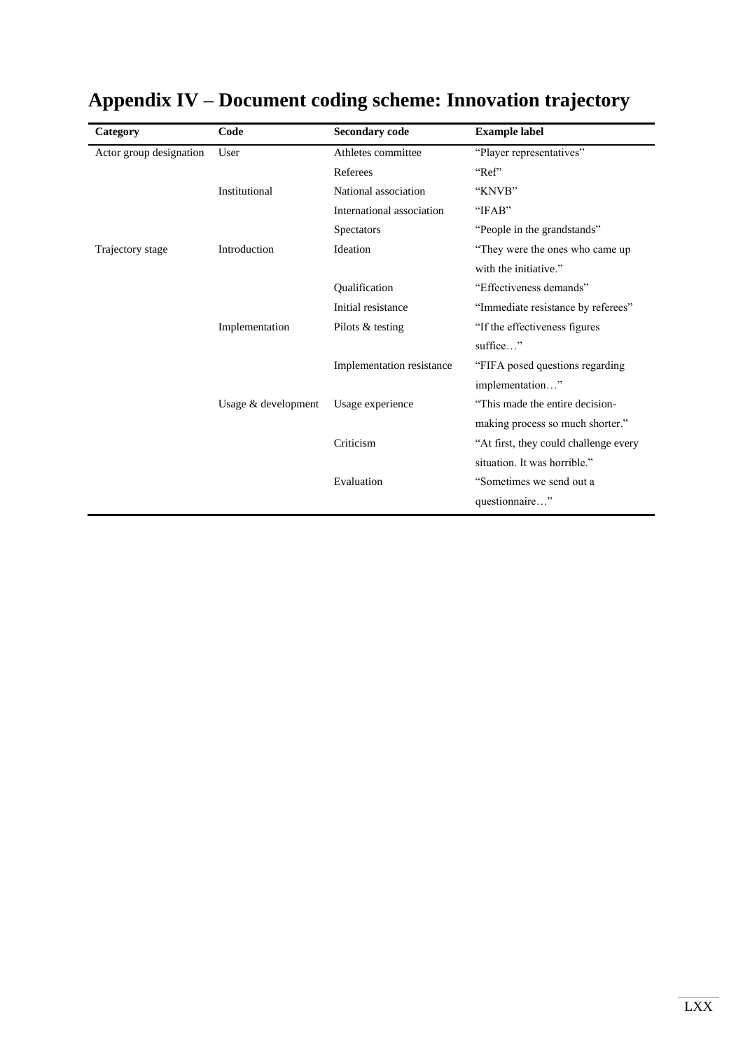# Appendix IV – Document coding scheme: Innovation trajectory

| Category | Code | Secondary code | Example label |
|---|---|---|---|
| Actor group designation | User | Athletes committee | "Player representatives" |
| | | Referees | "Ref" |
| | Institutional | National association | "KNVB" |
| | | International association | "IFAB" |
| | | Spectators | "People in the grandstands" |
| Trajectory stage | Introduction | Ideation | "They were the ones who came up with the initiative." |
| | | Qualification | "Effectiveness demands" |
| | | Initial resistance | "Immediate resistance by referees" |
| | Implementation | Pilots & testing | "If the effectiveness figures suffice…" |
| | | Implementation resistance | "FIFA posed questions regarding implementation…" |
| | Usage & development | Usage experience | "This made the entire decision-making process so much shorter." |
| | | Criticism | "At first, they could challenge every situation. It was horrible." |
| | | Evaluation | "Sometimes we send out a questionnaire…" |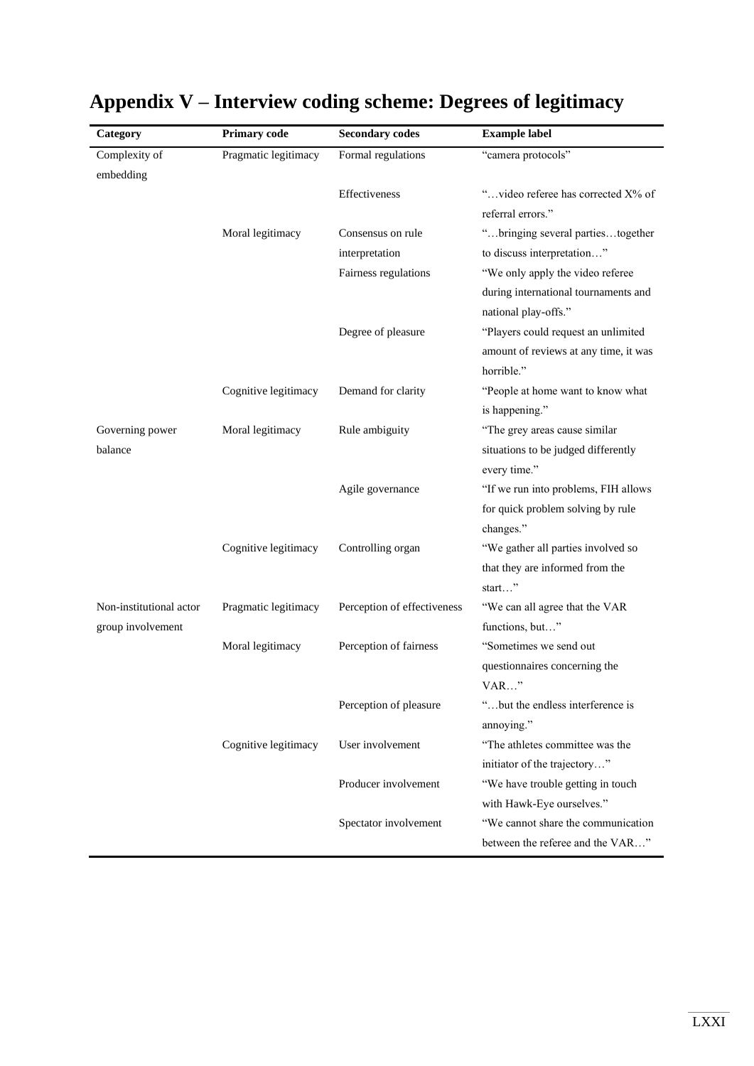# Appendix V – Interview coding scheme: Degrees of legitimacy

| Category | Primary code | Secondary codes | Example label |
|---|---|---|---|
| Complexity of embedding | Pragmatic legitimacy | Formal regulations | "camera protocols" |
| | | Effectiveness | "…video referee has corrected X% of referral errors." |
| | Moral legitimacy | Consensus on rule interpretation | "…bringing several parties…together to discuss interpretation…" |
| | | Fairness regulations | "We only apply the video referee during international tournaments and national play-offs." |
| | | Degree of pleasure | "Players could request an unlimited amount of reviews at any time, it was horrible." |
| | Cognitive legitimacy | Demand for clarity | "People at home want to know what is happening." |
| Governing power balance | Moral legitimacy | Rule ambiguity | "The grey areas cause similar situations to be judged differently every time." |
| | | Agile governance | "If we run into problems, FIH allows for quick problem solving by rule changes." |
| | Cognitive legitimacy | Controlling organ | "We gather all parties involved so that they are informed from the start…" |
| Non-institutional actor group involvement | Pragmatic legitimacy | Perception of effectiveness | "We can all agree that the VAR functions, but…" |
| | Moral legitimacy | Perception of fairness | "Sometimes we send out questionnaires concerning the VAR…" |
| | | Perception of pleasure | "…but the endless interference is annoying." |
| | Cognitive legitimacy | User involvement | "The athletes committee was the initiator of the trajectory…" |
| | | Producer involvement | "We have trouble getting in touch with Hawk-Eye ourselves." |
| | | Spectator involvement | "We cannot share the communication between the referee and the VAR…" |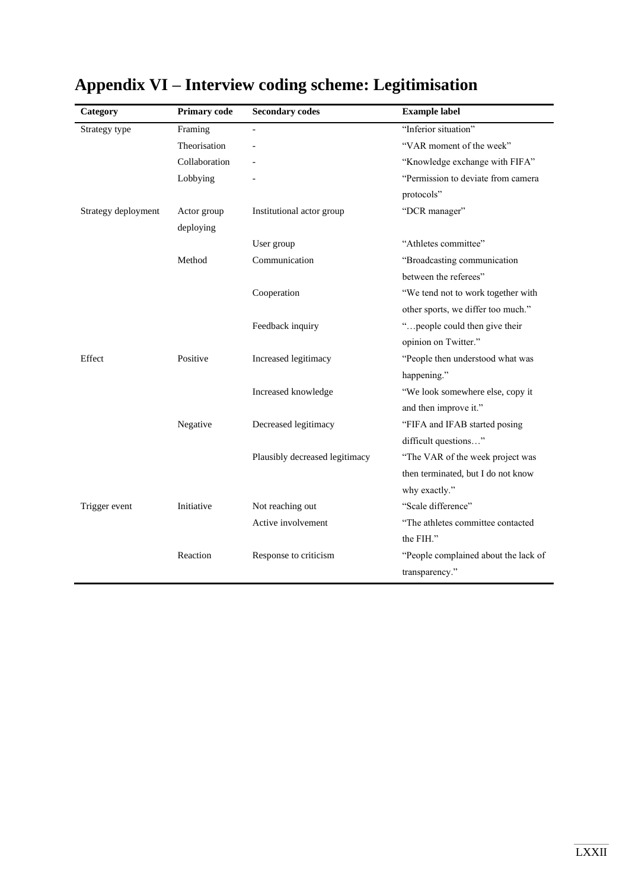# Appendix VI – Interview coding scheme: Legitimisation

| Category | Primary code | Secondary codes | Example label |
|---|---|---|---|
| Strategy type | Framing | - | "Inferior situation" |
| | Theorisation | - | "VAR moment of the week" |
| | Collaboration | - | "Knowledge exchange with FIFA" |
| | Lobbying | - | "Permission to deviate from camera protocols" |
| Strategy deployment | Actor group deploying | Institutional actor group | "DCR manager" |
| | | User group | "Athletes committee" |
| | Method | Communication | "Broadcasting communication between the referees" |
| | | Cooperation | "We tend not to work together with other sports, we differ too much." |
| | | Feedback inquiry | "…people could then give their opinion on Twitter." |
| Effect | Positive | Increased legitimacy | "People then understood what was happening." |
| | | Increased knowledge | "We look somewhere else, copy it and then improve it." |
| | Negative | Decreased legitimacy | "FIFA and IFAB started posing difficult questions…" |
| | | Plausibly decreased legitimacy | "The VAR of the week project was then terminated, but I do not know why exactly." |
| Trigger event | Initiative | Not reaching out | "Scale difference" |
| | | Active involvement | "The athletes committee contacted the FIH." |
| | Reaction | Response to criticism | "People complained about the lack of transparency." |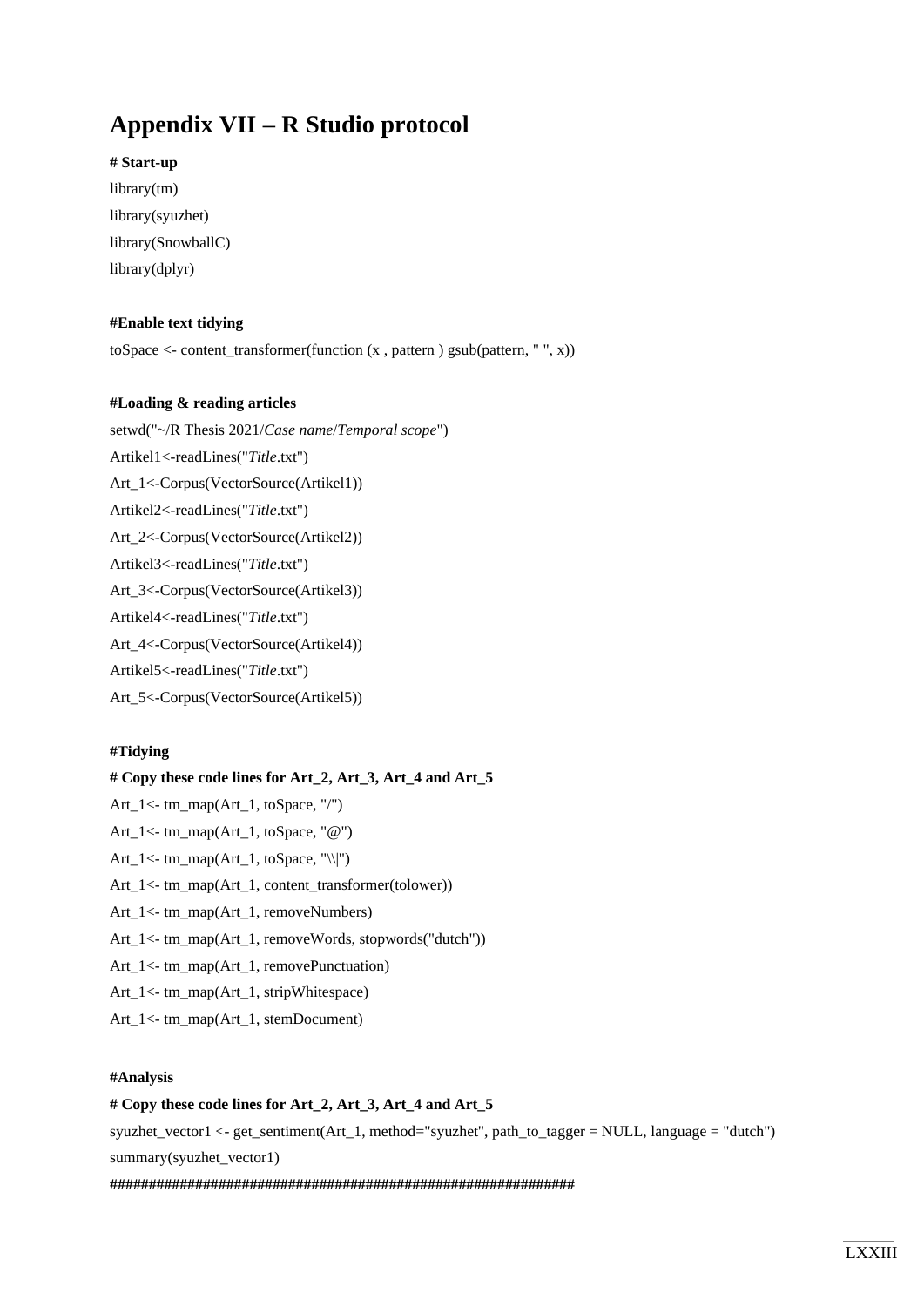## Appendix VII – R Studio protocol

```
# Start-up
library(tm)
library(syuzhet)
library(SnowballC)
library(dplyr)

#Enable text tidying
toSpace <- content_transformer(function (x , pattern ) gsub(pattern, " ", x))

#Loading & reading articles
setwd("~/R Thesis 2021/Case name/Temporal scope")
Artikel1<-readLines("Title.txt")
Art_1<-Corpus(VectorSource(Artikel1))
Artikel2<-readLines("Title.txt")
Art_2<-Corpus(VectorSource(Artikel2))
Artikel3<-readLines("Title.txt")
Art_3<-Corpus(VectorSource(Artikel3))
Artikel4<-readLines("Title.txt")
Art_4<-Corpus(VectorSource(Artikel4))
Artikel5<-readLines("Title.txt")
Art_5<-Corpus(VectorSource(Artikel5))

#Tidying
# Copy these code lines for Art_2, Art_3, Art_4 and Art_5
Art_1<- tm_map(Art_1, toSpace, "/")
Art_1<- tm_map(Art_1, toSpace, "@")
Art_1<- tm_map(Art_1, toSpace, "\\|")
Art_1<- tm_map(Art_1, content_transformer(tolower))
Art_1<- tm_map(Art_1, removeNumbers)
Art_1<- tm_map(Art_1, removeWords, stopwords("dutch"))
Art_1<- tm_map(Art_1, removePunctuation)
Art_1<- tm_map(Art_1, stripWhitespace)
Art_1<- tm_map(Art_1, stemDocument)

#Analysis
# Copy these code lines for Art_2, Art_3, Art_4 and Art_5
syuzhet_vector1 <- get_sentiment(Art_1, method="syuzhet", path_to_tagger = NULL, language = "dutch")
summary(syuzhet_vector1)
##########################################################
```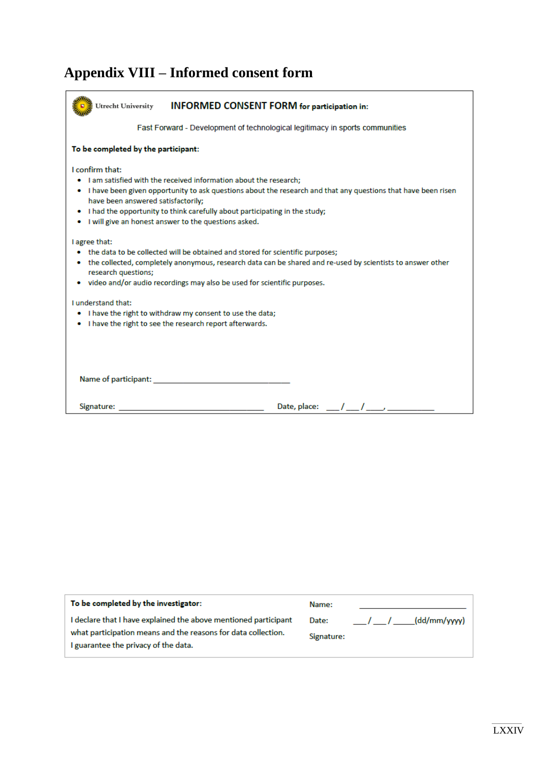# Appendix VIII – Informed consent form

Utrecht University **INFORMED CONSENT FORM for participation in:**

Fast Forward - Development of technological legitimacy in sports communities

**To be completed by the participant:**

I confirm that:

- I am satisfied with the received information about the research;
- I have been given opportunity to ask questions about the research and that any questions that have been risen have been answered satisfactorily;
- I had the opportunity to think carefully about participating in the study;
- I will give an honest answer to the questions asked.

I agree that:

- the data to be collected will be obtained and stored for scientific purposes;
- the collected, completely anonymous, research data can be shared and re-used by scientists to answer other research questions;
- video and/or audio recordings may also be used for scientific purposes.

I understand that:

- I have the right to withdraw my consent to use the data;
- I have the right to see the research report afterwards.

Name of participant: ________________________________

Signature: ________________________________ Date, place: ___ / ___ / ____, __________

**To be completed by the investigator:**

I declare that I have explained the above mentioned participant what participation means and the reasons for data collection.

I guarantee the privacy of the data.

Name: ________________________

Date: ___ / ___ / _____(dd/mm/yyyy)

Signature: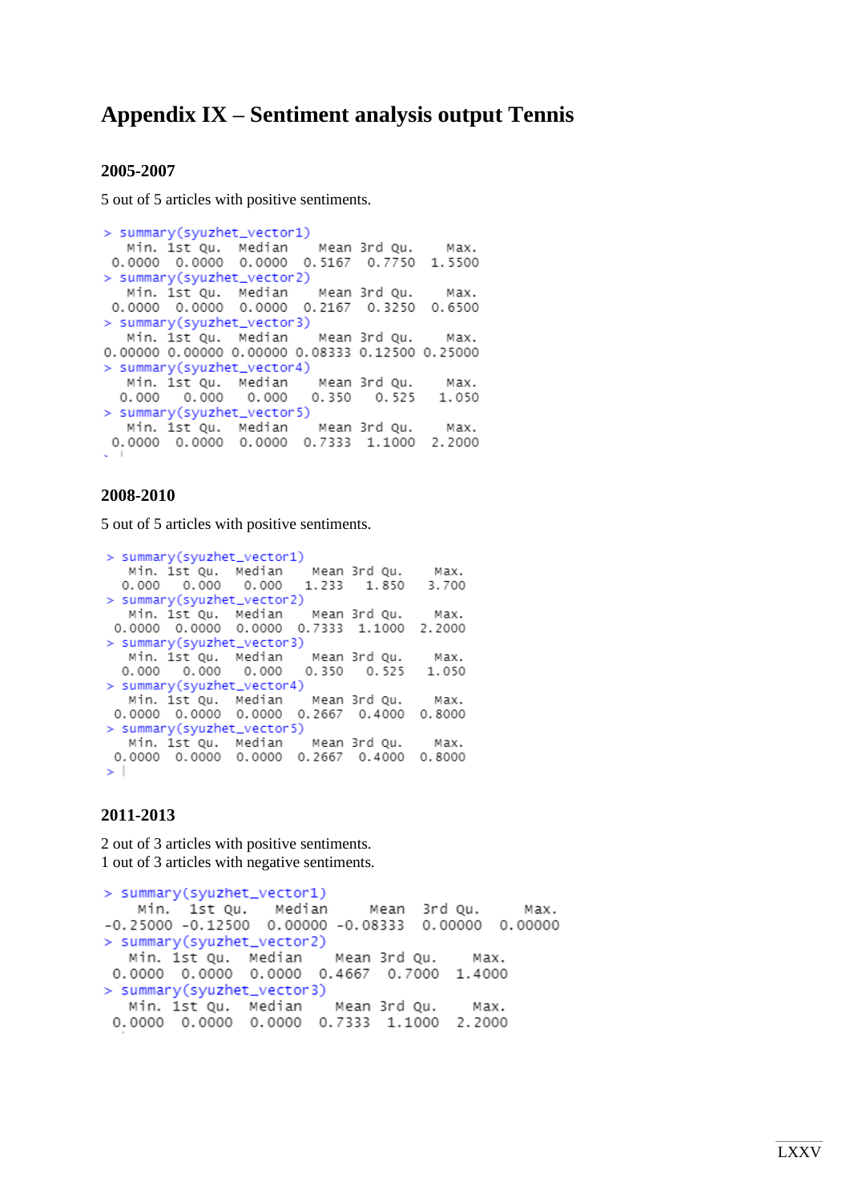# Appendix IX – Sentiment analysis output Tennis

## 2005-2007

5 out of 5 articles with positive sentiments.

```
> summary(syuzhet_vector1)
   Min. 1st Qu.  Median    Mean 3rd Qu.    Max. 
 0.0000  0.0000  0.0000  0.5167  0.7750  1.5500 
> summary(syuzhet_vector2)
   Min. 1st Qu.  Median    Mean 3rd Qu.    Max. 
 0.0000  0.0000  0.0000  0.2167  0.3250  0.6500 
> summary(syuzhet_vector3)
   Min. 1st Qu.  Median    Mean 3rd Qu.    Max. 
0.00000 0.00000 0.00000 0.08333 0.12500 0.25000 
> summary(syuzhet_vector4)
   Min. 1st Qu.  Median    Mean 3rd Qu.    Max. 
  0.000   0.000   0.000   0.350   0.525   1.050 
> summary(syuzhet_vector5)
   Min. 1st Qu.  Median    Mean 3rd Qu.    Max. 
 0.0000  0.0000  0.0000  0.7333  1.1000  2.2000 
```

## 2008-2010

5 out of 5 articles with positive sentiments.

```
> summary(syuzhet_vector1)
   Min. 1st Qu.  Median    Mean 3rd Qu.    Max. 
  0.000   0.000   0.000   1.233   1.850   3.700 
> summary(syuzhet_vector2)
   Min. 1st Qu.  Median    Mean 3rd Qu.    Max. 
 0.0000  0.0000  0.0000  0.7333  1.1000  2.2000 
> summary(syuzhet_vector3)
   Min. 1st Qu.  Median    Mean 3rd Qu.    Max. 
  0.000   0.000   0.000   0.350   0.525   1.050 
> summary(syuzhet_vector4)
   Min. 1st Qu.  Median    Mean 3rd Qu.    Max. 
 0.0000  0.0000  0.0000  0.2667  0.4000  0.8000 
> summary(syuzhet_vector5)
   Min. 1st Qu.  Median    Mean 3rd Qu.    Max. 
 0.0000  0.0000  0.0000  0.2667  0.4000  0.8000 
> |
```

## 2011-2013

2 out of 3 articles with positive sentiments.
1 out of 3 articles with negative sentiments.

```
> summary(syuzhet_vector1)
    Min.  1st Qu.   Median     Mean  3rd Qu.     Max. 
-0.25000 -0.12500  0.00000 -0.08333  0.00000  0.00000 
> summary(syuzhet_vector2)
   Min. 1st Qu.  Median    Mean 3rd Qu.    Max. 
 0.0000  0.0000  0.0000  0.4667  0.7000  1.4000 
> summary(syuzhet_vector3)
   Min. 1st Qu.  Median    Mean 3rd Qu.    Max. 
 0.0000  0.0000  0.0000  0.7333  1.1000  2.2000 
```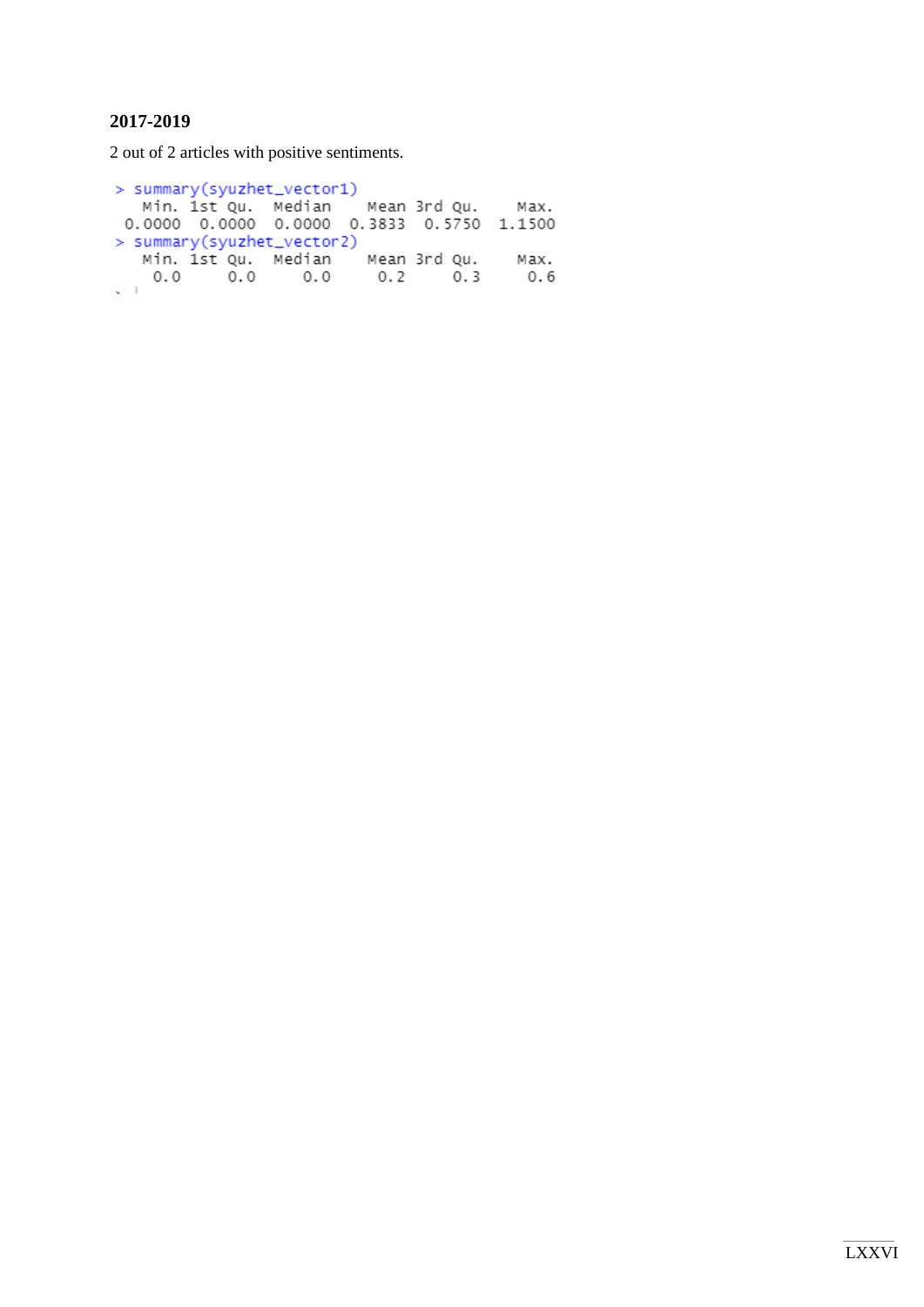## 2017-2019

2 out of 2 articles with positive sentiments.

```
> summary(syuzhet_vector1)
   Min. 1st Qu.  Median    Mean 3rd Qu.    Max. 
 0.0000  0.0000  0.0000  0.3833  0.5750  1.1500 
> summary(syuzhet_vector2)
   Min. 1st Qu.  Median    Mean 3rd Qu.    Max. 
    0.0     0.0     0.0     0.2     0.3     0.6 
```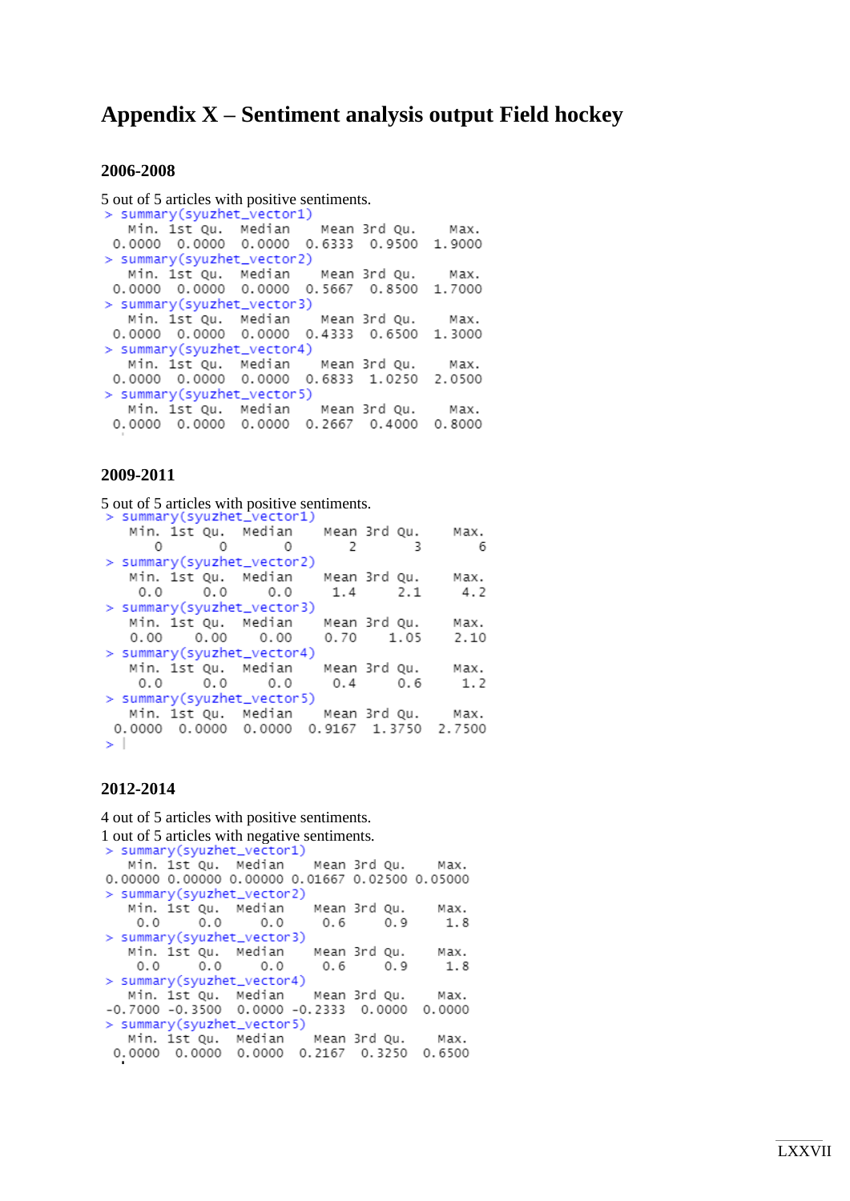# Appendix X – Sentiment analysis output Field hockey

## 2006-2008

5 out of 5 articles with positive sentiments.

```
> summary(syuzhet_vector1)
   Min. 1st Qu.  Median    Mean 3rd Qu.    Max. 
 0.0000  0.0000  0.0000  0.6333  0.9500  1.9000 
> summary(syuzhet_vector2)
   Min. 1st Qu.  Median    Mean 3rd Qu.    Max. 
 0.0000  0.0000  0.0000  0.5667  0.8500  1.7000 
> summary(syuzhet_vector3)
   Min. 1st Qu.  Median    Mean 3rd Qu.    Max. 
 0.0000  0.0000  0.0000  0.4333  0.6500  1.3000 
> summary(syuzhet_vector4)
   Min. 1st Qu.  Median    Mean 3rd Qu.    Max. 
 0.0000  0.0000  0.0000  0.6833  1.0250  2.0500 
> summary(syuzhet_vector5)
   Min. 1st Qu.  Median    Mean 3rd Qu.    Max. 
 0.0000  0.0000  0.0000  0.2667  0.4000  0.8000 
```

## 2009-2011

5 out of 5 articles with positive sentiments.

```
> summary(syuzhet_vector1)
   Min. 1st Qu.  Median    Mean 3rd Qu.    Max. 
      0       0       0       2       3       6 
> summary(syuzhet_vector2)
   Min. 1st Qu.  Median    Mean 3rd Qu.    Max. 
    0.0     0.0     0.0     1.4     2.1     4.2 
> summary(syuzhet_vector3)
   Min. 1st Qu.  Median    Mean 3rd Qu.    Max. 
   0.00    0.00    0.00    0.70    1.05    2.10 
> summary(syuzhet_vector4)
   Min. 1st Qu.  Median    Mean 3rd Qu.    Max. 
    0.0     0.0     0.0     0.4     0.6     1.2 
> summary(syuzhet_vector5)
   Min. 1st Qu.  Median    Mean 3rd Qu.    Max. 
 0.0000  0.0000  0.0000  0.9167  1.3750  2.7500 
> 
```

## 2012-2014

4 out of 5 articles with positive sentiments.

1 out of 5 articles with negative sentiments.

```
> summary(syuzhet_vector1)
   Min. 1st Qu.  Median    Mean 3rd Qu.    Max. 
0.00000 0.00000 0.00000 0.01667 0.02500 0.05000 
> summary(syuzhet_vector2)
   Min. 1st Qu.  Median    Mean 3rd Qu.    Max. 
    0.0     0.0     0.0     0.6     0.9     1.8 
> summary(syuzhet_vector3)
   Min. 1st Qu.  Median    Mean 3rd Qu.    Max. 
    0.0     0.0     0.0     0.6     0.9     1.8 
> summary(syuzhet_vector4)
   Min. 1st Qu.  Median    Mean 3rd Qu.    Max. 
-0.7000 -0.3500  0.0000 -0.2333  0.0000  0.0000 
> summary(syuzhet_vector5)
   Min. 1st Qu.  Median    Mean 3rd Qu.    Max. 
 0.0000  0.0000  0.0000  0.2167  0.3250  0.6500 
```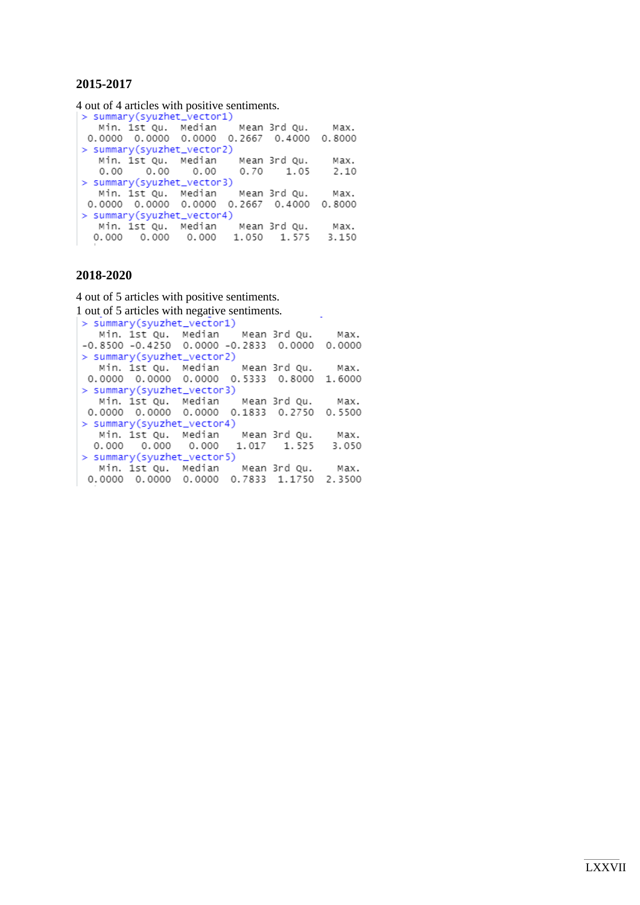## 2015-2017

4 out of 4 articles with positive sentiments.

```
> summary(syuzhet_vector1)
   Min. 1st Qu.  Median    Mean 3rd Qu.    Max. 
 0.0000  0.0000  0.0000  0.2667  0.4000  0.8000 
> summary(syuzhet_vector2)
   Min. 1st Qu.  Median    Mean 3rd Qu.    Max. 
   0.00    0.00    0.00    0.70    1.05    2.10 
> summary(syuzhet_vector3)
   Min. 1st Qu.  Median    Mean 3rd Qu.    Max. 
 0.0000  0.0000  0.0000  0.2667  0.4000  0.8000 
> summary(syuzhet_vector4)
   Min. 1st Qu.  Median    Mean 3rd Qu.    Max. 
  0.000   0.000   0.000   1.050   1.575   3.150 
```

## 2018-2020

4 out of 5 articles with positive sentiments.
1 out of 5 articles with negative sentiments.

```
> summary(syuzhet_vector1)
   Min. 1st Qu.  Median    Mean 3rd Qu.    Max. 
-0.8500 -0.4250  0.0000 -0.2833  0.0000  0.0000 
> summary(syuzhet_vector2)
   Min. 1st Qu.  Median    Mean 3rd Qu.    Max. 
 0.0000  0.0000  0.0000  0.5333  0.8000  1.6000 
> summary(syuzhet_vector3)
   Min. 1st Qu.  Median    Mean 3rd Qu.    Max. 
 0.0000  0.0000  0.0000  0.1833  0.2750  0.5500 
> summary(syuzhet_vector4)
   Min. 1st Qu.  Median    Mean 3rd Qu.    Max. 
  0.000   0.000   0.000   1.017   1.525   3.050 
> summary(syuzhet_vector5)
   Min. 1st Qu.  Median    Mean 3rd Qu.    Max. 
 0.0000  0.0000  0.0000  0.7833  1.1750  2.3500 
```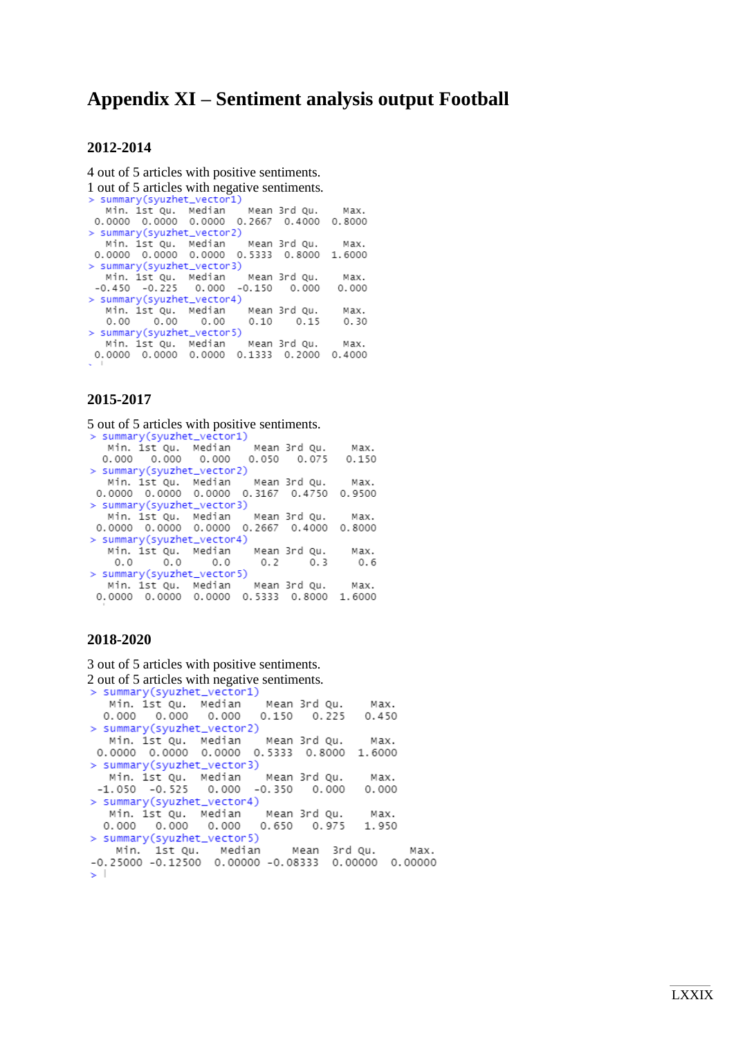# Appendix XI – Sentiment analysis output Football

## 2012-2014

4 out of 5 articles with positive sentiments.
1 out of 5 articles with negative sentiments.

```
> summary(syuzhet_vector1)
   Min. 1st Qu.  Median    Mean 3rd Qu.    Max. 
 0.0000  0.0000  0.0000  0.2667  0.4000  0.8000 
> summary(syuzhet_vector2)
   Min. 1st Qu.  Median    Mean 3rd Qu.    Max. 
 0.0000  0.0000  0.0000  0.5333  0.8000  1.6000 
> summary(syuzhet_vector3)
   Min. 1st Qu.  Median    Mean 3rd Qu.    Max. 
 -0.450  -0.225   0.000  -0.150   0.000   0.000 
> summary(syuzhet_vector4)
   Min. 1st Qu.  Median    Mean 3rd Qu.    Max. 
   0.00    0.00    0.00    0.10    0.15    0.30 
> summary(syuzhet_vector5)
   Min. 1st Qu.  Median    Mean 3rd Qu.    Max. 
 0.0000  0.0000  0.0000  0.1333  0.2000  0.4000 
```

## 2015-2017

5 out of 5 articles with positive sentiments.

```
> summary(syuzhet_vector1)
   Min. 1st Qu.  Median    Mean 3rd Qu.    Max. 
  0.000   0.000   0.000   0.050   0.075   0.150 
> summary(syuzhet_vector2)
   Min. 1st Qu.  Median    Mean 3rd Qu.    Max. 
 0.0000  0.0000  0.0000  0.3167  0.4750  0.9500 
> summary(syuzhet_vector3)
   Min. 1st Qu.  Median    Mean 3rd Qu.    Max. 
 0.0000  0.0000  0.0000  0.2667  0.4000  0.8000 
> summary(syuzhet_vector4)
   Min. 1st Qu.  Median    Mean 3rd Qu.    Max. 
    0.0     0.0     0.0     0.2     0.3     0.6 
> summary(syuzhet_vector5)
   Min. 1st Qu.  Median    Mean 3rd Qu.    Max. 
 0.0000  0.0000  0.0000  0.5333  0.8000  1.6000 
```

## 2018-2020

3 out of 5 articles with positive sentiments.
2 out of 5 articles with negative sentiments.

```
> summary(syuzhet_vector1)
   Min. 1st Qu.  Median    Mean 3rd Qu.    Max. 
  0.000   0.000   0.000   0.150   0.225   0.450 
> summary(syuzhet_vector2)
   Min. 1st Qu.  Median    Mean 3rd Qu.    Max. 
 0.0000  0.0000  0.0000  0.5333  0.8000  1.6000 
> summary(syuzhet_vector3)
   Min. 1st Qu.  Median    Mean 3rd Qu.    Max. 
 -1.050  -0.525   0.000  -0.350   0.000   0.000 
> summary(syuzhet_vector4)
   Min. 1st Qu.  Median    Mean 3rd Qu.    Max. 
  0.000   0.000   0.000   0.650   0.975   1.950 
> summary(syuzhet_vector5)
    Min.  1st Qu.   Median     Mean  3rd Qu.     Max. 
-0.25000 -0.12500  0.00000 -0.08333  0.00000  0.00000 
>
```